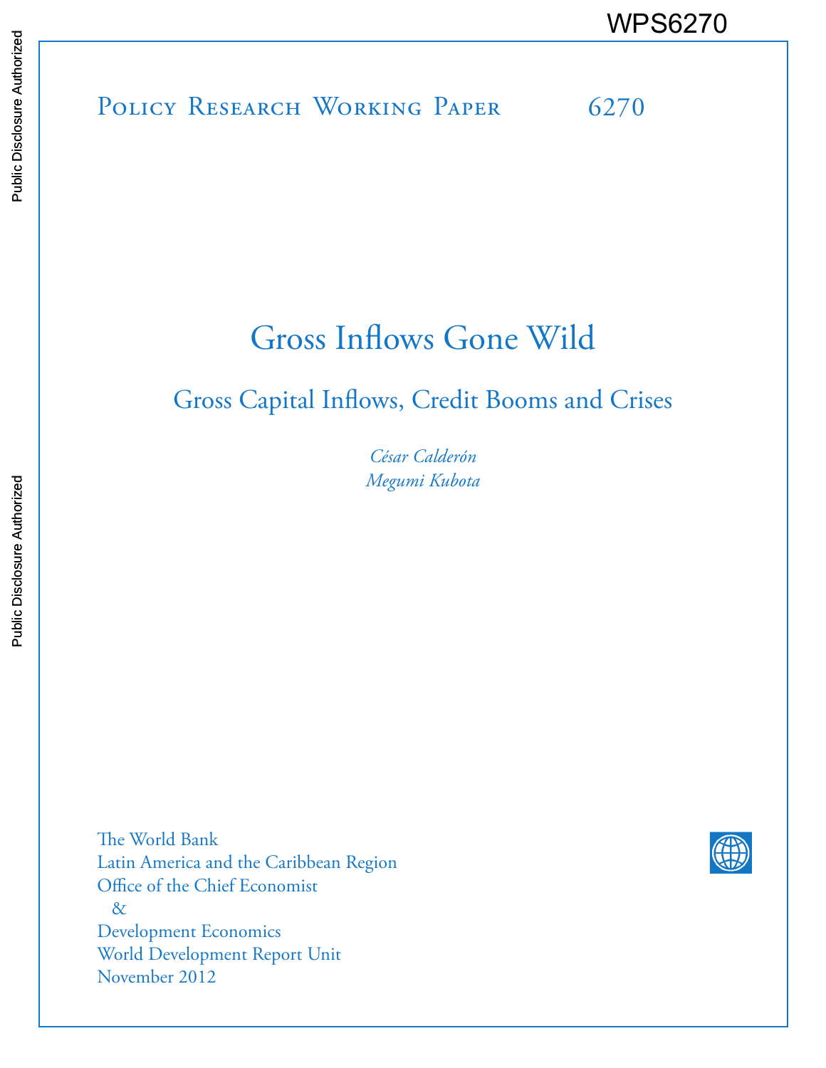WPS6270

Policy Research Working Paper 6270

# Gross Inflows Gone Wild

## Gross Capital Inflows, Credit Booms and Crises

*César Calderón*
*Megumi Kubota*

The World Bank
Latin America and the Caribbean Region
Office of the Chief Economist
&
Development Economics
World Development Report Unit
November 2012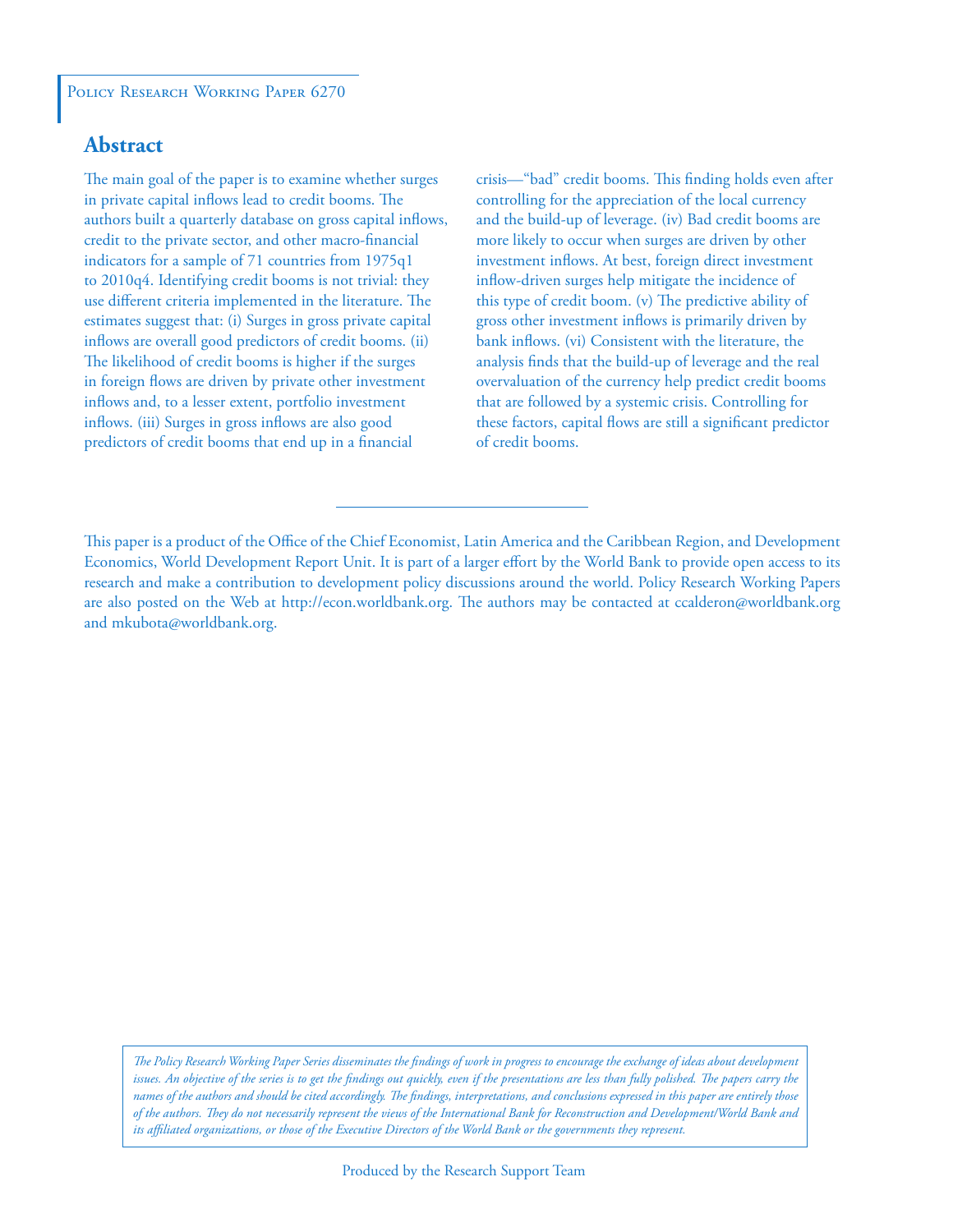Policy Research Working Paper 6270

## Abstract

The main goal of the paper is to examine whether surges in private capital inflows lead to credit booms. The authors built a quarterly database on gross capital inflows, credit to the private sector, and other macro-financial indicators for a sample of 71 countries from 1975q1 to 2010q4. Identifying credit booms is not trivial: they use different criteria implemented in the literature. The estimates suggest that: (i) Surges in gross private capital inflows are overall good predictors of credit booms. (ii) The likelihood of credit booms is higher if the surges in foreign flows are driven by private other investment inflows and, to a lesser extent, portfolio investment inflows. (iii) Surges in gross inflows are also good predictors of credit booms that end up in a financial crisis—"bad" credit booms. This finding holds even after controlling for the appreciation of the local currency and the build-up of leverage. (iv) Bad credit booms are more likely to occur when surges are driven by other investment inflows. At best, foreign direct investment inflow-driven surges help mitigate the incidence of this type of credit boom. (v) The predictive ability of gross other investment inflows is primarily driven by bank inflows. (vi) Consistent with the literature, the analysis finds that the build-up of leverage and the real overvaluation of the currency help predict credit booms that are followed by a systemic crisis. Controlling for these factors, capital flows are still a significant predictor of credit booms.

This paper is a product of the Office of the Chief Economist, Latin America and the Caribbean Region, and Development Economics, World Development Report Unit. It is part of a larger effort by the World Bank to provide open access to its research and make a contribution to development policy discussions around the world. Policy Research Working Papers are also posted on the Web at http://econ.worldbank.org. The authors may be contacted at ccalderon@worldbank.org and mkubota@worldbank.org.

*The Policy Research Working Paper Series disseminates the findings of work in progress to encourage the exchange of ideas about development issues. An objective of the series is to get the findings out quickly, even if the presentations are less than fully polished. The papers carry the names of the authors and should be cited accordingly. The findings, interpretations, and conclusions expressed in this paper are entirely those of the authors. They do not necessarily represent the views of the International Bank for Reconstruction and Development/World Bank and its affiliated organizations, or those of the Executive Directors of the World Bank or the governments they represent.*

Produced by the Research Support Team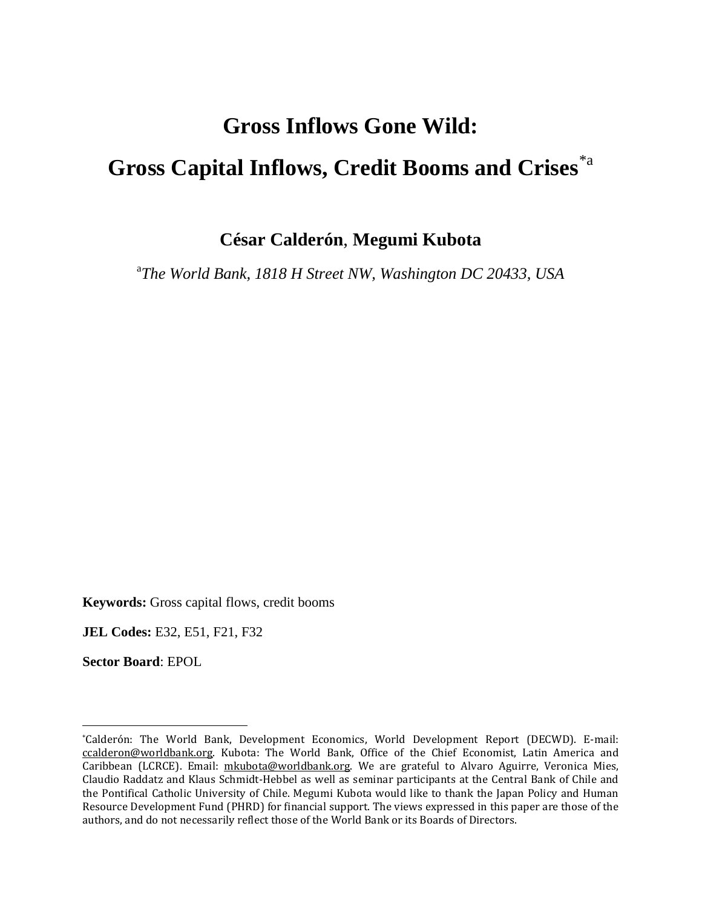# Gross Inflows Gone Wild:

# Gross Capital Inflows, Credit Booms and Crises[*a]

**César Calderón**, **Megumi Kubota**

[a]*The World Bank, 1818 H Street NW, Washington DC 20433, USA*

**Keywords:** Gross capital flows, credit booms

**JEL Codes:** E32, E51, F21, F32

**Sector Board**: EPOL

---

[*]Calderón: The World Bank, Development Economics, World Development Report (DECWD). E-mail: ccalderon@worldbank.org. Kubota: The World Bank, Office of the Chief Economist, Latin America and Caribbean (LCRCE). Email: mkubota@worldbank.org. We are grateful to Alvaro Aguirre, Veronica Mies, Claudio Raddatz and Klaus Schmidt-Hebbel as well as seminar participants at the Central Bank of Chile and the Pontifical Catholic University of Chile. Megumi Kubota would like to thank the Japan Policy and Human Resource Development Fund (PHRD) for financial support. The views expressed in this paper are those of the authors, and do not necessarily reflect those of the World Bank or its Boards of Directors.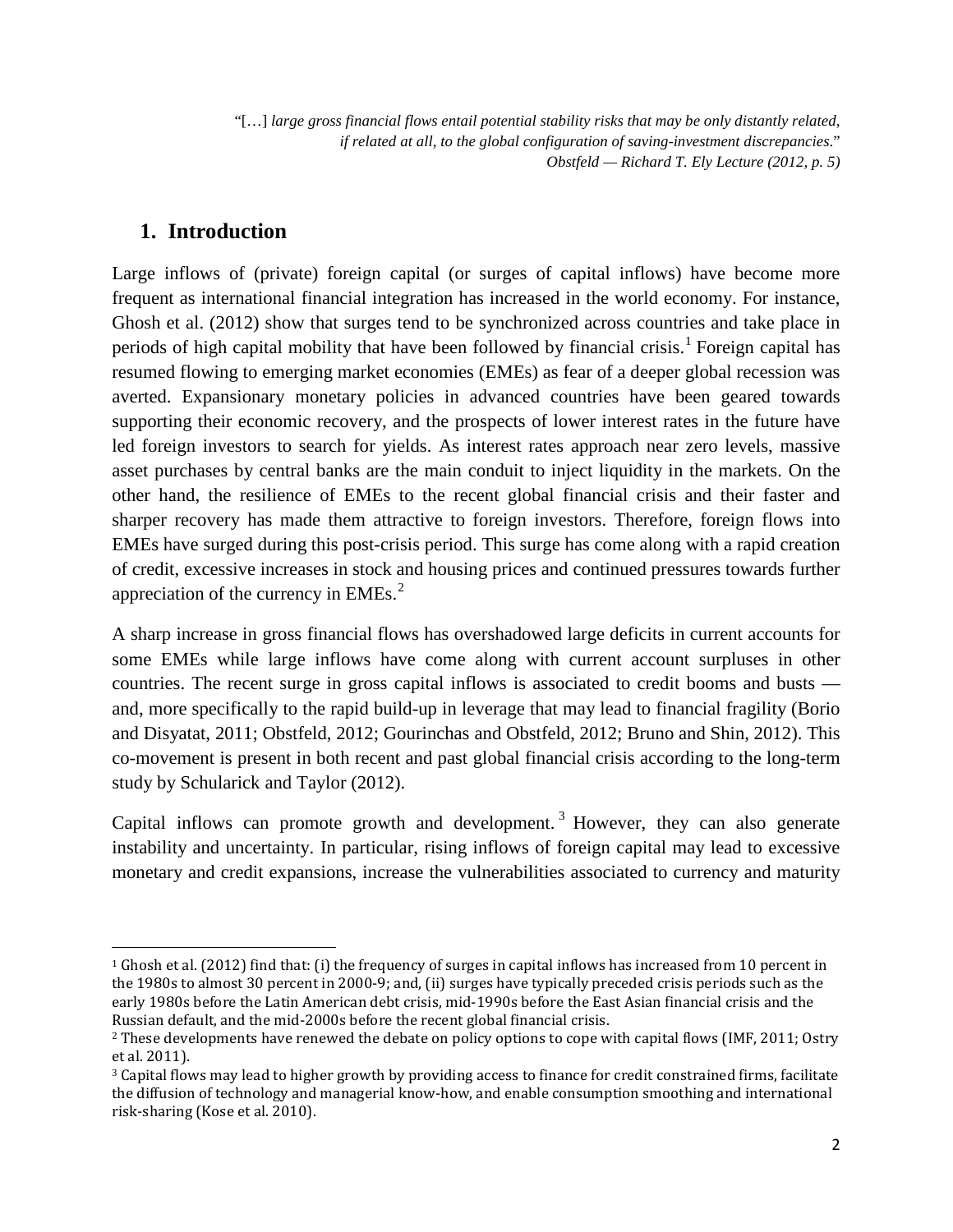> "[…] *large gross financial flows entail potential stability risks that may be only distantly related, if related at all, to the global configuration of saving-investment discrepancies*."
> *Obstfeld — Richard T. Ely Lecture (2012, p. 5)*

## 1. Introduction

Large inflows of (private) foreign capital (or surges of capital inflows) have become more frequent as international financial integration has increased in the world economy. For instance, Ghosh et al. (2012) show that surges tend to be synchronized across countries and take place in periods of high capital mobility that have been followed by financial crisis.[1] Foreign capital has resumed flowing to emerging market economies (EMEs) as fear of a deeper global recession was averted. Expansionary monetary policies in advanced countries have been geared towards supporting their economic recovery, and the prospects of lower interest rates in the future have led foreign investors to search for yields. As interest rates approach near zero levels, massive asset purchases by central banks are the main conduit to inject liquidity in the markets. On the other hand, the resilience of EMEs to the recent global financial crisis and their faster and sharper recovery has made them attractive to foreign investors. Therefore, foreign flows into EMEs have surged during this post-crisis period. This surge has come along with a rapid creation of credit, excessive increases in stock and housing prices and continued pressures towards further appreciation of the currency in EMEs.[2]

A sharp increase in gross financial flows has overshadowed large deficits in current accounts for some EMEs while large inflows have come along with current account surpluses in other countries. The recent surge in gross capital inflows is associated to credit booms and busts — and, more specifically to the rapid build-up in leverage that may lead to financial fragility (Borio and Disyatat, 2011; Obstfeld, 2012; Gourinchas and Obstfeld, 2012; Bruno and Shin, 2012). This co-movement is present in both recent and past global financial crisis according to the long-term study by Schularick and Taylor (2012).

Capital inflows can promote growth and development.[3] However, they can also generate instability and uncertainty. In particular, rising inflows of foreign capital may lead to excessive monetary and credit expansions, increase the vulnerabilities associated to currency and maturity

---

[1] Ghosh et al. (2012) find that: (i) the frequency of surges in capital inflows has increased from 10 percent in the 1980s to almost 30 percent in 2000-9; and, (ii) surges have typically preceded crisis periods such as the early 1980s before the Latin American debt crisis, mid-1990s before the East Asian financial crisis and the Russian default, and the mid-2000s before the recent global financial crisis.

[2] These developments have renewed the debate on policy options to cope with capital flows (IMF, 2011; Ostry et al. 2011).

[3] Capital flows may lead to higher growth by providing access to finance for credit constrained firms, facilitate the diffusion of technology and managerial know-how, and enable consumption smoothing and international risk-sharing (Kose et al. 2010).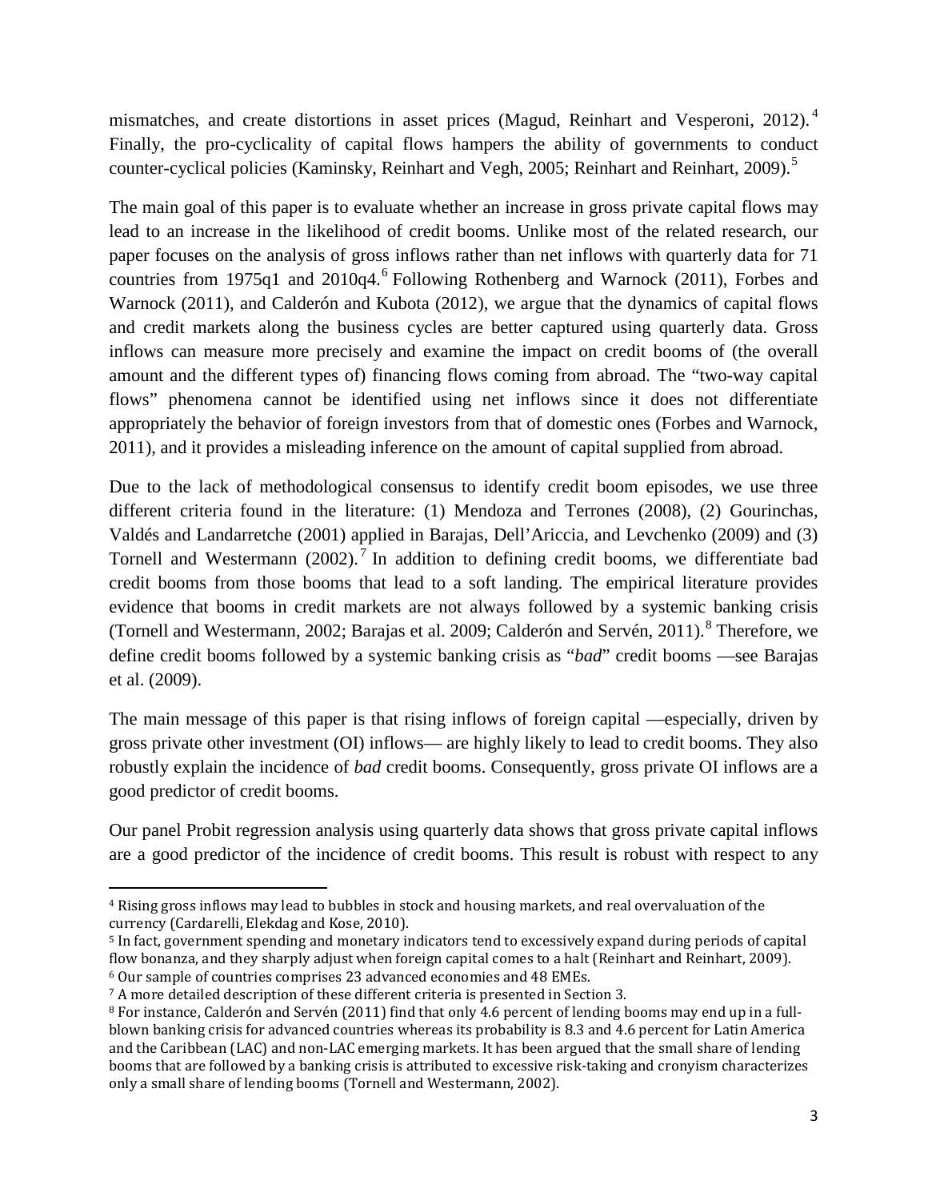mismatches, and create distortions in asset prices (Magud, Reinhart and Vesperoni, 2012).[4] Finally, the pro-cyclicality of capital flows hampers the ability of governments to conduct counter-cyclical policies (Kaminsky, Reinhart and Vegh, 2005; Reinhart and Reinhart, 2009).[5]

The main goal of this paper is to evaluate whether an increase in gross private capital flows may lead to an increase in the likelihood of credit booms. Unlike most of the related research, our paper focuses on the analysis of gross inflows rather than net inflows with quarterly data for 71 countries from 1975q1 and 2010q4.[6] Following Rothenberg and Warnock (2011), Forbes and Warnock (2011), and Calderón and Kubota (2012), we argue that the dynamics of capital flows and credit markets along the business cycles are better captured using quarterly data. Gross inflows can measure more precisely and examine the impact on credit booms of (the overall amount and the different types of) financing flows coming from abroad. The "two-way capital flows" phenomena cannot be identified using net inflows since it does not differentiate appropriately the behavior of foreign investors from that of domestic ones (Forbes and Warnock, 2011), and it provides a misleading inference on the amount of capital supplied from abroad.

Due to the lack of methodological consensus to identify credit boom episodes, we use three different criteria found in the literature: (1) Mendoza and Terrones (2008), (2) Gourinchas, Valdés and Landarretche (2001) applied in Barajas, Dell'Ariccia, and Levchenko (2009) and (3) Tornell and Westermann (2002).[7] In addition to defining credit booms, we differentiate bad credit booms from those booms that lead to a soft landing. The empirical literature provides evidence that booms in credit markets are not always followed by a systemic banking crisis (Tornell and Westermann, 2002; Barajas et al. 2009; Calderón and Servén, 2011).[8] Therefore, we define credit booms followed by a systemic banking crisis as "*bad*" credit booms —see Barajas et al. (2009).

The main message of this paper is that rising inflows of foreign capital —especially, driven by gross private other investment (OI) inflows— are highly likely to lead to credit booms. They also robustly explain the incidence of *bad* credit booms. Consequently, gross private OI inflows are a good predictor of credit booms.

Our panel Probit regression analysis using quarterly data shows that gross private capital inflows are a good predictor of the incidence of credit booms. This result is robust with respect to any

---

[4] Rising gross inflows may lead to bubbles in stock and housing markets, and real overvaluation of the currency (Cardarelli, Elekdag and Kose, 2010).

[5] In fact, government spending and monetary indicators tend to excessively expand during periods of capital flow bonanza, and they sharply adjust when foreign capital comes to a halt (Reinhart and Reinhart, 2009).

[6] Our sample of countries comprises 23 advanced economies and 48 EMEs.

[7] A more detailed description of these different criteria is presented in Section 3.

[8] For instance, Calderón and Servén (2011) find that only 4.6 percent of lending booms may end up in a full-blown banking crisis for advanced countries whereas its probability is 8.3 and 4.6 percent for Latin America and the Caribbean (LAC) and non-LAC emerging markets. It has been argued that the small share of lending booms that are followed by a banking crisis is attributed to excessive risk-taking and cronyism characterizes only a small share of lending booms (Tornell and Westermann, 2002).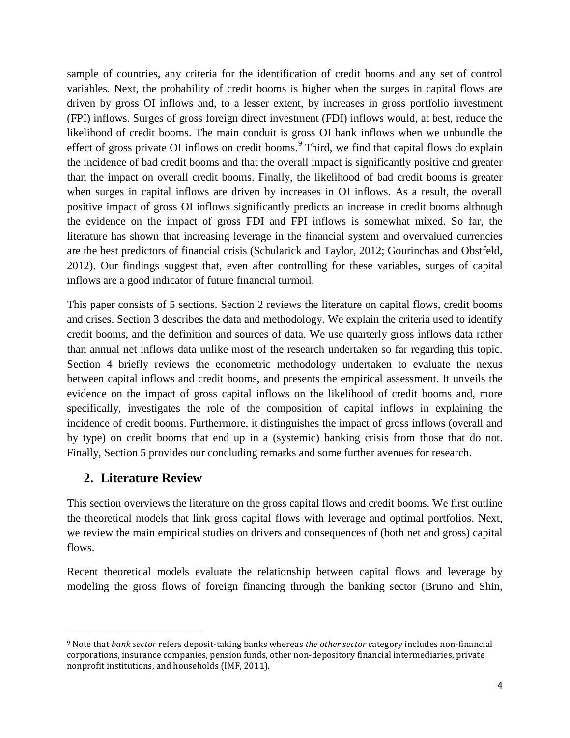sample of countries, any criteria for the identification of credit booms and any set of control variables. Next, the probability of credit booms is higher when the surges in capital flows are driven by gross OI inflows and, to a lesser extent, by increases in gross portfolio investment (FPI) inflows. Surges of gross foreign direct investment (FDI) inflows would, at best, reduce the likelihood of credit booms. The main conduit is gross OI bank inflows when we unbundle the effect of gross private OI inflows on credit booms.[9] Third, we find that capital flows do explain the incidence of bad credit booms and that the overall impact is significantly positive and greater than the impact on overall credit booms. Finally, the likelihood of bad credit booms is greater when surges in capital inflows are driven by increases in OI inflows. As a result, the overall positive impact of gross OI inflows significantly predicts an increase in credit booms although the evidence on the impact of gross FDI and FPI inflows is somewhat mixed. So far, the literature has shown that increasing leverage in the financial system and overvalued currencies are the best predictors of financial crisis (Schularick and Taylor, 2012; Gourinchas and Obstfeld, 2012). Our findings suggest that, even after controlling for these variables, surges of capital inflows are a good indicator of future financial turmoil.

This paper consists of 5 sections. Section 2 reviews the literature on capital flows, credit booms and crises. Section 3 describes the data and methodology. We explain the criteria used to identify credit booms, and the definition and sources of data. We use quarterly gross inflows data rather than annual net inflows data unlike most of the research undertaken so far regarding this topic. Section 4 briefly reviews the econometric methodology undertaken to evaluate the nexus between capital inflows and credit booms, and presents the empirical assessment. It unveils the evidence on the impact of gross capital inflows on the likelihood of credit booms and, more specifically, investigates the role of the composition of capital inflows in explaining the incidence of credit booms. Furthermore, it distinguishes the impact of gross inflows (overall and by type) on credit booms that end up in a (systemic) banking crisis from those that do not. Finally, Section 5 provides our concluding remarks and some further avenues for research.

## 2. Literature Review

This section overviews the literature on the gross capital flows and credit booms. We first outline the theoretical models that link gross capital flows with leverage and optimal portfolios. Next, we review the main empirical studies on drivers and consequences of (both net and gross) capital flows.

Recent theoretical models evaluate the relationship between capital flows and leverage by modeling the gross flows of foreign financing through the banking sector (Bruno and Shin,

---

[9] Note that *bank sector* refers deposit-taking banks whereas *the other sector* category includes non-financial corporations, insurance companies, pension funds, other non-depository financial intermediaries, private nonprofit institutions, and households (IMF, 2011).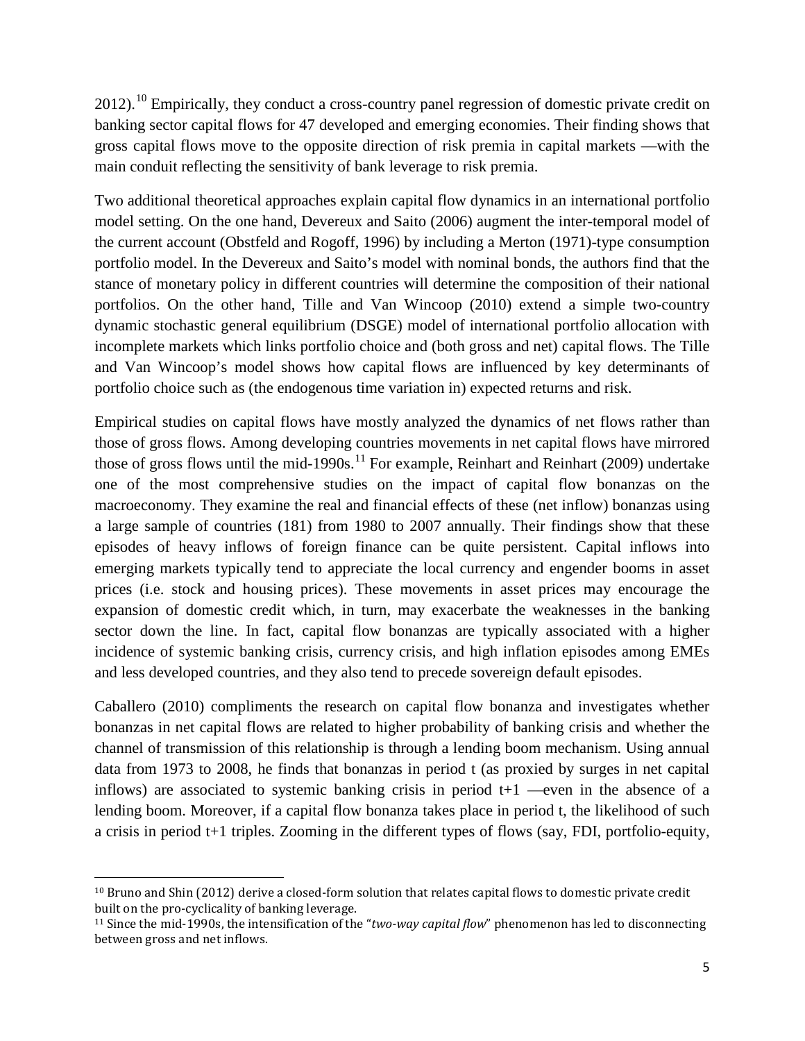2012).[10] Empirically, they conduct a cross-country panel regression of domestic private credit on banking sector capital flows for 47 developed and emerging economies. Their finding shows that gross capital flows move to the opposite direction of risk premia in capital markets —with the main conduit reflecting the sensitivity of bank leverage to risk premia.

Two additional theoretical approaches explain capital flow dynamics in an international portfolio model setting. On the one hand, Devereux and Saito (2006) augment the inter-temporal model of the current account (Obstfeld and Rogoff, 1996) by including a Merton (1971)-type consumption portfolio model. In the Devereux and Saito's model with nominal bonds, the authors find that the stance of monetary policy in different countries will determine the composition of their national portfolios. On the other hand, Tille and Van Wincoop (2010) extend a simple two-country dynamic stochastic general equilibrium (DSGE) model of international portfolio allocation with incomplete markets which links portfolio choice and (both gross and net) capital flows. The Tille and Van Wincoop's model shows how capital flows are influenced by key determinants of portfolio choice such as (the endogenous time variation in) expected returns and risk.

Empirical studies on capital flows have mostly analyzed the dynamics of net flows rather than those of gross flows. Among developing countries movements in net capital flows have mirrored those of gross flows until the mid-1990s.[11] For example, Reinhart and Reinhart (2009) undertake one of the most comprehensive studies on the impact of capital flow bonanzas on the macroeconomy. They examine the real and financial effects of these (net inflow) bonanzas using a large sample of countries (181) from 1980 to 2007 annually. Their findings show that these episodes of heavy inflows of foreign finance can be quite persistent. Capital inflows into emerging markets typically tend to appreciate the local currency and engender booms in asset prices (i.e. stock and housing prices). These movements in asset prices may encourage the expansion of domestic credit which, in turn, may exacerbate the weaknesses in the banking sector down the line. In fact, capital flow bonanzas are typically associated with a higher incidence of systemic banking crisis, currency crisis, and high inflation episodes among EMEs and less developed countries, and they also tend to precede sovereign default episodes.

Caballero (2010) compliments the research on capital flow bonanza and investigates whether bonanzas in net capital flows are related to higher probability of banking crisis and whether the channel of transmission of this relationship is through a lending boom mechanism. Using annual data from 1973 to 2008, he finds that bonanzas in period t (as proxied by surges in net capital inflows) are associated to systemic banking crisis in period t+1 —even in the absence of a lending boom. Moreover, if a capital flow bonanza takes place in period t, the likelihood of such a crisis in period t+1 triples. Zooming in the different types of flows (say, FDI, portfolio-equity,

[10] Bruno and Shin (2012) derive a closed-form solution that relates capital flows to domestic private credit built on the pro-cyclicality of banking leverage.

[11] Since the mid-1990s, the intensification of the "*two-way capital flow*" phenomenon has led to disconnecting between gross and net inflows.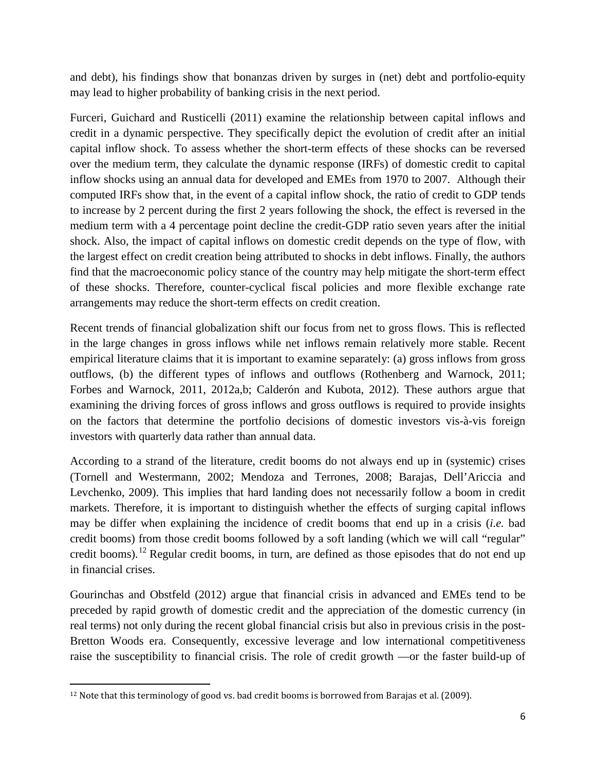and debt), his findings show that bonanzas driven by surges in (net) debt and portfolio-equity may lead to higher probability of banking crisis in the next period.

Furceri, Guichard and Rusticelli (2011) examine the relationship between capital inflows and credit in a dynamic perspective. They specifically depict the evolution of credit after an initial capital inflow shock. To assess whether the short-term effects of these shocks can be reversed over the medium term, they calculate the dynamic response (IRFs) of domestic credit to capital inflow shocks using an annual data for developed and EMEs from 1970 to 2007. Although their computed IRFs show that, in the event of a capital inflow shock, the ratio of credit to GDP tends to increase by 2 percent during the first 2 years following the shock, the effect is reversed in the medium term with a 4 percentage point decline the credit-GDP ratio seven years after the initial shock. Also, the impact of capital inflows on domestic credit depends on the type of flow, with the largest effect on credit creation being attributed to shocks in debt inflows. Finally, the authors find that the macroeconomic policy stance of the country may help mitigate the short-term effect of these shocks. Therefore, counter-cyclical fiscal policies and more flexible exchange rate arrangements may reduce the short-term effects on credit creation.

Recent trends of financial globalization shift our focus from net to gross flows. This is reflected in the large changes in gross inflows while net inflows remain relatively more stable. Recent empirical literature claims that it is important to examine separately: (a) gross inflows from gross outflows, (b) the different types of inflows and outflows (Rothenberg and Warnock, 2011; Forbes and Warnock, 2011, 2012a,b; Calderón and Kubota, 2012). These authors argue that examining the driving forces of gross inflows and gross outflows is required to provide insights on the factors that determine the portfolio decisions of domestic investors vis-à-vis foreign investors with quarterly data rather than annual data.

According to a strand of the literature, credit booms do not always end up in (systemic) crises (Tornell and Westermann, 2002; Mendoza and Terrones, 2008; Barajas, Dell'Ariccia and Levchenko, 2009). This implies that hard landing does not necessarily follow a boom in credit markets. Therefore, it is important to distinguish whether the effects of surging capital inflows may be differ when explaining the incidence of credit booms that end up in a crisis (*i.e.* bad credit booms) from those credit booms followed by a soft landing (which we will call "regular" credit booms).[12] Regular credit booms, in turn, are defined as those episodes that do not end up in financial crises.

Gourinchas and Obstfeld (2012) argue that financial crisis in advanced and EMEs tend to be preceded by rapid growth of domestic credit and the appreciation of the domestic currency (in real terms) not only during the recent global financial crisis but also in previous crisis in the post-Bretton Woods era. Consequently, excessive leverage and low international competitiveness raise the susceptibility to financial crisis. The role of credit growth —or the faster build-up of

[12] Note that this terminology of good vs. bad credit booms is borrowed from Barajas et al. (2009).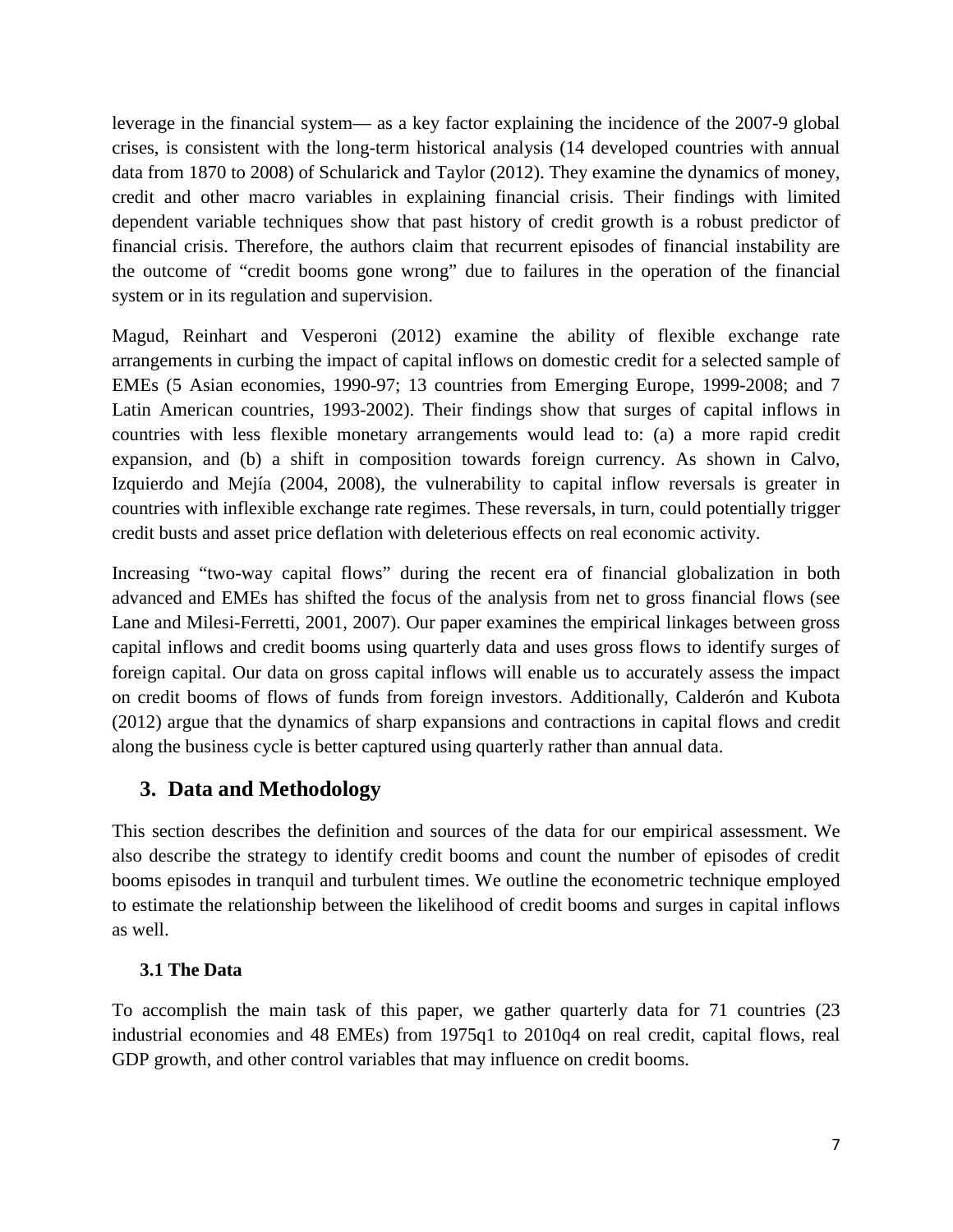leverage in the financial system— as a key factor explaining the incidence of the 2007-9 global crises, is consistent with the long-term historical analysis (14 developed countries with annual data from 1870 to 2008) of Schularick and Taylor (2012). They examine the dynamics of money, credit and other macro variables in explaining financial crisis. Their findings with limited dependent variable techniques show that past history of credit growth is a robust predictor of financial crisis. Therefore, the authors claim that recurrent episodes of financial instability are the outcome of "credit booms gone wrong" due to failures in the operation of the financial system or in its regulation and supervision.

Magud, Reinhart and Vesperoni (2012) examine the ability of flexible exchange rate arrangements in curbing the impact of capital inflows on domestic credit for a selected sample of EMEs (5 Asian economies, 1990-97; 13 countries from Emerging Europe, 1999-2008; and 7 Latin American countries, 1993-2002). Their findings show that surges of capital inflows in countries with less flexible monetary arrangements would lead to: (a) a more rapid credit expansion, and (b) a shift in composition towards foreign currency. As shown in Calvo, Izquierdo and Mejía (2004, 2008), the vulnerability to capital inflow reversals is greater in countries with inflexible exchange rate regimes. These reversals, in turn, could potentially trigger credit busts and asset price deflation with deleterious effects on real economic activity.

Increasing "two-way capital flows" during the recent era of financial globalization in both advanced and EMEs has shifted the focus of the analysis from net to gross financial flows (see Lane and Milesi-Ferretti, 2001, 2007). Our paper examines the empirical linkages between gross capital inflows and credit booms using quarterly data and uses gross flows to identify surges of foreign capital. Our data on gross capital inflows will enable us to accurately assess the impact on credit booms of flows of funds from foreign investors. Additionally, Calderón and Kubota (2012) argue that the dynamics of sharp expansions and contractions in capital flows and credit along the business cycle is better captured using quarterly rather than annual data.

## 3. Data and Methodology

This section describes the definition and sources of the data for our empirical assessment. We also describe the strategy to identify credit booms and count the number of episodes of credit booms episodes in tranquil and turbulent times. We outline the econometric technique employed to estimate the relationship between the likelihood of credit booms and surges in capital inflows as well.

### 3.1 The Data

To accomplish the main task of this paper, we gather quarterly data for 71 countries (23 industrial economies and 48 EMEs) from 1975q1 to 2010q4 on real credit, capital flows, real GDP growth, and other control variables that may influence on credit booms.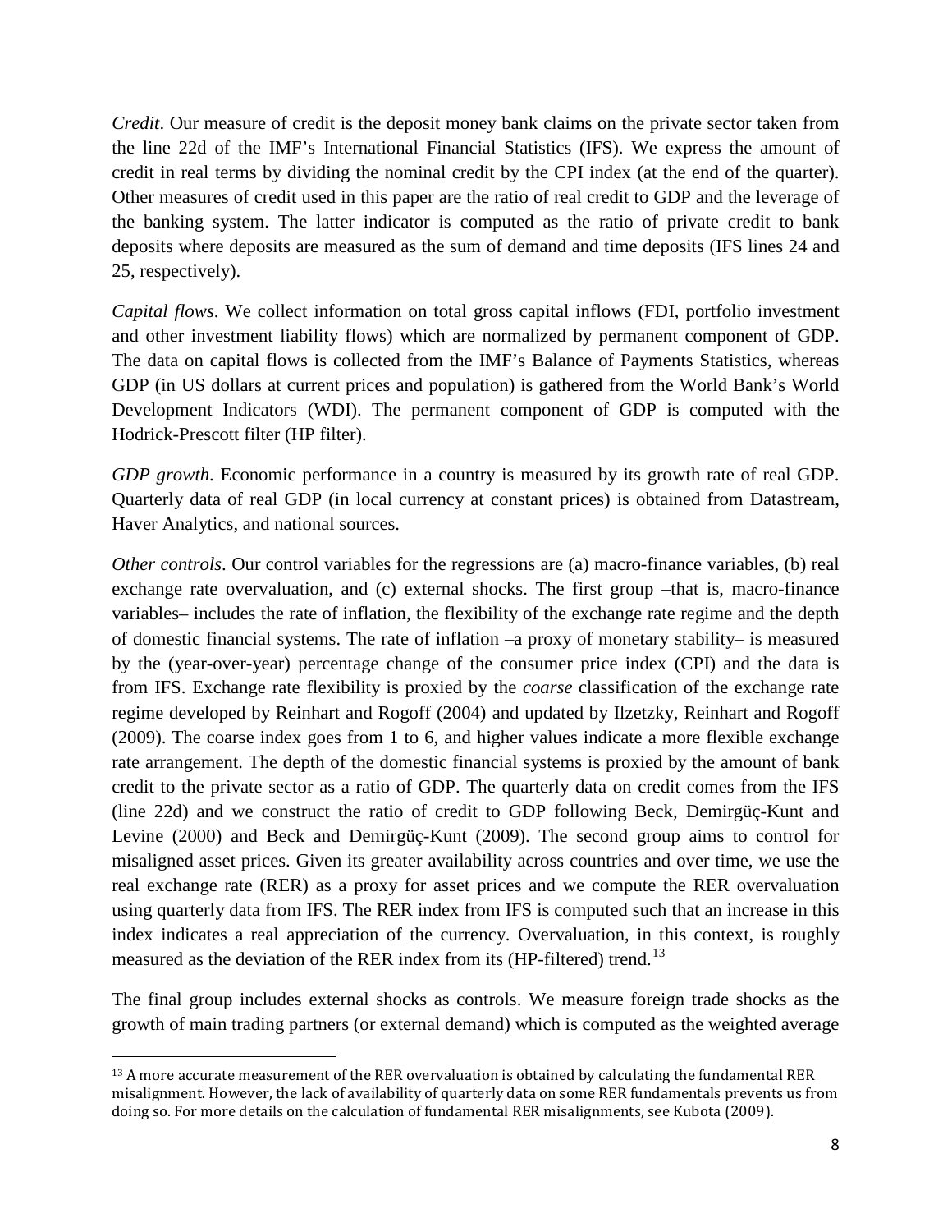*Credit*. Our measure of credit is the deposit money bank claims on the private sector taken from the line 22d of the IMF's International Financial Statistics (IFS). We express the amount of credit in real terms by dividing the nominal credit by the CPI index (at the end of the quarter). Other measures of credit used in this paper are the ratio of real credit to GDP and the leverage of the banking system. The latter indicator is computed as the ratio of private credit to bank deposits where deposits are measured as the sum of demand and time deposits (IFS lines 24 and 25, respectively).

*Capital flows*. We collect information on total gross capital inflows (FDI, portfolio investment and other investment liability flows) which are normalized by permanent component of GDP. The data on capital flows is collected from the IMF's Balance of Payments Statistics, whereas GDP (in US dollars at current prices and population) is gathered from the World Bank's World Development Indicators (WDI). The permanent component of GDP is computed with the Hodrick-Prescott filter (HP filter).

*GDP growth*. Economic performance in a country is measured by its growth rate of real GDP. Quarterly data of real GDP (in local currency at constant prices) is obtained from Datastream, Haver Analytics, and national sources.

*Other controls*. Our control variables for the regressions are (a) macro-finance variables, (b) real exchange rate overvaluation, and (c) external shocks. The first group –that is, macro-finance variables– includes the rate of inflation, the flexibility of the exchange rate regime and the depth of domestic financial systems. The rate of inflation –a proxy of monetary stability– is measured by the (year-over-year) percentage change of the consumer price index (CPI) and the data is from IFS. Exchange rate flexibility is proxied by the *coarse* classification of the exchange rate regime developed by Reinhart and Rogoff (2004) and updated by Ilzetzky, Reinhart and Rogoff (2009). The coarse index goes from 1 to 6, and higher values indicate a more flexible exchange rate arrangement. The depth of the domestic financial systems is proxied by the amount of bank credit to the private sector as a ratio of GDP. The quarterly data on credit comes from the IFS (line 22d) and we construct the ratio of credit to GDP following Beck, Demirgüç-Kunt and Levine (2000) and Beck and Demirgüç-Kunt (2009). The second group aims to control for misaligned asset prices. Given its greater availability across countries and over time, we use the real exchange rate (RER) as a proxy for asset prices and we compute the RER overvaluation using quarterly data from IFS. The RER index from IFS is computed such that an increase in this index indicates a real appreciation of the currency. Overvaluation, in this context, is roughly measured as the deviation of the RER index from its (HP-filtered) trend.[13]

The final group includes external shocks as controls. We measure foreign trade shocks as the growth of main trading partners (or external demand) which is computed as the weighted average

[13] A more accurate measurement of the RER overvaluation is obtained by calculating the fundamental RER misalignment. However, the lack of availability of quarterly data on some RER fundamentals prevents us from doing so. For more details on the calculation of fundamental RER misalignments, see Kubota (2009).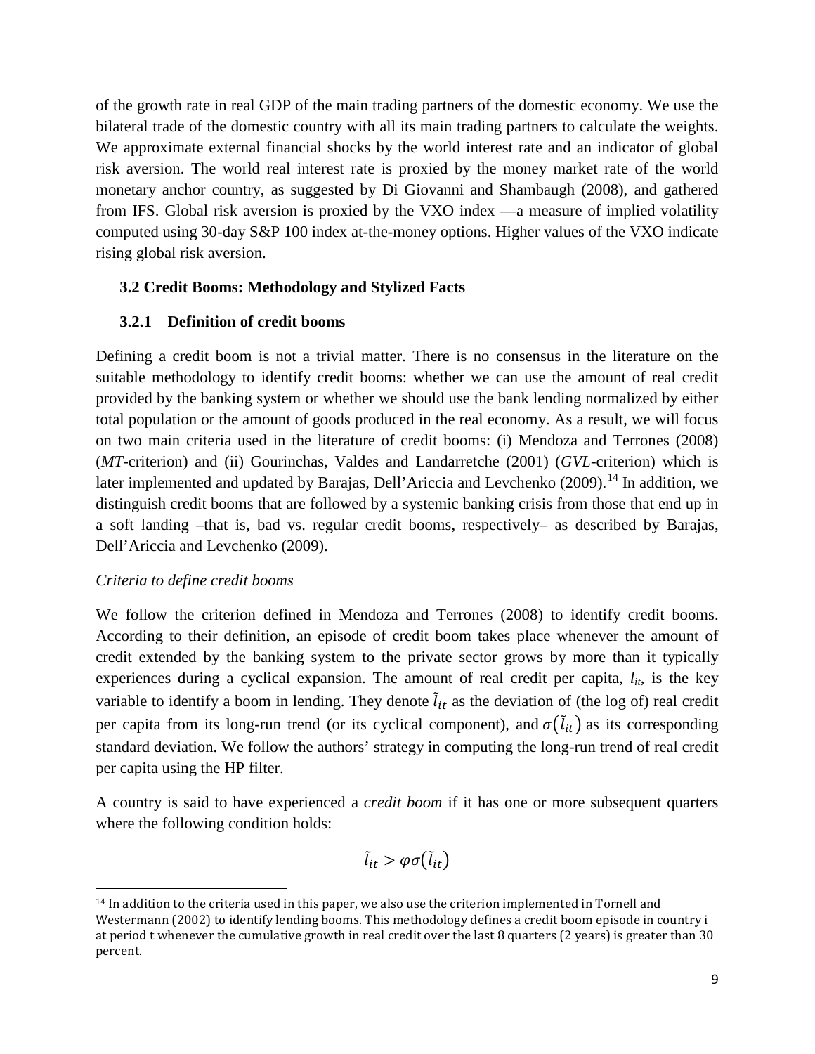of the growth rate in real GDP of the main trading partners of the domestic economy. We use the bilateral trade of the domestic country with all its main trading partners to calculate the weights. We approximate external financial shocks by the world interest rate and an indicator of global risk aversion. The world real interest rate is proxied by the money market rate of the world monetary anchor country, as suggested by Di Giovanni and Shambaugh (2008), and gathered from IFS. Global risk aversion is proxied by the VXO index —a measure of implied volatility computed using 30-day S&P 100 index at-the-money options. Higher values of the VXO indicate rising global risk aversion.

### 3.2 Credit Booms: Methodology and Stylized Facts

#### 3.2.1 Definition of credit booms

Defining a credit boom is not a trivial matter. There is no consensus in the literature on the suitable methodology to identify credit booms: whether we can use the amount of real credit provided by the banking system or whether we should use the bank lending normalized by either total population or the amount of goods produced in the real economy. As a result, we will focus on two main criteria used in the literature of credit booms: (i) Mendoza and Terrones (2008) (*MT*-criterion) and (ii) Gourinchas, Valdes and Landarretche (2001) (*GVL*-criterion) which is later implemented and updated by Barajas, Dell'Ariccia and Levchenko (2009).[14] In addition, we distinguish credit booms that are followed by a systemic banking crisis from those that end up in a soft landing –that is, bad vs. regular credit booms, respectively– as described by Barajas, Dell'Ariccia and Levchenko (2009).

*Criteria to define credit booms*

We follow the criterion defined in Mendoza and Terrones (2008) to identify credit booms. According to their definition, an episode of credit boom takes place whenever the amount of credit extended by the banking system to the private sector grows by more than it typically experiences during a cyclical expansion. The amount of real credit per capita, $l_{it}$, is the key variable to identify a boom in lending. They denote $\tilde{l}_{it}$ as the deviation of (the log of) real credit per capita from its long-run trend (or its cyclical component), and $\sigma(\tilde{l}_{it})$ as its corresponding standard deviation. We follow the authors' strategy in computing the long-run trend of real credit per capita using the HP filter.

A country is said to have experienced a *credit boom* if it has one or more subsequent quarters where the following condition holds:

$$\tilde{l}_{it} > \varphi\sigma(\tilde{l}_{it})$$

[14] In addition to the criteria used in this paper, we also use the criterion implemented in Tornell and Westermann (2002) to identify lending booms. This methodology defines a credit boom episode in country i at period t whenever the cumulative growth in real credit over the last 8 quarters (2 years) is greater than 30 percent.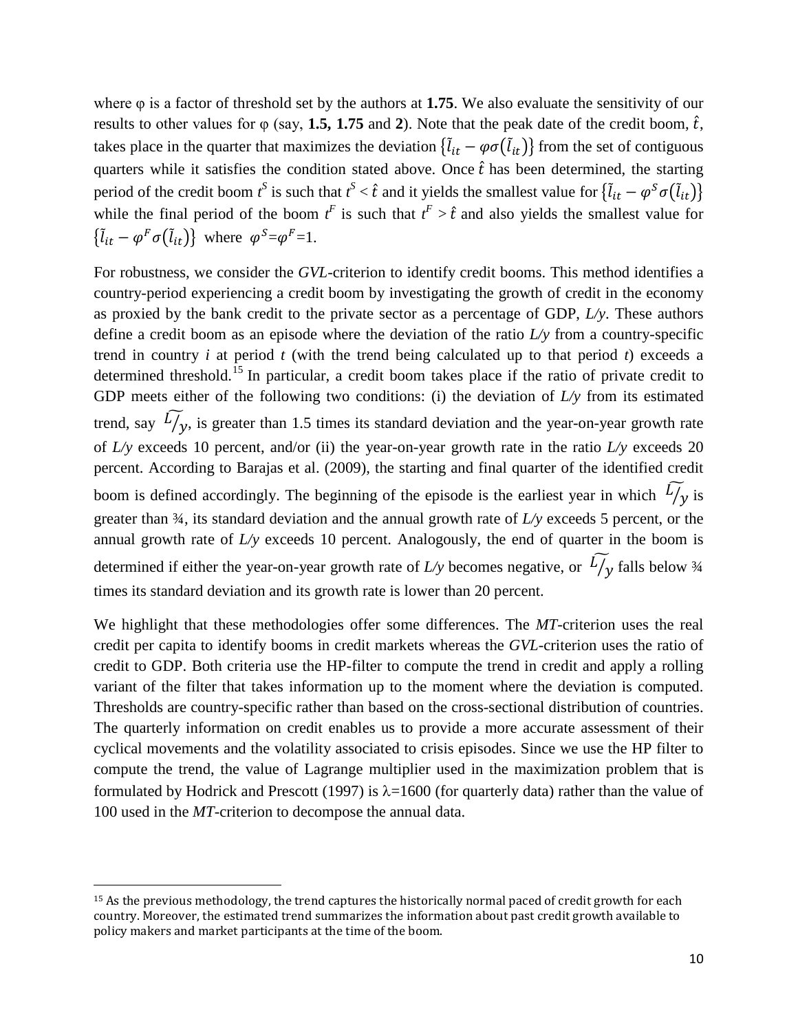where φ is a factor of threshold set by the authors at **1.75**. We also evaluate the sensitivity of our results to other values for φ (say, **1.5, 1.75** and **2**). Note that the peak date of the credit boom, $\hat{t}$, takes place in the quarter that maximizes the deviation $\{\tilde{l}_{it} - \varphi\sigma(\tilde{l}_{it})\}$ from the set of contiguous quarters while it satisfies the condition stated above. Once $\hat{t}$ has been determined, the starting period of the credit boom $t^S$ is such that $t^S < \hat{t}$ and it yields the smallest value for $\{\tilde{l}_{it} - \varphi^S\sigma(\tilde{l}_{it})\}$ while the final period of the boom $t^F$ is such that $t^F > \hat{t}$ and also yields the smallest value for $\{\tilde{l}_{it} - \varphi^F\sigma(\tilde{l}_{it})\}$ where $\varphi^S = \varphi^F = 1$.

For robustness, we consider the *GVL*-criterion to identify credit booms. This method identifies a country-period experiencing a credit boom by investigating the growth of credit in the economy as proxied by the bank credit to the private sector as a percentage of GDP, *L/y*. These authors define a credit boom as an episode where the deviation of the ratio *L/y* from a country-specific trend in country *i* at period *t* (with the trend being calculated up to that period *t*) exceeds a determined threshold.[15] In particular, a credit boom takes place if the ratio of private credit to GDP meets either of the following two conditions: (i) the deviation of *L/y* from its estimated trend, say $\widetilde{L/y}$, is greater than 1.5 times its standard deviation and the year-on-year growth rate of *L/y* exceeds 10 percent, and/or (ii) the year-on-year growth rate in the ratio *L/y* exceeds 20 percent. According to Barajas et al. (2009), the starting and final quarter of the identified credit boom is defined accordingly. The beginning of the episode is the earliest year in which $\widetilde{L/y}$ is greater than ¾, its standard deviation and the annual growth rate of *L/y* exceeds 5 percent, or the annual growth rate of *L/y* exceeds 10 percent. Analogously, the end of quarter in the boom is determined if either the year-on-year growth rate of *L/y* becomes negative, or $\widetilde{L/y}$ falls below ¾ times its standard deviation and its growth rate is lower than 20 percent.

We highlight that these methodologies offer some differences. The *MT*-criterion uses the real credit per capita to identify booms in credit markets whereas the *GVL*-criterion uses the ratio of credit to GDP. Both criteria use the HP-filter to compute the trend in credit and apply a rolling variant of the filter that takes information up to the moment where the deviation is computed. Thresholds are country-specific rather than based on the cross-sectional distribution of countries. The quarterly information on credit enables us to provide a more accurate assessment of their cyclical movements and the volatility associated to crisis episodes. Since we use the HP filter to compute the trend, the value of Lagrange multiplier used in the maximization problem that is formulated by Hodrick and Prescott (1997) is $\lambda$=1600 (for quarterly data) rather than the value of 100 used in the *MT*-criterion to decompose the annual data.

[15] As the previous methodology, the trend captures the historically normal paced of credit growth for each country. Moreover, the estimated trend summarizes the information about past credit growth available to policy makers and market participants at the time of the boom.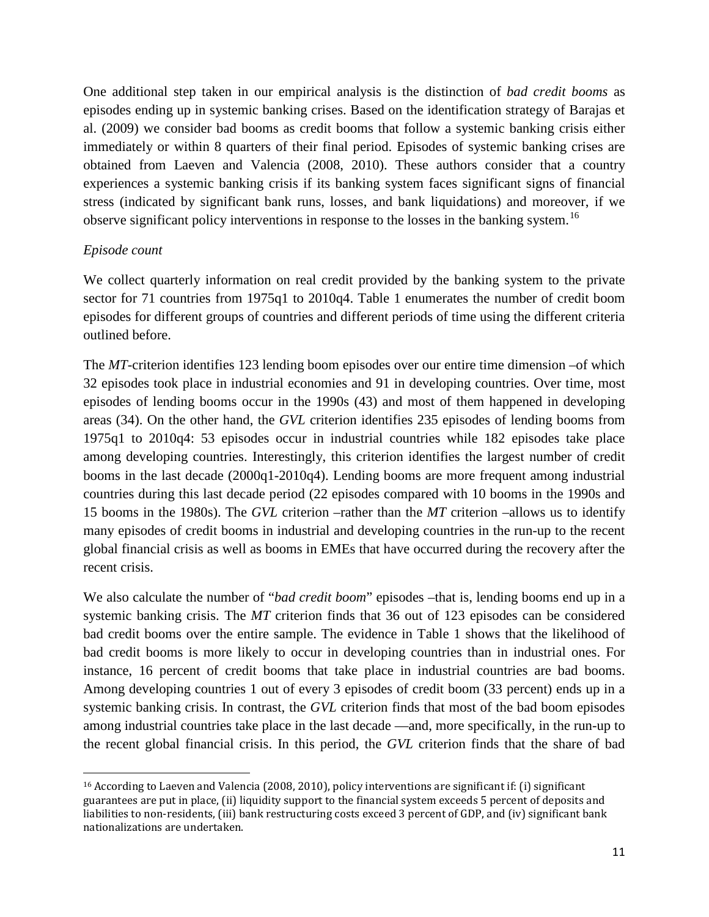One additional step taken in our empirical analysis is the distinction of *bad credit booms* as episodes ending up in systemic banking crises. Based on the identification strategy of Barajas et al. (2009) we consider bad booms as credit booms that follow a systemic banking crisis either immediately or within 8 quarters of their final period. Episodes of systemic banking crises are obtained from Laeven and Valencia (2008, 2010). These authors consider that a country experiences a systemic banking crisis if its banking system faces significant signs of financial stress (indicated by significant bank runs, losses, and bank liquidations) and moreover, if we observe significant policy interventions in response to the losses in the banking system.[16]

*Episode count*

We collect quarterly information on real credit provided by the banking system to the private sector for 71 countries from 1975q1 to 2010q4. Table 1 enumerates the number of credit boom episodes for different groups of countries and different periods of time using the different criteria outlined before.

The *MT*-criterion identifies 123 lending boom episodes over our entire time dimension –of which 32 episodes took place in industrial economies and 91 in developing countries. Over time, most episodes of lending booms occur in the 1990s (43) and most of them happened in developing areas (34). On the other hand, the *GVL* criterion identifies 235 episodes of lending booms from 1975q1 to 2010q4: 53 episodes occur in industrial countries while 182 episodes take place among developing countries. Interestingly, this criterion identifies the largest number of credit booms in the last decade (2000q1-2010q4). Lending booms are more frequent among industrial countries during this last decade period (22 episodes compared with 10 booms in the 1990s and 15 booms in the 1980s). The *GVL* criterion –rather than the *MT* criterion –allows us to identify many episodes of credit booms in industrial and developing countries in the run-up to the recent global financial crisis as well as booms in EMEs that have occurred during the recovery after the recent crisis.

We also calculate the number of "*bad credit boom*" episodes –that is, lending booms end up in a systemic banking crisis. The *MT* criterion finds that 36 out of 123 episodes can be considered bad credit booms over the entire sample. The evidence in Table 1 shows that the likelihood of bad credit booms is more likely to occur in developing countries than in industrial ones. For instance, 16 percent of credit booms that take place in industrial countries are bad booms. Among developing countries 1 out of every 3 episodes of credit boom (33 percent) ends up in a systemic banking crisis. In contrast, the *GVL* criterion finds that most of the bad boom episodes among industrial countries take place in the last decade —and, more specifically, in the run-up to the recent global financial crisis. In this period, the *GVL* criterion finds that the share of bad

---

[16] According to Laeven and Valencia (2008, 2010), policy interventions are significant if: (i) significant guarantees are put in place, (ii) liquidity support to the financial system exceeds 5 percent of deposits and liabilities to non-residents, (iii) bank restructuring costs exceed 3 percent of GDP, and (iv) significant bank nationalizations are undertaken.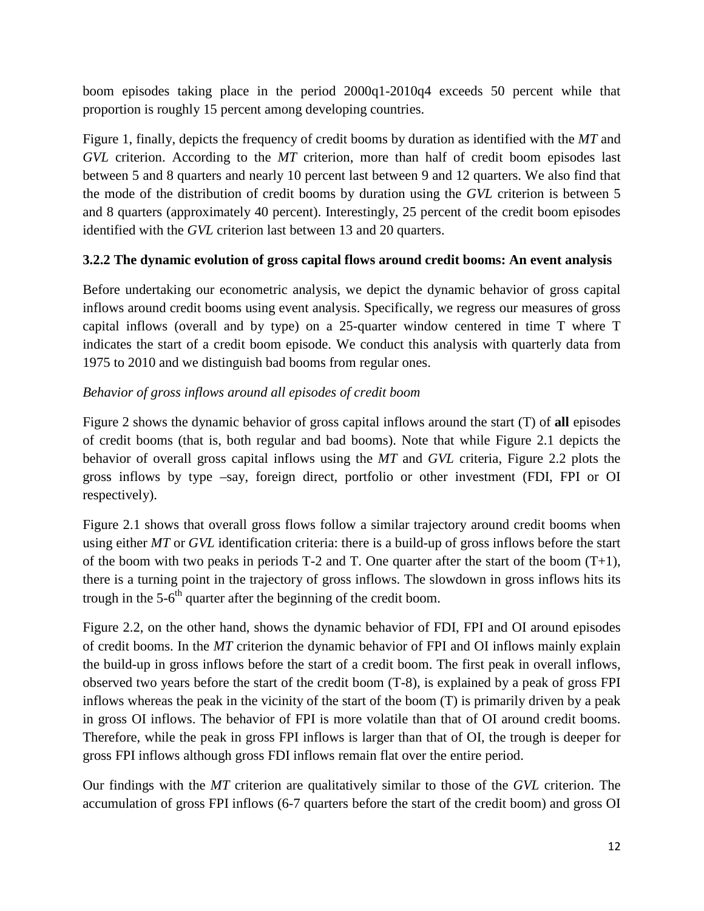boom episodes taking place in the period 2000q1-2010q4 exceeds 50 percent while that proportion is roughly 15 percent among developing countries.

Figure 1, finally, depicts the frequency of credit booms by duration as identified with the *MT* and *GVL* criterion. According to the *MT* criterion, more than half of credit boom episodes last between 5 and 8 quarters and nearly 10 percent last between 9 and 12 quarters. We also find that the mode of the distribution of credit booms by duration using the *GVL* criterion is between 5 and 8 quarters (approximately 40 percent). Interestingly, 25 percent of the credit boom episodes identified with the *GVL* criterion last between 13 and 20 quarters.

### 3.2.2 The dynamic evolution of gross capital flows around credit booms: An event analysis

Before undertaking our econometric analysis, we depict the dynamic behavior of gross capital inflows around credit booms using event analysis. Specifically, we regress our measures of gross capital inflows (overall and by type) on a 25-quarter window centered in time T where T indicates the start of a credit boom episode. We conduct this analysis with quarterly data from 1975 to 2010 and we distinguish bad booms from regular ones.

*Behavior of gross inflows around all episodes of credit boom*

Figure 2 shows the dynamic behavior of gross capital inflows around the start (T) of **all** episodes of credit booms (that is, both regular and bad booms). Note that while Figure 2.1 depicts the behavior of overall gross capital inflows using the *MT* and *GVL* criteria, Figure 2.2 plots the gross inflows by type –say, foreign direct, portfolio or other investment (FDI, FPI or OI respectively).

Figure 2.1 shows that overall gross flows follow a similar trajectory around credit booms when using either *MT* or *GVL* identification criteria: there is a build-up of gross inflows before the start of the boom with two peaks in periods T-2 and T. One quarter after the start of the boom (T+1), there is a turning point in the trajectory of gross inflows. The slowdown in gross inflows hits its trough in the 5-6$^{th}$ quarter after the beginning of the credit boom.

Figure 2.2, on the other hand, shows the dynamic behavior of FDI, FPI and OI around episodes of credit booms. In the *MT* criterion the dynamic behavior of FPI and OI inflows mainly explain the build-up in gross inflows before the start of a credit boom. The first peak in overall inflows, observed two years before the start of the credit boom (T-8), is explained by a peak of gross FPI inflows whereas the peak in the vicinity of the start of the boom (T) is primarily driven by a peak in gross OI inflows. The behavior of FPI is more volatile than that of OI around credit booms. Therefore, while the peak in gross FPI inflows is larger than that of OI, the trough is deeper for gross FPI inflows although gross FDI inflows remain flat over the entire period.

Our findings with the *MT* criterion are qualitatively similar to those of the *GVL* criterion. The accumulation of gross FPI inflows (6-7 quarters before the start of the credit boom) and gross OI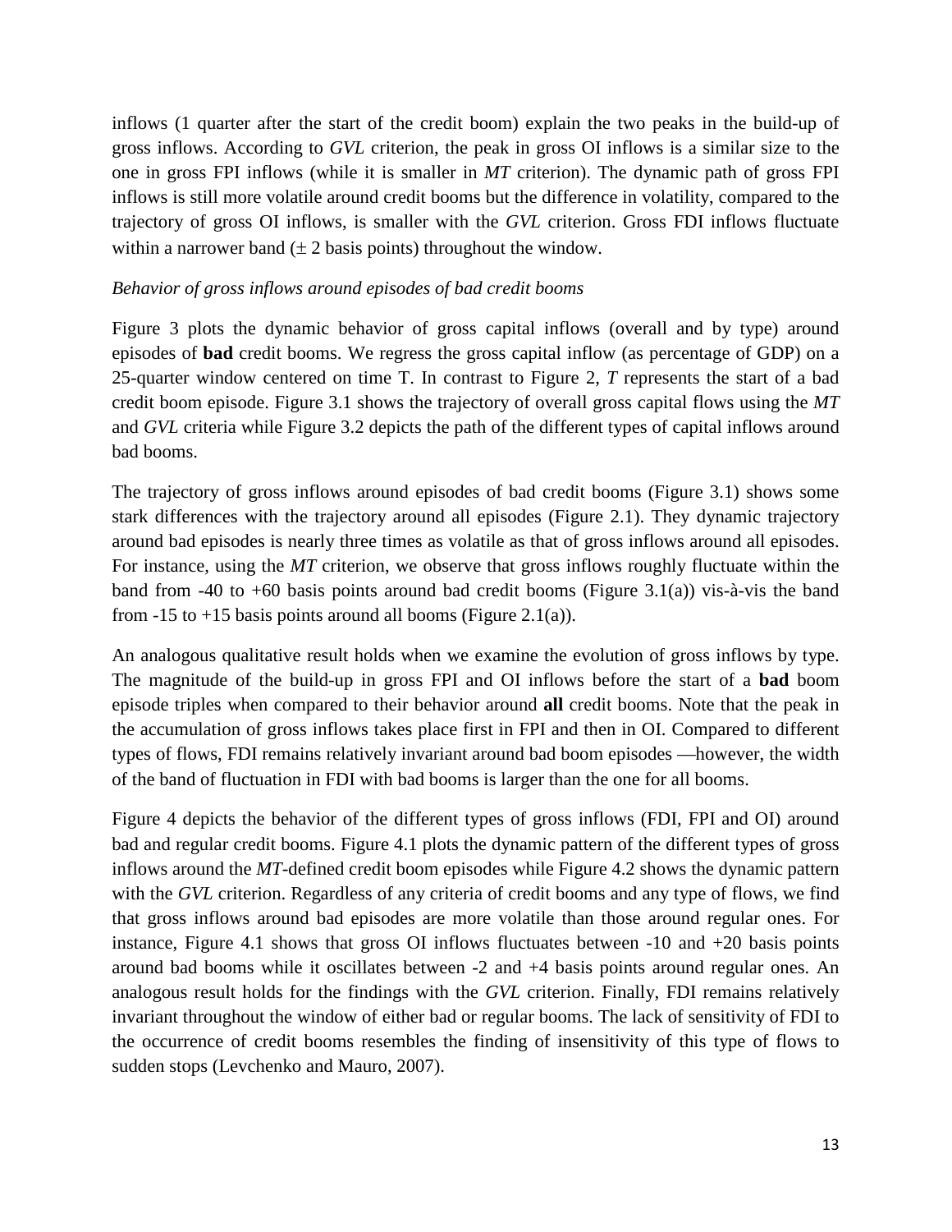inflows (1 quarter after the start of the credit boom) explain the two peaks in the build-up of gross inflows. According to *GVL* criterion, the peak in gross OI inflows is a similar size to the one in gross FPI inflows (while it is smaller in *MT* criterion). The dynamic path of gross FPI inflows is still more volatile around credit booms but the difference in volatility, compared to the trajectory of gross OI inflows, is smaller with the *GVL* criterion. Gross FDI inflows fluctuate within a narrower band ($\pm$ 2 basis points) throughout the window.

*Behavior of gross inflows around episodes of bad credit booms*

Figure 3 plots the dynamic behavior of gross capital inflows (overall and by type) around episodes of **bad** credit booms. We regress the gross capital inflow (as percentage of GDP) on a 25-quarter window centered on time T. In contrast to Figure 2, *T* represents the start of a bad credit boom episode. Figure 3.1 shows the trajectory of overall gross capital flows using the *MT* and *GVL* criteria while Figure 3.2 depicts the path of the different types of capital inflows around bad booms.

The trajectory of gross inflows around episodes of bad credit booms (Figure 3.1) shows some stark differences with the trajectory around all episodes (Figure 2.1). They dynamic trajectory around bad episodes is nearly three times as volatile as that of gross inflows around all episodes. For instance, using the *MT* criterion, we observe that gross inflows roughly fluctuate within the band from -40 to +60 basis points around bad credit booms (Figure 3.1(a)) vis-à-vis the band from -15 to +15 basis points around all booms (Figure 2.1(a)).

An analogous qualitative result holds when we examine the evolution of gross inflows by type. The magnitude of the build-up in gross FPI and OI inflows before the start of a **bad** boom episode triples when compared to their behavior around **all** credit booms. Note that the peak in the accumulation of gross inflows takes place first in FPI and then in OI. Compared to different types of flows, FDI remains relatively invariant around bad boom episodes —however, the width of the band of fluctuation in FDI with bad booms is larger than the one for all booms.

Figure 4 depicts the behavior of the different types of gross inflows (FDI, FPI and OI) around bad and regular credit booms. Figure 4.1 plots the dynamic pattern of the different types of gross inflows around the *MT*-defined credit boom episodes while Figure 4.2 shows the dynamic pattern with the *GVL* criterion. Regardless of any criteria of credit booms and any type of flows, we find that gross inflows around bad episodes are more volatile than those around regular ones. For instance, Figure 4.1 shows that gross OI inflows fluctuates between -10 and +20 basis points around bad booms while it oscillates between -2 and +4 basis points around regular ones. An analogous result holds for the findings with the *GVL* criterion. Finally, FDI remains relatively invariant throughout the window of either bad or regular booms. The lack of sensitivity of FDI to the occurrence of credit booms resembles the finding of insensitivity of this type of flows to sudden stops (Levchenko and Mauro, 2007).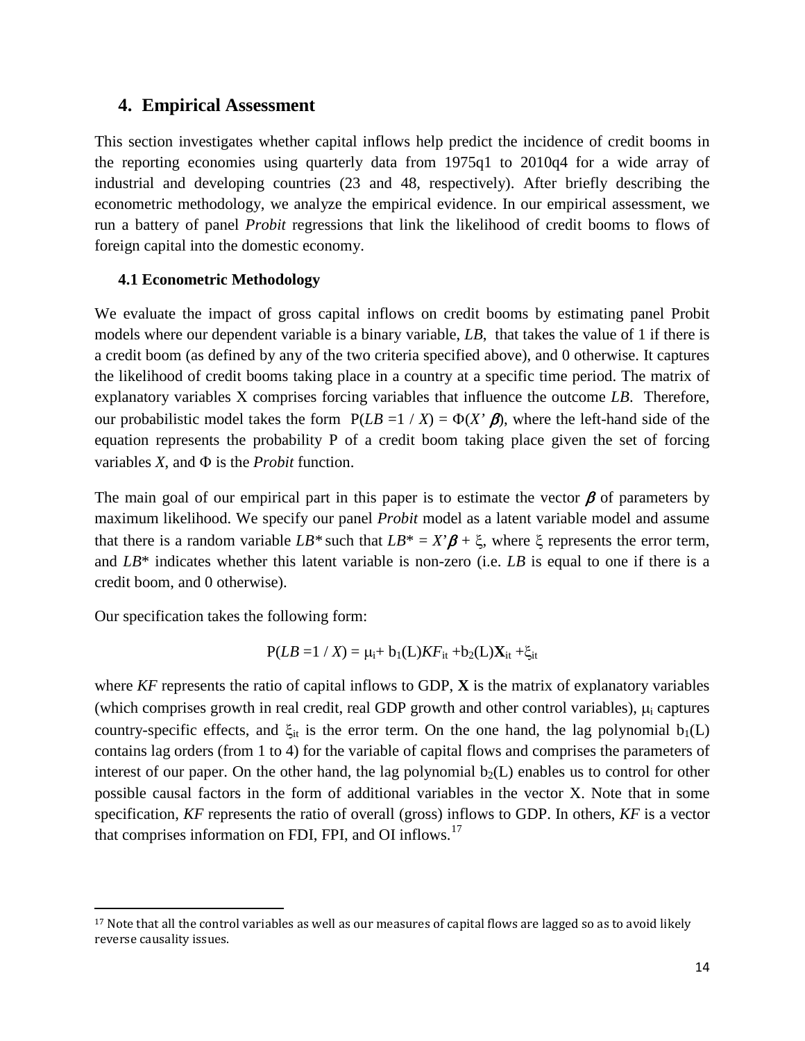## 4. Empirical Assessment

This section investigates whether capital inflows help predict the incidence of credit booms in the reporting economies using quarterly data from 1975q1 to 2010q4 for a wide array of industrial and developing countries (23 and 48, respectively). After briefly describing the econometric methodology, we analyze the empirical evidence. In our empirical assessment, we run a battery of panel *Probit* regressions that link the likelihood of credit booms to flows of foreign capital into the domestic economy.

### 4.1 Econometric Methodology

We evaluate the impact of gross capital inflows on credit booms by estimating panel Probit models where our dependent variable is a binary variable, *LB*, that takes the value of 1 if there is a credit boom (as defined by any of the two criteria specified above), and 0 otherwise. It captures the likelihood of credit booms taking place in a country at a specific time period. The matrix of explanatory variables X comprises forcing variables that influence the outcome *LB*. Therefore, our probabilistic model takes the form $P(LB = 1 / X) = \Phi(X'\beta)$, where the left-hand side of the equation represents the probability P of a credit boom taking place given the set of forcing variables *X*, and $\Phi$ is the *Probit* function.

The main goal of our empirical part in this paper is to estimate the vector $\beta$ of parameters by maximum likelihood. We specify our panel *Probit* model as a latent variable model and assume that there is a random variable $LB^*$ such that $LB^* = X'\beta + \xi$, where $\xi$ represents the error term, and $LB^*$ indicates whether this latent variable is non-zero (i.e. *LB* is equal to one if there is a credit boom, and 0 otherwise).

Our specification takes the following form:

$$P(LB = 1 / X) = \mu_i + b_1(L)KF_{it} + b_2(L)\mathbf{X}_{it} + \xi_{it}$$

where *KF* represents the ratio of capital inflows to GDP, **X** is the matrix of explanatory variables (which comprises growth in real credit, real GDP growth and other control variables), $\mu_i$ captures country-specific effects, and $\xi_{it}$ is the error term. On the one hand, the lag polynomial $b_1(L)$ contains lag orders (from 1 to 4) for the variable of capital flows and comprises the parameters of interest of our paper. On the other hand, the lag polynomial $b_2(L)$ enables us to control for other possible causal factors in the form of additional variables in the vector X. Note that in some specification, *KF* represents the ratio of overall (gross) inflows to GDP. In others, *KF* is a vector that comprises information on FDI, FPI, and OI inflows.[17]

[17] Note that all the control variables as well as our measures of capital flows are lagged so as to avoid likely reverse causality issues.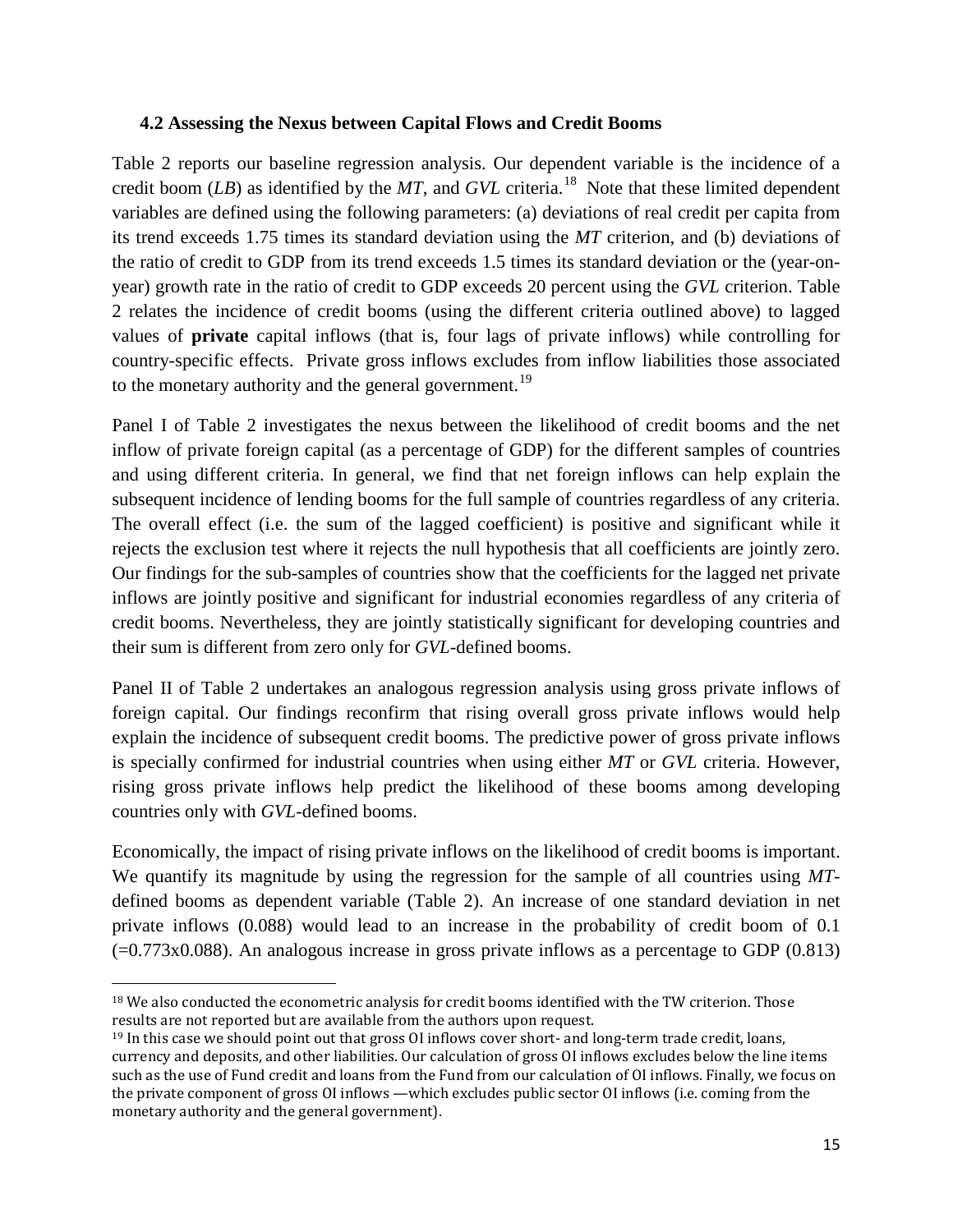### 4.2 Assessing the Nexus between Capital Flows and Credit Booms

Table 2 reports our baseline regression analysis. Our dependent variable is the incidence of a credit boom (*LB*) as identified by the *MT*, and *GVL* criteria.[18] Note that these limited dependent variables are defined using the following parameters: (a) deviations of real credit per capita from its trend exceeds 1.75 times its standard deviation using the *MT* criterion, and (b) deviations of the ratio of credit to GDP from its trend exceeds 1.5 times its standard deviation or the (year-on-year) growth rate in the ratio of credit to GDP exceeds 20 percent using the *GVL* criterion. Table 2 relates the incidence of credit booms (using the different criteria outlined above) to lagged values of **private** capital inflows (that is, four lags of private inflows) while controlling for country-specific effects. Private gross inflows excludes from inflow liabilities those associated to the monetary authority and the general government.[19]

Panel I of Table 2 investigates the nexus between the likelihood of credit booms and the net inflow of private foreign capital (as a percentage of GDP) for the different samples of countries and using different criteria. In general, we find that net foreign inflows can help explain the subsequent incidence of lending booms for the full sample of countries regardless of any criteria. The overall effect (i.e. the sum of the lagged coefficient) is positive and significant while it rejects the exclusion test where it rejects the null hypothesis that all coefficients are jointly zero. Our findings for the sub-samples of countries show that the coefficients for the lagged net private inflows are jointly positive and significant for industrial economies regardless of any criteria of credit booms. Nevertheless, they are jointly statistically significant for developing countries and their sum is different from zero only for *GVL*-defined booms.

Panel II of Table 2 undertakes an analogous regression analysis using gross private inflows of foreign capital. Our findings reconfirm that rising overall gross private inflows would help explain the incidence of subsequent credit booms. The predictive power of gross private inflows is specially confirmed for industrial countries when using either *MT* or *GVL* criteria. However, rising gross private inflows help predict the likelihood of these booms among developing countries only with *GVL*-defined booms.

Economically, the impact of rising private inflows on the likelihood of credit booms is important. We quantify its magnitude by using the regression for the sample of all countries using *MT*-defined booms as dependent variable (Table 2). An increase of one standard deviation in net private inflows (0.088) would lead to an increase in the probability of credit boom of 0.1 (=0.773x0.088). An analogous increase in gross private inflows as a percentage to GDP (0.813)

---

[18] We also conducted the econometric analysis for credit booms identified with the TW criterion. Those results are not reported but are available from the authors upon request.

[19] In this case we should point out that gross OI inflows cover short- and long-term trade credit, loans, currency and deposits, and other liabilities. Our calculation of gross OI inflows excludes below the line items such as the use of Fund credit and loans from the Fund from our calculation of OI inflows. Finally, we focus on the private component of gross OI inflows —which excludes public sector OI inflows (i.e. coming from the monetary authority and the general government).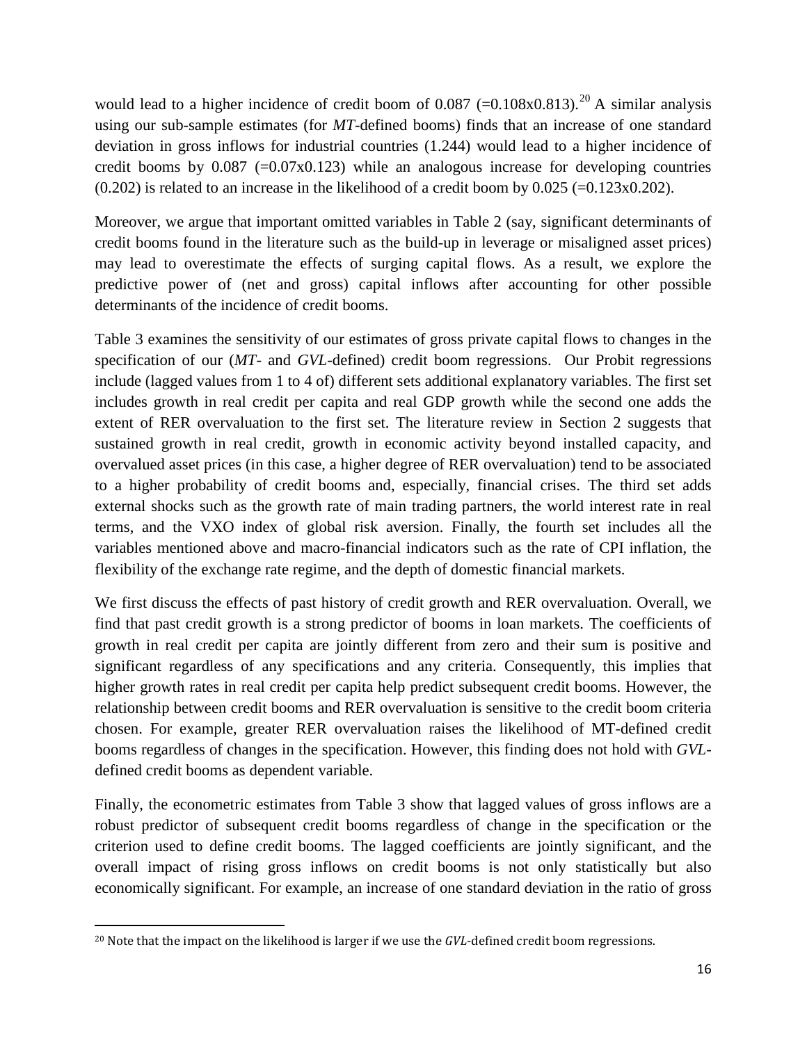would lead to a higher incidence of credit boom of 0.087 (=0.108x0.813).[20] A similar analysis using our sub-sample estimates (for *MT*-defined booms) finds that an increase of one standard deviation in gross inflows for industrial countries (1.244) would lead to a higher incidence of credit booms by 0.087 (=0.07x0.123) while an analogous increase for developing countries (0.202) is related to an increase in the likelihood of a credit boom by 0.025 (=0.123x0.202).

Moreover, we argue that important omitted variables in Table 2 (say, significant determinants of credit booms found in the literature such as the build-up in leverage or misaligned asset prices) may lead to overestimate the effects of surging capital flows. As a result, we explore the predictive power of (net and gross) capital inflows after accounting for other possible determinants of the incidence of credit booms.

Table 3 examines the sensitivity of our estimates of gross private capital flows to changes in the specification of our (*MT*- and *GVL*-defined) credit boom regressions. Our Probit regressions include (lagged values from 1 to 4 of) different sets additional explanatory variables. The first set includes growth in real credit per capita and real GDP growth while the second one adds the extent of RER overvaluation to the first set. The literature review in Section 2 suggests that sustained growth in real credit, growth in economic activity beyond installed capacity, and overvalued asset prices (in this case, a higher degree of RER overvaluation) tend to be associated to a higher probability of credit booms and, especially, financial crises. The third set adds external shocks such as the growth rate of main trading partners, the world interest rate in real terms, and the VXO index of global risk aversion. Finally, the fourth set includes all the variables mentioned above and macro-financial indicators such as the rate of CPI inflation, the flexibility of the exchange rate regime, and the depth of domestic financial markets.

We first discuss the effects of past history of credit growth and RER overvaluation. Overall, we find that past credit growth is a strong predictor of booms in loan markets. The coefficients of growth in real credit per capita are jointly different from zero and their sum is positive and significant regardless of any specifications and any criteria. Consequently, this implies that higher growth rates in real credit per capita help predict subsequent credit booms. However, the relationship between credit booms and RER overvaluation is sensitive to the credit boom criteria chosen. For example, greater RER overvaluation raises the likelihood of MT-defined credit booms regardless of changes in the specification. However, this finding does not hold with *GVL*-defined credit booms as dependent variable.

Finally, the econometric estimates from Table 3 show that lagged values of gross inflows are a robust predictor of subsequent credit booms regardless of change in the specification or the criterion used to define credit booms. The lagged coefficients are jointly significant, and the overall impact of rising gross inflows on credit booms is not only statistically but also economically significant. For example, an increase of one standard deviation in the ratio of gross

[20] Note that the impact on the likelihood is larger if we use the *GVL*-defined credit boom regressions.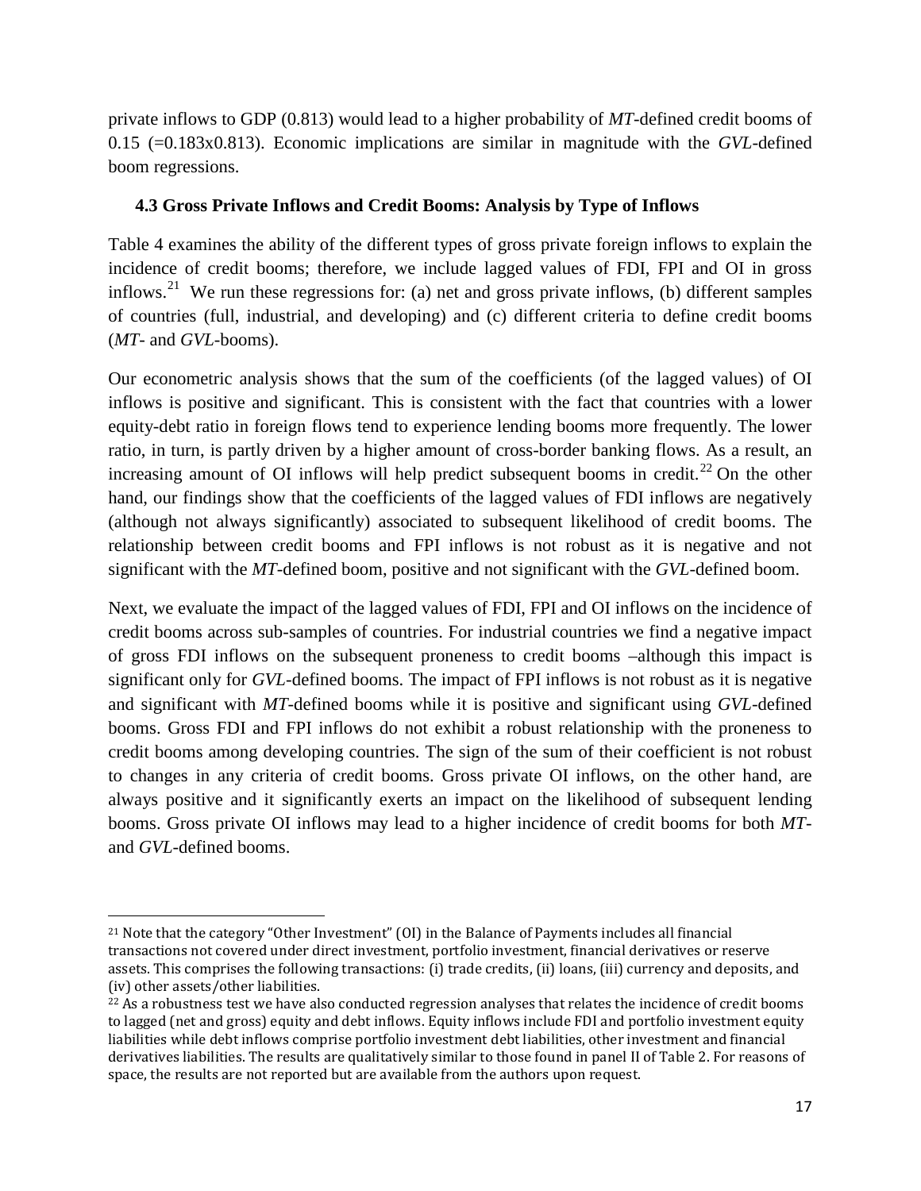private inflows to GDP (0.813) would lead to a higher probability of *MT*-defined credit booms of 0.15 (=0.183x0.813). Economic implications are similar in magnitude with the *GVL*-defined boom regressions.

### 4.3 Gross Private Inflows and Credit Booms: Analysis by Type of Inflows

Table 4 examines the ability of the different types of gross private foreign inflows to explain the incidence of credit booms; therefore, we include lagged values of FDI, FPI and OI in gross inflows.[21] We run these regressions for: (a) net and gross private inflows, (b) different samples of countries (full, industrial, and developing) and (c) different criteria to define credit booms (*MT*- and *GVL*-booms).

Our econometric analysis shows that the sum of the coefficients (of the lagged values) of OI inflows is positive and significant. This is consistent with the fact that countries with a lower equity-debt ratio in foreign flows tend to experience lending booms more frequently. The lower ratio, in turn, is partly driven by a higher amount of cross-border banking flows. As a result, an increasing amount of OI inflows will help predict subsequent booms in credit.[22] On the other hand, our findings show that the coefficients of the lagged values of FDI inflows are negatively (although not always significantly) associated to subsequent likelihood of credit booms. The relationship between credit booms and FPI inflows is not robust as it is negative and not significant with the *MT*-defined boom, positive and not significant with the *GVL*-defined boom.

Next, we evaluate the impact of the lagged values of FDI, FPI and OI inflows on the incidence of credit booms across sub-samples of countries. For industrial countries we find a negative impact of gross FDI inflows on the subsequent proneness to credit booms –although this impact is significant only for *GVL*-defined booms. The impact of FPI inflows is not robust as it is negative and significant with *MT*-defined booms while it is positive and significant using *GVL*-defined booms. Gross FDI and FPI inflows do not exhibit a robust relationship with the proneness to credit booms among developing countries. The sign of the sum of their coefficient is not robust to changes in any criteria of credit booms. Gross private OI inflows, on the other hand, are always positive and it significantly exerts an impact on the likelihood of subsequent lending booms. Gross private OI inflows may lead to a higher incidence of credit booms for both *MT*- and *GVL*-defined booms.

---

[21] Note that the category "Other Investment" (OI) in the Balance of Payments includes all financial transactions not covered under direct investment, portfolio investment, financial derivatives or reserve assets. This comprises the following transactions: (i) trade credits, (ii) loans, (iii) currency and deposits, and (iv) other assets/other liabilities.

[22] As a robustness test we have also conducted regression analyses that relates the incidence of credit booms to lagged (net and gross) equity and debt inflows. Equity inflows include FDI and portfolio investment equity liabilities while debt inflows comprise portfolio investment debt liabilities, other investment and financial derivatives liabilities. The results are qualitatively similar to those found in panel II of Table 2. For reasons of space, the results are not reported but are available from the authors upon request.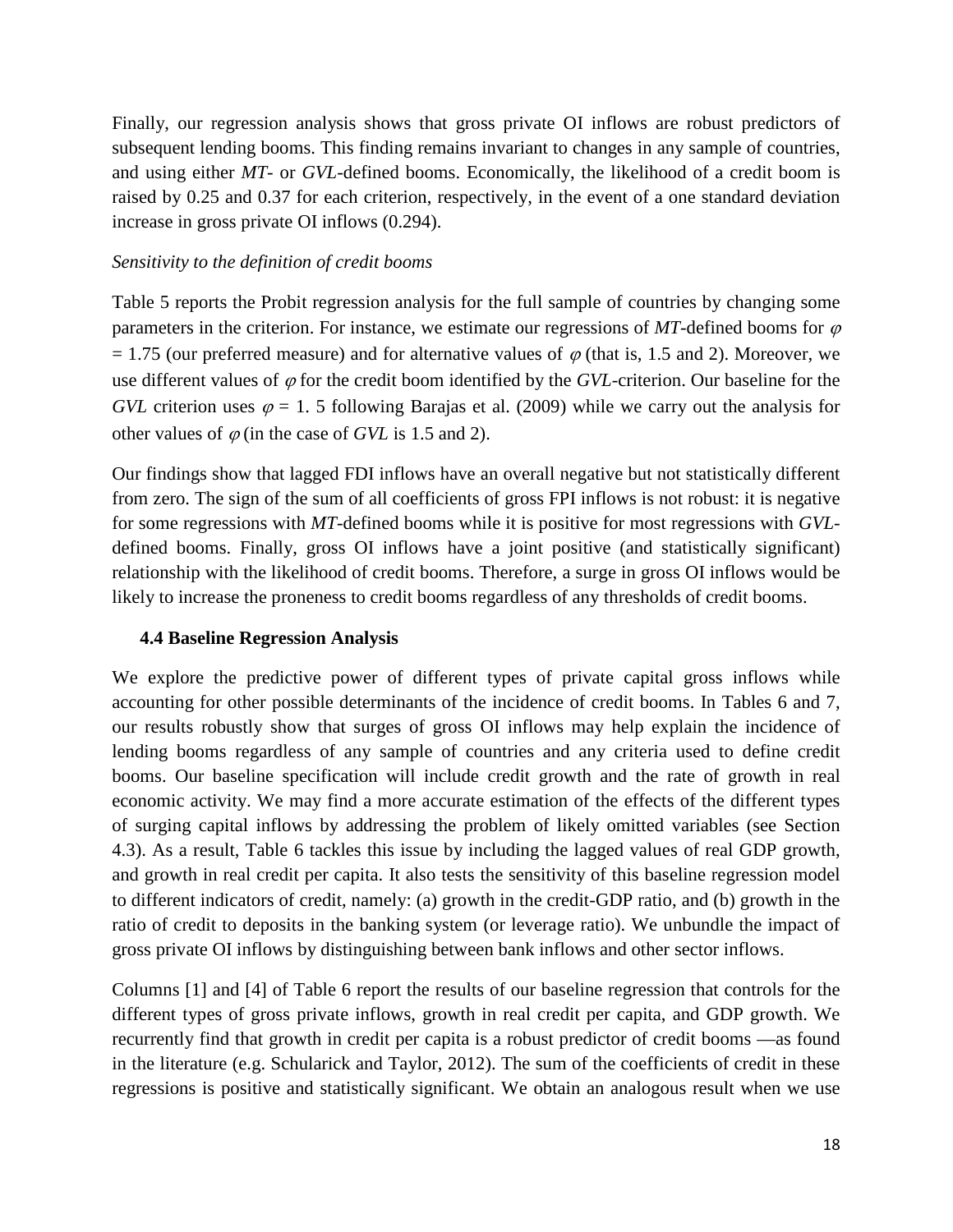Finally, our regression analysis shows that gross private OI inflows are robust predictors of subsequent lending booms. This finding remains invariant to changes in any sample of countries, and using either *MT*- or *GVL*-defined booms. Economically, the likelihood of a credit boom is raised by 0.25 and 0.37 for each criterion, respectively, in the event of a one standard deviation increase in gross private OI inflows (0.294).

*Sensitivity to the definition of credit booms*

Table 5 reports the Probit regression analysis for the full sample of countries by changing some parameters in the criterion. For instance, we estimate our regressions of *MT*-defined booms for $\varphi = 1.75$ (our preferred measure) and for alternative values of $\varphi$ (that is, 1.5 and 2). Moreover, we use different values of $\varphi$ for the credit boom identified by the *GVL*-criterion. Our baseline for the *GVL* criterion uses $\varphi = 1.5$ following Barajas et al. (2009) while we carry out the analysis for other values of $\varphi$ (in the case of *GVL* is 1.5 and 2).

Our findings show that lagged FDI inflows have an overall negative but not statistically different from zero. The sign of the sum of all coefficients of gross FPI inflows is not robust: it is negative for some regressions with *MT*-defined booms while it is positive for most regressions with *GVL*-defined booms. Finally, gross OI inflows have a joint positive (and statistically significant) relationship with the likelihood of credit booms. Therefore, a surge in gross OI inflows would be likely to increase the proneness to credit booms regardless of any thresholds of credit booms.

### 4.4 Baseline Regression Analysis

We explore the predictive power of different types of private capital gross inflows while accounting for other possible determinants of the incidence of credit booms. In Tables 6 and 7, our results robustly show that surges of gross OI inflows may help explain the incidence of lending booms regardless of any sample of countries and any criteria used to define credit booms. Our baseline specification will include credit growth and the rate of growth in real economic activity. We may find a more accurate estimation of the effects of the different types of surging capital inflows by addressing the problem of likely omitted variables (see Section 4.3). As a result, Table 6 tackles this issue by including the lagged values of real GDP growth, and growth in real credit per capita. It also tests the sensitivity of this baseline regression model to different indicators of credit, namely: (a) growth in the credit-GDP ratio, and (b) growth in the ratio of credit to deposits in the banking system (or leverage ratio). We unbundle the impact of gross private OI inflows by distinguishing between bank inflows and other sector inflows.

Columns [1] and [4] of Table 6 report the results of our baseline regression that controls for the different types of gross private inflows, growth in real credit per capita, and GDP growth. We recurrently find that growth in credit per capita is a robust predictor of credit booms —as found in the literature (e.g. Schularick and Taylor, 2012). The sum of the coefficients of credit in these regressions is positive and statistically significant. We obtain an analogous result when we use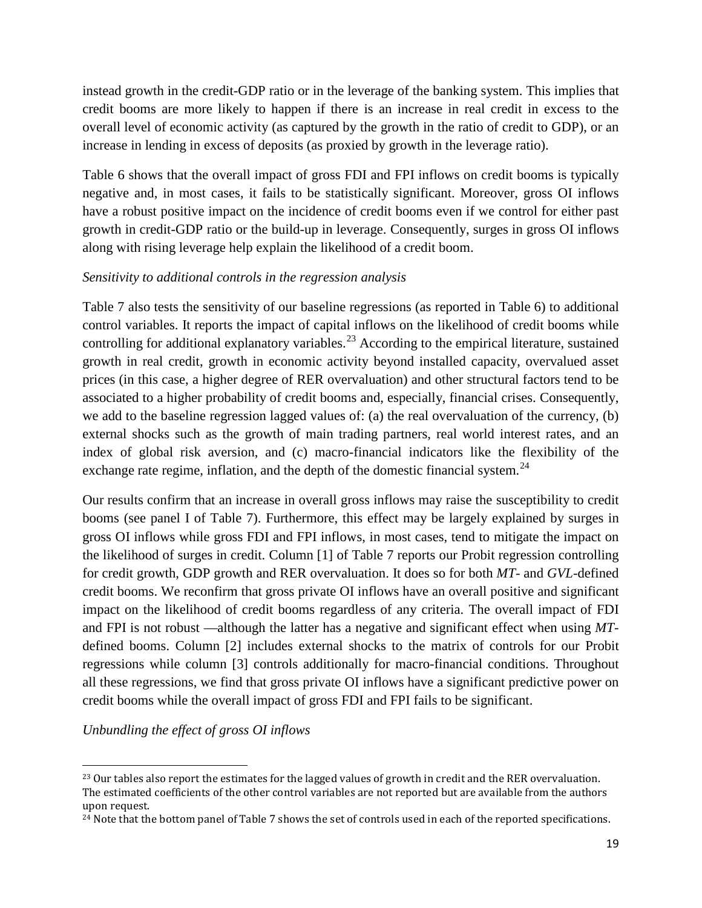instead growth in the credit-GDP ratio or in the leverage of the banking system. This implies that credit booms are more likely to happen if there is an increase in real credit in excess to the overall level of economic activity (as captured by the growth in the ratio of credit to GDP), or an increase in lending in excess of deposits (as proxied by growth in the leverage ratio).

Table 6 shows that the overall impact of gross FDI and FPI inflows on credit booms is typically negative and, in most cases, it fails to be statistically significant. Moreover, gross OI inflows have a robust positive impact on the incidence of credit booms even if we control for either past growth in credit-GDP ratio or the build-up in leverage. Consequently, surges in gross OI inflows along with rising leverage help explain the likelihood of a credit boom.

*Sensitivity to additional controls in the regression analysis*

Table 7 also tests the sensitivity of our baseline regressions (as reported in Table 6) to additional control variables. It reports the impact of capital inflows on the likelihood of credit booms while controlling for additional explanatory variables.[23] According to the empirical literature, sustained growth in real credit, growth in economic activity beyond installed capacity, overvalued asset prices (in this case, a higher degree of RER overvaluation) and other structural factors tend to be associated to a higher probability of credit booms and, especially, financial crises. Consequently, we add to the baseline regression lagged values of: (a) the real overvaluation of the currency, (b) external shocks such as the growth of main trading partners, real world interest rates, and an index of global risk aversion, and (c) macro-financial indicators like the flexibility of the exchange rate regime, inflation, and the depth of the domestic financial system.[24]

Our results confirm that an increase in overall gross inflows may raise the susceptibility to credit booms (see panel I of Table 7). Furthermore, this effect may be largely explained by surges in gross OI inflows while gross FDI and FPI inflows, in most cases, tend to mitigate the impact on the likelihood of surges in credit. Column [1] of Table 7 reports our Probit regression controlling for credit growth, GDP growth and RER overvaluation. It does so for both *MT*- and *GVL*-defined credit booms. We reconfirm that gross private OI inflows have an overall positive and significant impact on the likelihood of credit booms regardless of any criteria. The overall impact of FDI and FPI is not robust —although the latter has a negative and significant effect when using *MT*-defined booms. Column [2] includes external shocks to the matrix of controls for our Probit regressions while column [3] controls additionally for macro-financial conditions. Throughout all these regressions, we find that gross private OI inflows have a significant predictive power on credit booms while the overall impact of gross FDI and FPI fails to be significant.

*Unbundling the effect of gross OI inflows*

[23] Our tables also report the estimates for the lagged values of growth in credit and the RER overvaluation. The estimated coefficients of the other control variables are not reported but are available from the authors upon request.

[24] Note that the bottom panel of Table 7 shows the set of controls used in each of the reported specifications.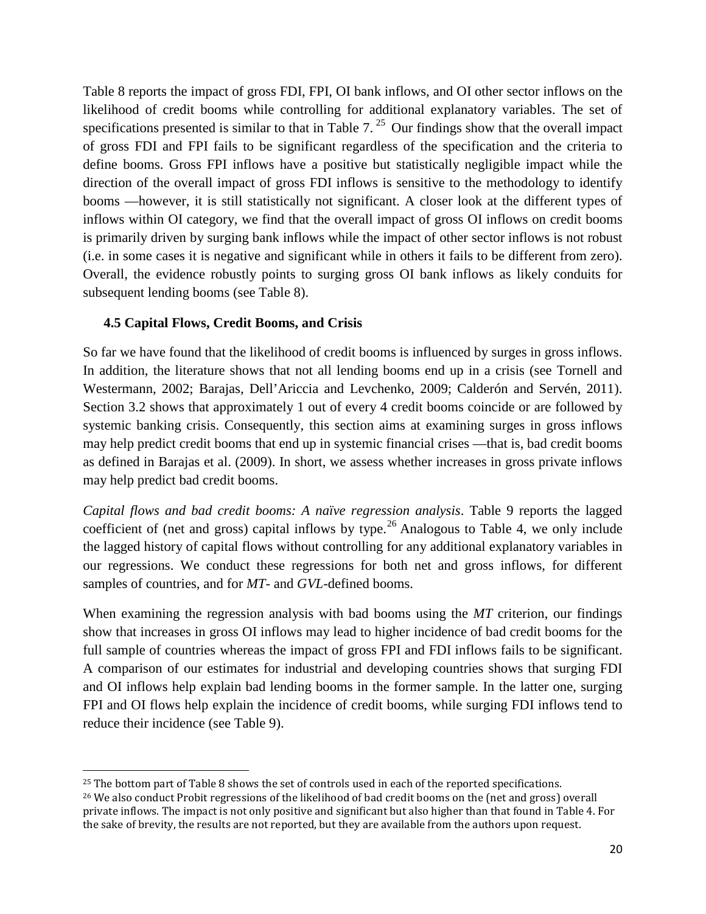Table 8 reports the impact of gross FDI, FPI, OI bank inflows, and OI other sector inflows on the likelihood of credit booms while controlling for additional explanatory variables. The set of specifications presented is similar to that in Table 7. [25] Our findings show that the overall impact of gross FDI and FPI fails to be significant regardless of the specification and the criteria to define booms. Gross FPI inflows have a positive but statistically negligible impact while the direction of the overall impact of gross FDI inflows is sensitive to the methodology to identify booms —however, it is still statistically not significant. A closer look at the different types of inflows within OI category, we find that the overall impact of gross OI inflows on credit booms is primarily driven by surging bank inflows while the impact of other sector inflows is not robust (i.e. in some cases it is negative and significant while in others it fails to be different from zero). Overall, the evidence robustly points to surging gross OI bank inflows as likely conduits for subsequent lending booms (see Table 8).

### 4.5 Capital Flows, Credit Booms, and Crisis

So far we have found that the likelihood of credit booms is influenced by surges in gross inflows. In addition, the literature shows that not all lending booms end up in a crisis (see Tornell and Westermann, 2002; Barajas, Dell'Ariccia and Levchenko, 2009; Calderón and Servén, 2011). Section 3.2 shows that approximately 1 out of every 4 credit booms coincide or are followed by systemic banking crisis. Consequently, this section aims at examining surges in gross inflows may help predict credit booms that end up in systemic financial crises —that is, bad credit booms as defined in Barajas et al. (2009). In short, we assess whether increases in gross private inflows may help predict bad credit booms.

*Capital flows and bad credit booms: A naïve regression analysis*. Table 9 reports the lagged coefficient of (net and gross) capital inflows by type. [26] Analogous to Table 4, we only include the lagged history of capital flows without controlling for any additional explanatory variables in our regressions. We conduct these regressions for both net and gross inflows, for different samples of countries, and for *MT*- and *GVL*-defined booms.

When examining the regression analysis with bad booms using the *MT* criterion, our findings show that increases in gross OI inflows may lead to higher incidence of bad credit booms for the full sample of countries whereas the impact of gross FPI and FDI inflows fails to be significant. A comparison of our estimates for industrial and developing countries shows that surging FDI and OI inflows help explain bad lending booms in the former sample. In the latter one, surging FPI and OI flows help explain the incidence of credit booms, while surging FDI inflows tend to reduce their incidence (see Table 9).

[25] The bottom part of Table 8 shows the set of controls used in each of the reported specifications.

[26] We also conduct Probit regressions of the likelihood of bad credit booms on the (net and gross) overall private inflows. The impact is not only positive and significant but also higher than that found in Table 4. For the sake of brevity, the results are not reported, but they are available from the authors upon request.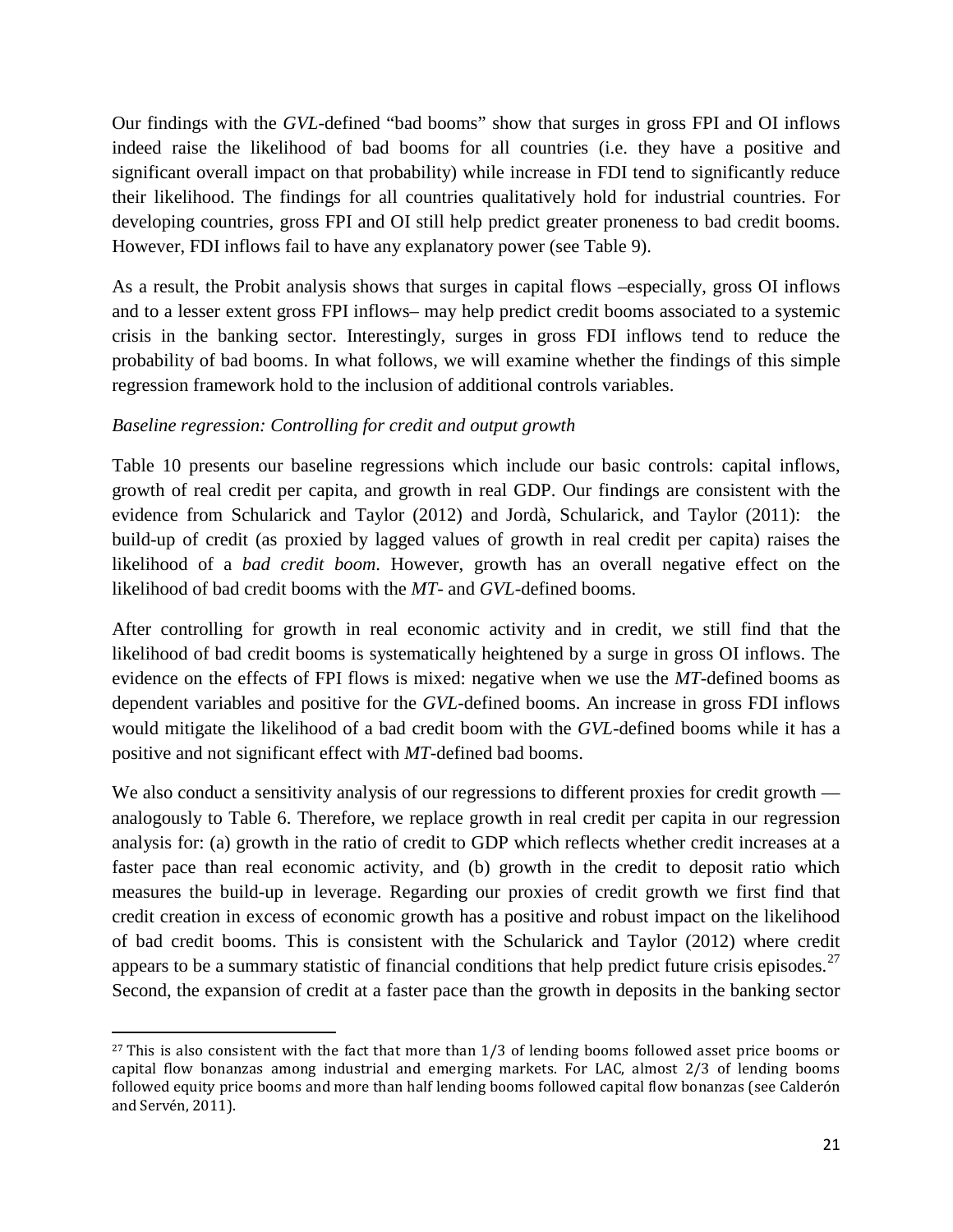Our findings with the *GVL*-defined “bad booms” show that surges in gross FPI and OI inflows indeed raise the likelihood of bad booms for all countries (i.e. they have a positive and significant overall impact on that probability) while increase in FDI tend to significantly reduce their likelihood. The findings for all countries qualitatively hold for industrial countries. For developing countries, gross FPI and OI still help predict greater proneness to bad credit booms. However, FDI inflows fail to have any explanatory power (see Table 9).

As a result, the Probit analysis shows that surges in capital flows –especially, gross OI inflows and to a lesser extent gross FPI inflows– may help predict credit booms associated to a systemic crisis in the banking sector. Interestingly, surges in gross FDI inflows tend to reduce the probability of bad booms. In what follows, we will examine whether the findings of this simple regression framework hold to the inclusion of additional controls variables.

*Baseline regression: Controlling for credit and output growth*

Table 10 presents our baseline regressions which include our basic controls: capital inflows, growth of real credit per capita, and growth in real GDP. Our findings are consistent with the evidence from Schularick and Taylor (2012) and Jordà, Schularick, and Taylor (2011): the build-up of credit (as proxied by lagged values of growth in real credit per capita) raises the likelihood of a *bad credit boom*. However, growth has an overall negative effect on the likelihood of bad credit booms with the *MT*- and *GVL*-defined booms.

After controlling for growth in real economic activity and in credit, we still find that the likelihood of bad credit booms is systematically heightened by a surge in gross OI inflows. The evidence on the effects of FPI flows is mixed: negative when we use the *MT*-defined booms as dependent variables and positive for the *GVL*-defined booms. An increase in gross FDI inflows would mitigate the likelihood of a bad credit boom with the *GVL*-defined booms while it has a positive and not significant effect with *MT*-defined bad booms.

We also conduct a sensitivity analysis of our regressions to different proxies for credit growth — analogously to Table 6. Therefore, we replace growth in real credit per capita in our regression analysis for: (a) growth in the ratio of credit to GDP which reflects whether credit increases at a faster pace than real economic activity, and (b) growth in the credit to deposit ratio which measures the build-up in leverage. Regarding our proxies of credit growth we first find that credit creation in excess of economic growth has a positive and robust impact on the likelihood of bad credit booms. This is consistent with the Schularick and Taylor (2012) where credit appears to be a summary statistic of financial conditions that help predict future crisis episodes.[27] Second, the expansion of credit at a faster pace than the growth in deposits in the banking sector

[27] This is also consistent with the fact that more than 1/3 of lending booms followed asset price booms or capital flow bonanzas among industrial and emerging markets. For LAC, almost 2/3 of lending booms followed equity price booms and more than half lending booms followed capital flow bonanzas (see Calderón and Servén, 2011).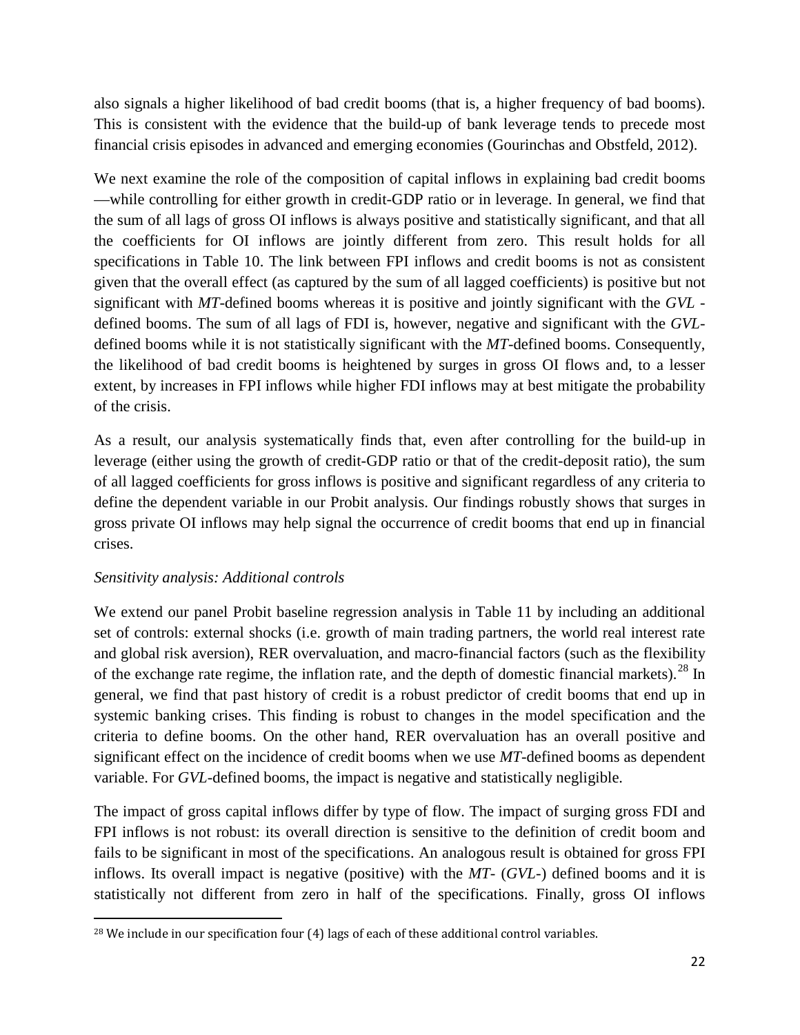also signals a higher likelihood of bad credit booms (that is, a higher frequency of bad booms). This is consistent with the evidence that the build-up of bank leverage tends to precede most financial crisis episodes in advanced and emerging economies (Gourinchas and Obstfeld, 2012).

We next examine the role of the composition of capital inflows in explaining bad credit booms —while controlling for either growth in credit-GDP ratio or in leverage. In general, we find that the sum of all lags of gross OI inflows is always positive and statistically significant, and that all the coefficients for OI inflows are jointly different from zero. This result holds for all specifications in Table 10. The link between FPI inflows and credit booms is not as consistent given that the overall effect (as captured by the sum of all lagged coefficients) is positive but not significant with *MT*-defined booms whereas it is positive and jointly significant with the *GVL* -defined booms. The sum of all lags of FDI is, however, negative and significant with the *GVL*-defined booms while it is not statistically significant with the *MT*-defined booms. Consequently, the likelihood of bad credit booms is heightened by surges in gross OI flows and, to a lesser extent, by increases in FPI inflows while higher FDI inflows may at best mitigate the probability of the crisis.

As a result, our analysis systematically finds that, even after controlling for the build-up in leverage (either using the growth of credit-GDP ratio or that of the credit-deposit ratio), the sum of all lagged coefficients for gross inflows is positive and significant regardless of any criteria to define the dependent variable in our Probit analysis. Our findings robustly shows that surges in gross private OI inflows may help signal the occurrence of credit booms that end up in financial crises.

*Sensitivity analysis: Additional controls*

We extend our panel Probit baseline regression analysis in Table 11 by including an additional set of controls: external shocks (i.e. growth of main trading partners, the world real interest rate and global risk aversion), RER overvaluation, and macro-financial factors (such as the flexibility of the exchange rate regime, the inflation rate, and the depth of domestic financial markets).[28] In general, we find that past history of credit is a robust predictor of credit booms that end up in systemic banking crises. This finding is robust to changes in the model specification and the criteria to define booms. On the other hand, RER overvaluation has an overall positive and significant effect on the incidence of credit booms when we use *MT*-defined booms as dependent variable. For *GVL*-defined booms, the impact is negative and statistically negligible.

The impact of gross capital inflows differ by type of flow. The impact of surging gross FDI and FPI inflows is not robust: its overall direction is sensitive to the definition of credit boom and fails to be significant in most of the specifications. An analogous result is obtained for gross FPI inflows. Its overall impact is negative (positive) with the *MT*- (*GVL*-) defined booms and it is statistically not different from zero in half of the specifications. Finally, gross OI inflows

[28] We include in our specification four (4) lags of each of these additional control variables.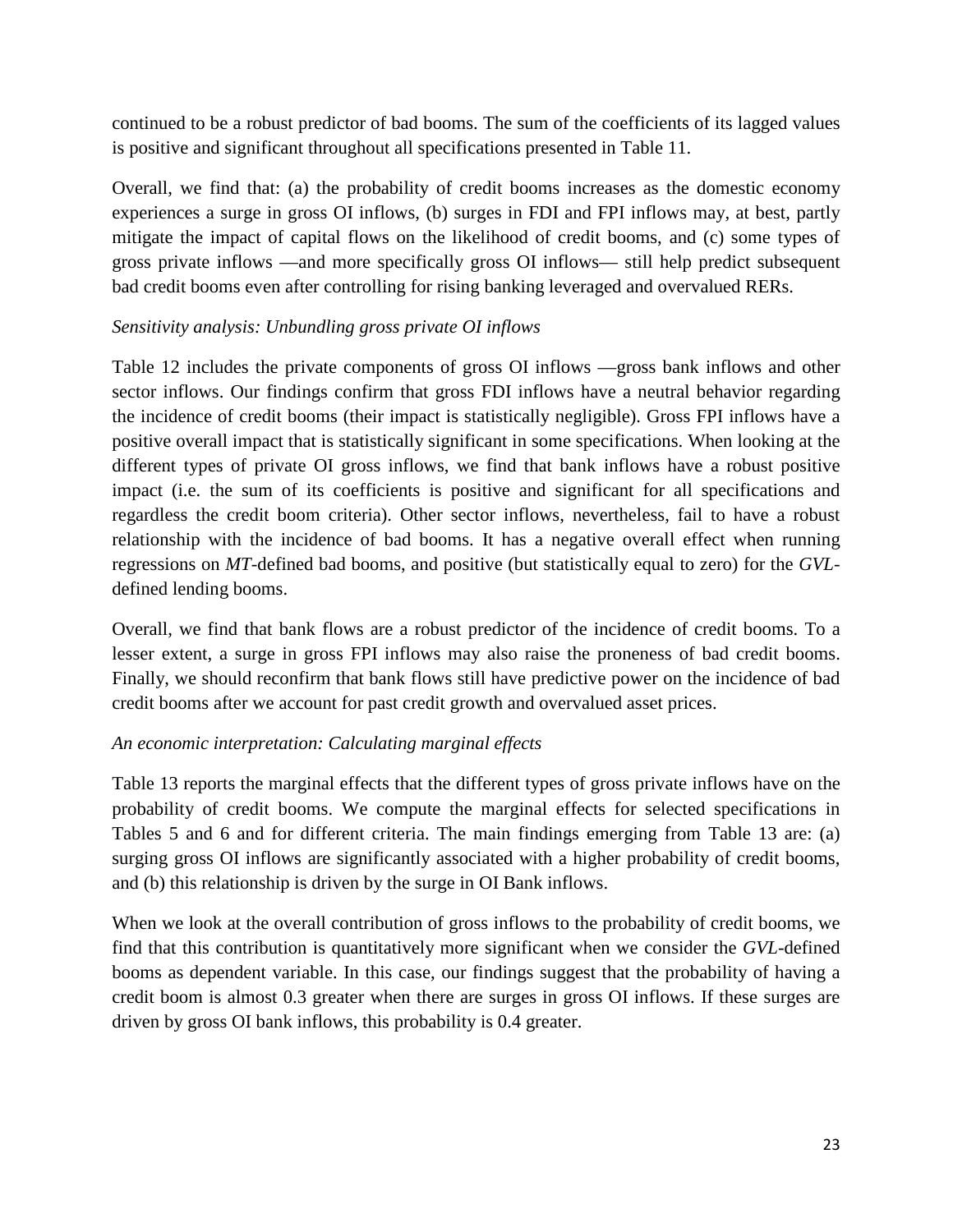continued to be a robust predictor of bad booms. The sum of the coefficients of its lagged values is positive and significant throughout all specifications presented in Table 11.

Overall, we find that: (a) the probability of credit booms increases as the domestic economy experiences a surge in gross OI inflows, (b) surges in FDI and FPI inflows may, at best, partly mitigate the impact of capital flows on the likelihood of credit booms, and (c) some types of gross private inflows —and more specifically gross OI inflows— still help predict subsequent bad credit booms even after controlling for rising banking leveraged and overvalued RERs.

*Sensitivity analysis: Unbundling gross private OI inflows*

Table 12 includes the private components of gross OI inflows —gross bank inflows and other sector inflows. Our findings confirm that gross FDI inflows have a neutral behavior regarding the incidence of credit booms (their impact is statistically negligible). Gross FPI inflows have a positive overall impact that is statistically significant in some specifications. When looking at the different types of private OI gross inflows, we find that bank inflows have a robust positive impact (i.e. the sum of its coefficients is positive and significant for all specifications and regardless the credit boom criteria). Other sector inflows, nevertheless, fail to have a robust relationship with the incidence of bad booms. It has a negative overall effect when running regressions on *MT*-defined bad booms, and positive (but statistically equal to zero) for the *GVL*-defined lending booms.

Overall, we find that bank flows are a robust predictor of the incidence of credit booms. To a lesser extent, a surge in gross FPI inflows may also raise the proneness of bad credit booms. Finally, we should reconfirm that bank flows still have predictive power on the incidence of bad credit booms after we account for past credit growth and overvalued asset prices.

*An economic interpretation: Calculating marginal effects*

Table 13 reports the marginal effects that the different types of gross private inflows have on the probability of credit booms. We compute the marginal effects for selected specifications in Tables 5 and 6 and for different criteria. The main findings emerging from Table 13 are: (a) surging gross OI inflows are significantly associated with a higher probability of credit booms, and (b) this relationship is driven by the surge in OI Bank inflows.

When we look at the overall contribution of gross inflows to the probability of credit booms, we find that this contribution is quantitatively more significant when we consider the *GVL*-defined booms as dependent variable. In this case, our findings suggest that the probability of having a credit boom is almost 0.3 greater when there are surges in gross OI inflows. If these surges are driven by gross OI bank inflows, this probability is 0.4 greater.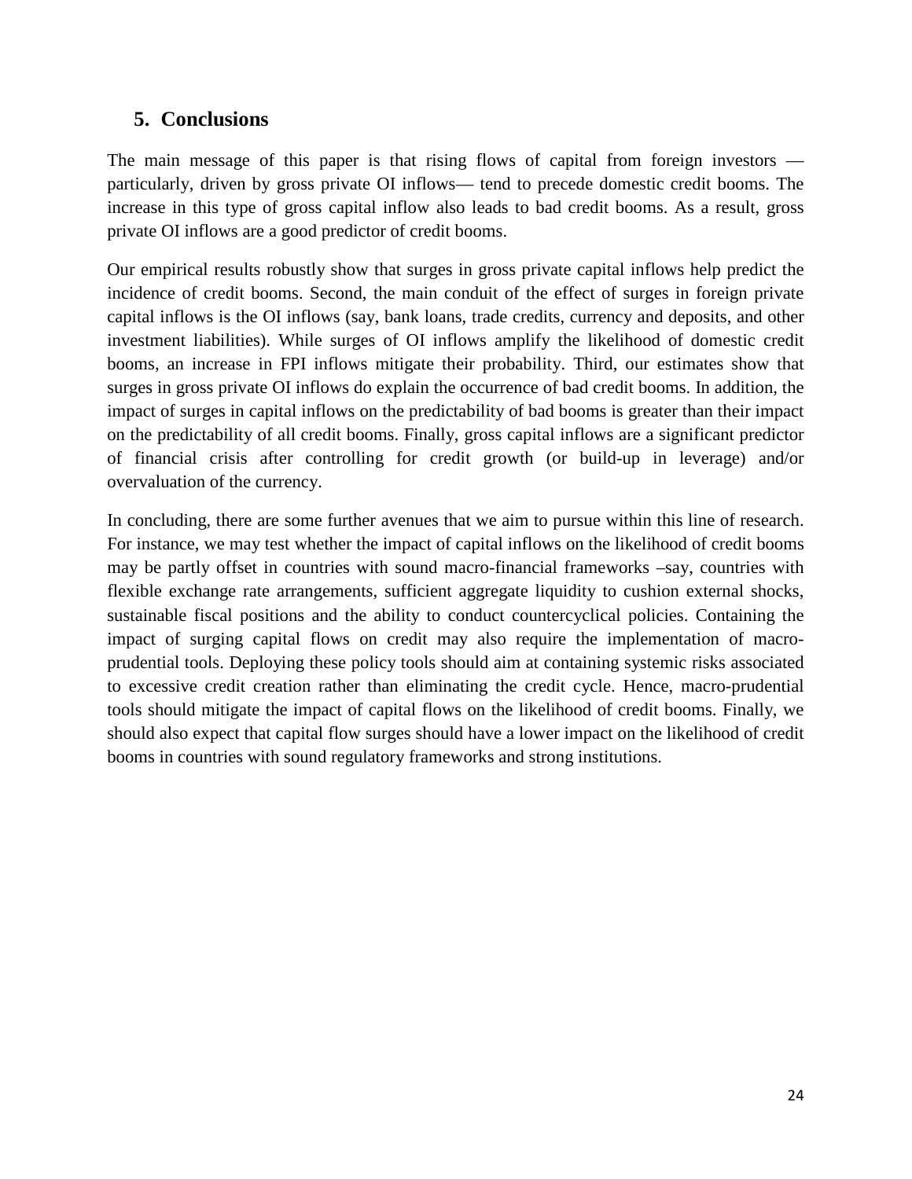## 5. Conclusions

The main message of this paper is that rising flows of capital from foreign investors — particularly, driven by gross private OI inflows— tend to precede domestic credit booms. The increase in this type of gross capital inflow also leads to bad credit booms. As a result, gross private OI inflows are a good predictor of credit booms.

Our empirical results robustly show that surges in gross private capital inflows help predict the incidence of credit booms. Second, the main conduit of the effect of surges in foreign private capital inflows is the OI inflows (say, bank loans, trade credits, currency and deposits, and other investment liabilities). While surges of OI inflows amplify the likelihood of domestic credit booms, an increase in FPI inflows mitigate their probability. Third, our estimates show that surges in gross private OI inflows do explain the occurrence of bad credit booms. In addition, the impact of surges in capital inflows on the predictability of bad booms is greater than their impact on the predictability of all credit booms. Finally, gross capital inflows are a significant predictor of financial crisis after controlling for credit growth (or build-up in leverage) and/or overvaluation of the currency.

In concluding, there are some further avenues that we aim to pursue within this line of research. For instance, we may test whether the impact of capital inflows on the likelihood of credit booms may be partly offset in countries with sound macro-financial frameworks –say, countries with flexible exchange rate arrangements, sufficient aggregate liquidity to cushion external shocks, sustainable fiscal positions and the ability to conduct countercyclical policies. Containing the impact of surging capital flows on credit may also require the implementation of macro-prudential tools. Deploying these policy tools should aim at containing systemic risks associated to excessive credit creation rather than eliminating the credit cycle. Hence, macro-prudential tools should mitigate the impact of capital flows on the likelihood of credit booms. Finally, we should also expect that capital flow surges should have a lower impact on the likelihood of credit booms in countries with sound regulatory frameworks and strong institutions.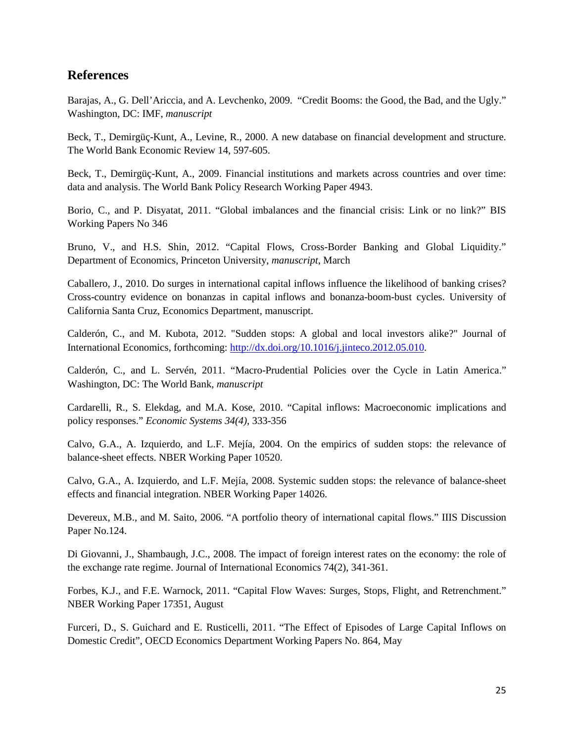## References

Barajas, A., G. Dell'Ariccia, and A. Levchenko, 2009. "Credit Booms: the Good, the Bad, and the Ugly." Washington, DC: IMF, *manuscript*

Beck, T., Demirgüç-Kunt, A., Levine, R., 2000. A new database on financial development and structure. The World Bank Economic Review 14, 597-605.

Beck, T., Demirgüç-Kunt, A., 2009. Financial institutions and markets across countries and over time: data and analysis. The World Bank Policy Research Working Paper 4943.

Borio, C., and P. Disyatat, 2011. "Global imbalances and the financial crisis: Link or no link?" BIS Working Papers No 346

Bruno, V., and H.S. Shin, 2012. "Capital Flows, Cross-Border Banking and Global Liquidity." Department of Economics, Princeton University, *manuscript*, March

Caballero, J., 2010. Do surges in international capital inflows influence the likelihood of banking crises? Cross-country evidence on bonanzas in capital inflows and bonanza-boom-bust cycles. University of California Santa Cruz, Economics Department, manuscript.

Calderón, C., and M. Kubota, 2012. "Sudden stops: A global and local investors alike?" Journal of International Economics, forthcoming: http://dx.doi.org/10.1016/j.jinteco.2012.05.010.

Calderón, C., and L. Servén, 2011. "Macro-Prudential Policies over the Cycle in Latin America." Washington, DC: The World Bank, *manuscript*

Cardarelli, R., S. Elekdag, and M.A. Kose, 2010. "Capital inflows: Macroeconomic implications and policy responses." *Economic Systems 34(4)*, 333-356

Calvo, G.A., A. Izquierdo, and L.F. Mejía, 2004. On the empirics of sudden stops: the relevance of balance-sheet effects. NBER Working Paper 10520.

Calvo, G.A., A. Izquierdo, and L.F. Mejía, 2008. Systemic sudden stops: the relevance of balance-sheet effects and financial integration. NBER Working Paper 14026.

Devereux, M.B., and M. Saito, 2006. "A portfolio theory of international capital flows." IIIS Discussion Paper No.124.

Di Giovanni, J., Shambaugh, J.C., 2008. The impact of foreign interest rates on the economy: the role of the exchange rate regime. Journal of International Economics 74(2), 341-361.

Forbes, K.J., and F.E. Warnock, 2011. "Capital Flow Waves: Surges, Stops, Flight, and Retrenchment." NBER Working Paper 17351, August

Furceri, D., S. Guichard and E. Rusticelli, 2011. "The Effect of Episodes of Large Capital Inflows on Domestic Credit", OECD Economics Department Working Papers No. 864, May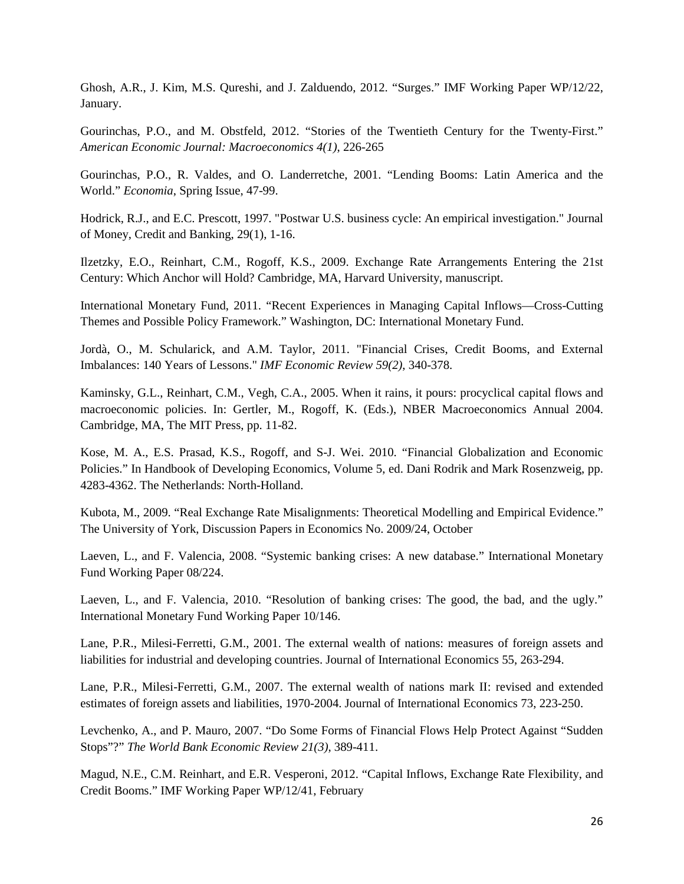Ghosh, A.R., J. Kim, M.S. Qureshi, and J. Zalduendo, 2012. "Surges." IMF Working Paper WP/12/22, January.

Gourinchas, P.O., and M. Obstfeld, 2012. "Stories of the Twentieth Century for the Twenty-First." *American Economic Journal: Macroeconomics 4(1)*, 226-265

Gourinchas, P.O., R. Valdes, and O. Landerretche, 2001. "Lending Booms: Latin America and the World." *Economia*, Spring Issue, 47-99.

Hodrick, R.J., and E.C. Prescott, 1997. "Postwar U.S. business cycle: An empirical investigation." Journal of Money, Credit and Banking, 29(1), 1-16.

Ilzetzky, E.O., Reinhart, C.M., Rogoff, K.S., 2009. Exchange Rate Arrangements Entering the 21st Century: Which Anchor will Hold? Cambridge, MA, Harvard University, manuscript.

International Monetary Fund, 2011. "Recent Experiences in Managing Capital Inflows—Cross-Cutting Themes and Possible Policy Framework." Washington, DC: International Monetary Fund.

Jordà, O., M. Schularick, and A.M. Taylor, 2011. "Financial Crises, Credit Booms, and External Imbalances: 140 Years of Lessons." *IMF Economic Review 59(2)*, 340-378.

Kaminsky, G.L., Reinhart, C.M., Vegh, C.A., 2005. When it rains, it pours: procyclical capital flows and macroeconomic policies. In: Gertler, M., Rogoff, K. (Eds.), NBER Macroeconomics Annual 2004. Cambridge, MA, The MIT Press, pp. 11-82.

Kose, M. A., E.S. Prasad, K.S., Rogoff, and S-J. Wei. 2010. "Financial Globalization and Economic Policies." In Handbook of Developing Economics, Volume 5, ed. Dani Rodrik and Mark Rosenzweig, pp. 4283-4362. The Netherlands: North-Holland.

Kubota, M., 2009. "Real Exchange Rate Misalignments: Theoretical Modelling and Empirical Evidence." The University of York, Discussion Papers in Economics No. 2009/24, October

Laeven, L., and F. Valencia, 2008. "Systemic banking crises: A new database." International Monetary Fund Working Paper 08/224.

Laeven, L., and F. Valencia, 2010. "Resolution of banking crises: The good, the bad, and the ugly." International Monetary Fund Working Paper 10/146.

Lane, P.R., Milesi-Ferretti, G.M., 2001. The external wealth of nations: measures of foreign assets and liabilities for industrial and developing countries. Journal of International Economics 55, 263-294.

Lane, P.R., Milesi-Ferretti, G.M., 2007. The external wealth of nations mark II: revised and extended estimates of foreign assets and liabilities, 1970-2004. Journal of International Economics 73, 223-250.

Levchenko, A., and P. Mauro, 2007. "Do Some Forms of Financial Flows Help Protect Against "Sudden Stops"?" *The World Bank Economic Review 21(3)*, 389-411.

Magud, N.E., C.M. Reinhart, and E.R. Vesperoni, 2012. "Capital Inflows, Exchange Rate Flexibility, and Credit Booms." IMF Working Paper WP/12/41, February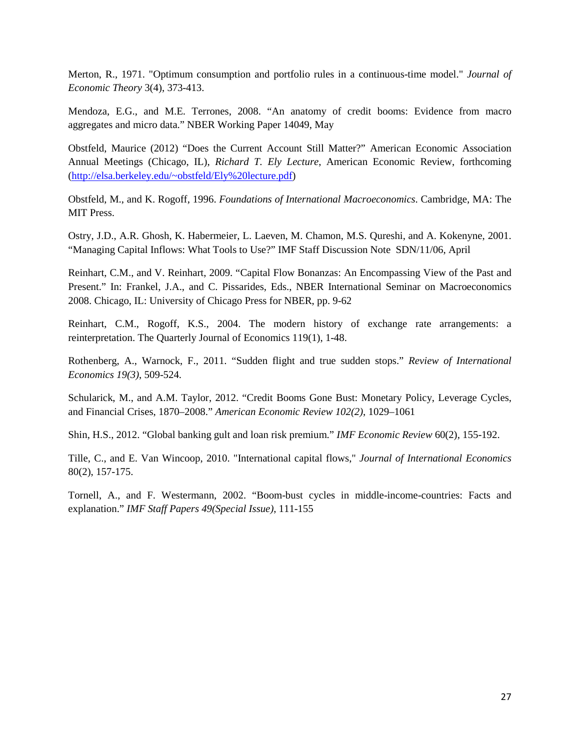Merton, R., 1971. "Optimum consumption and portfolio rules in a continuous-time model." *Journal of Economic Theory* 3(4), 373-413.

Mendoza, E.G., and M.E. Terrones, 2008. "An anatomy of credit booms: Evidence from macro aggregates and micro data." NBER Working Paper 14049, May

Obstfeld, Maurice (2012) "Does the Current Account Still Matter?" American Economic Association Annual Meetings (Chicago, IL), *Richard T. Ely Lecture*, American Economic Review, forthcoming (http://elsa.berkeley.edu/~obstfeld/Ely%20lecture.pdf)

Obstfeld, M., and K. Rogoff, 1996. *Foundations of International Macroeconomics*. Cambridge, MA: The MIT Press.

Ostry, J.D., A.R. Ghosh, K. Habermeier, L. Laeven, M. Chamon, M.S. Qureshi, and A. Kokenyne, 2001. "Managing Capital Inflows: What Tools to Use?" IMF Staff Discussion Note SDN/11/06, April

Reinhart, C.M., and V. Reinhart, 2009. "Capital Flow Bonanzas: An Encompassing View of the Past and Present." In: Frankel, J.A., and C. Pissarides, Eds., NBER International Seminar on Macroeconomics 2008. Chicago, IL: University of Chicago Press for NBER, pp. 9-62

Reinhart, C.M., Rogoff, K.S., 2004. The modern history of exchange rate arrangements: a reinterpretation. The Quarterly Journal of Economics 119(1), 1-48.

Rothenberg, A., Warnock, F., 2011. "Sudden flight and true sudden stops." *Review of International Economics 19(3)*, 509-524.

Schularick, M., and A.M. Taylor, 2012. "Credit Booms Gone Bust: Monetary Policy, Leverage Cycles, and Financial Crises, 1870–2008." *American Economic Review 102(2)*, 1029–1061

Shin, H.S., 2012. "Global banking gult and loan risk premium." *IMF Economic Review* 60(2), 155-192.

Tille, C., and E. Van Wincoop, 2010. "International capital flows," *Journal of International Economics* 80(2), 157-175.

Tornell, A., and F. Westermann, 2002. "Boom-bust cycles in middle-income-countries: Facts and explanation." *IMF Staff Papers 49(Special Issue)*, 111-155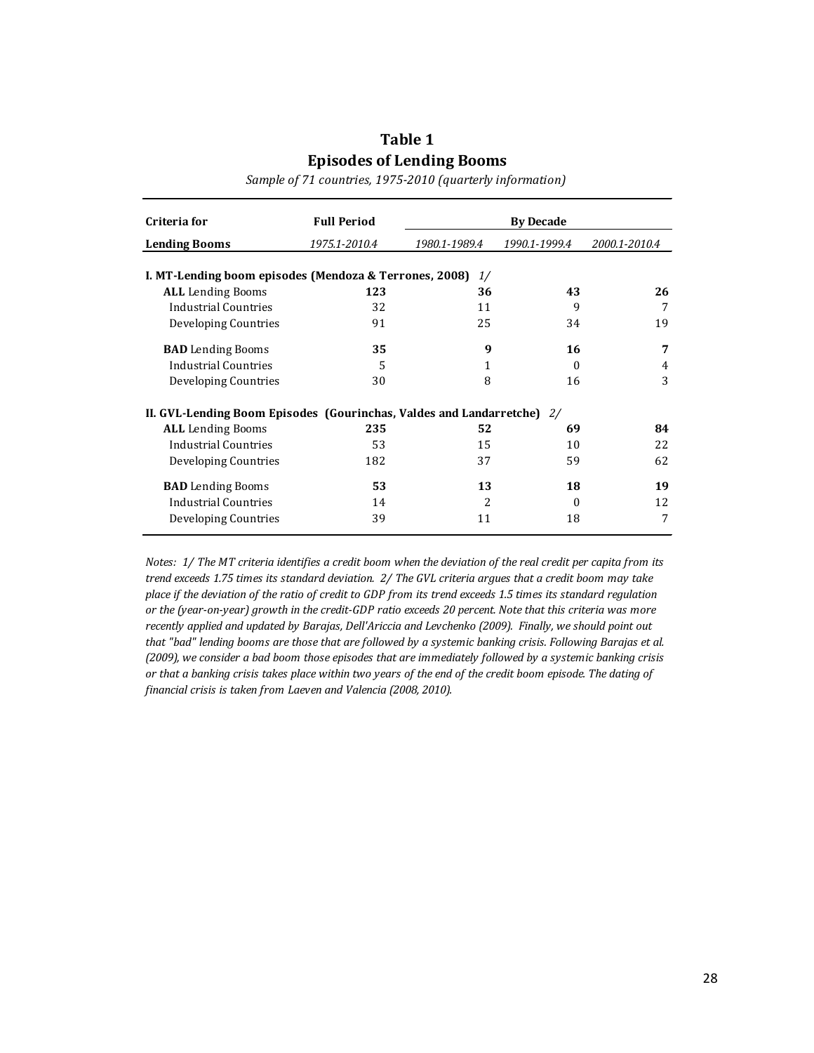# Table 1

## Episodes of Lending Booms

*Sample of 71 countries, 1975-2010 (quarterly information)*

| Criteria for | Full Period | By Decade | | |
|---|---|---|---|---|
| **Lending Booms** | *1975.1-2010.4* | *1980.1-1989.4* | *1990.1-1999.4* | *2000.1-2010.4* |
| **I. MT-Lending boom episodes (Mendoza & Terrones, 2008)** 1/ | | | | |
| **ALL** Lending Booms | **123** | **36** | **43** | **26** |
| Industrial Countries | 32 | 11 | 9 | 7 |
| Developing Countries | 91 | 25 | 34 | 19 |
| **BAD** Lending Booms | **35** | **9** | **16** | **7** |
| Industrial Countries | 5 | 1 | 0 | 4 |
| Developing Countries | 30 | 8 | 16 | 3 |
| **II. GVL-Lending Boom Episodes (Gourinchas, Valdes and Landarretche)** 2/ | | | | |
| **ALL** Lending Booms | **235** | **52** | **69** | **84** |
| Industrial Countries | 53 | 15 | 10 | 22 |
| Developing Countries | 182 | 37 | 59 | 62 |
| **BAD** Lending Booms | **53** | **13** | **18** | **19** |
| Industrial Countries | 14 | 2 | 0 | 12 |
| Developing Countries | 39 | 11 | 18 | 7 |

*Notes: 1/ The MT criteria identifies a credit boom when the deviation of the real credit per capita from its trend exceeds 1.75 times its standard deviation. 2/ The GVL criteria argues that a credit boom may take place if the deviation of the ratio of credit to GDP from its trend exceeds 1.5 times its standard regulation or the (year-on-year) growth in the credit-GDP ratio exceeds 20 percent. Note that this criteria was more recently applied and updated by Barajas, Dell'Ariccia and Levchenko (2009). Finally, we should point out that "bad" lending booms are those that are followed by a systemic banking crisis. Following Barajas et al. (2009), we consider a bad boom those episodes that are immediately followed by a systemic banking crisis or that a banking crisis takes place within two years of the end of the credit boom episode. The dating of financial crisis is taken from Laeven and Valencia (2008, 2010).*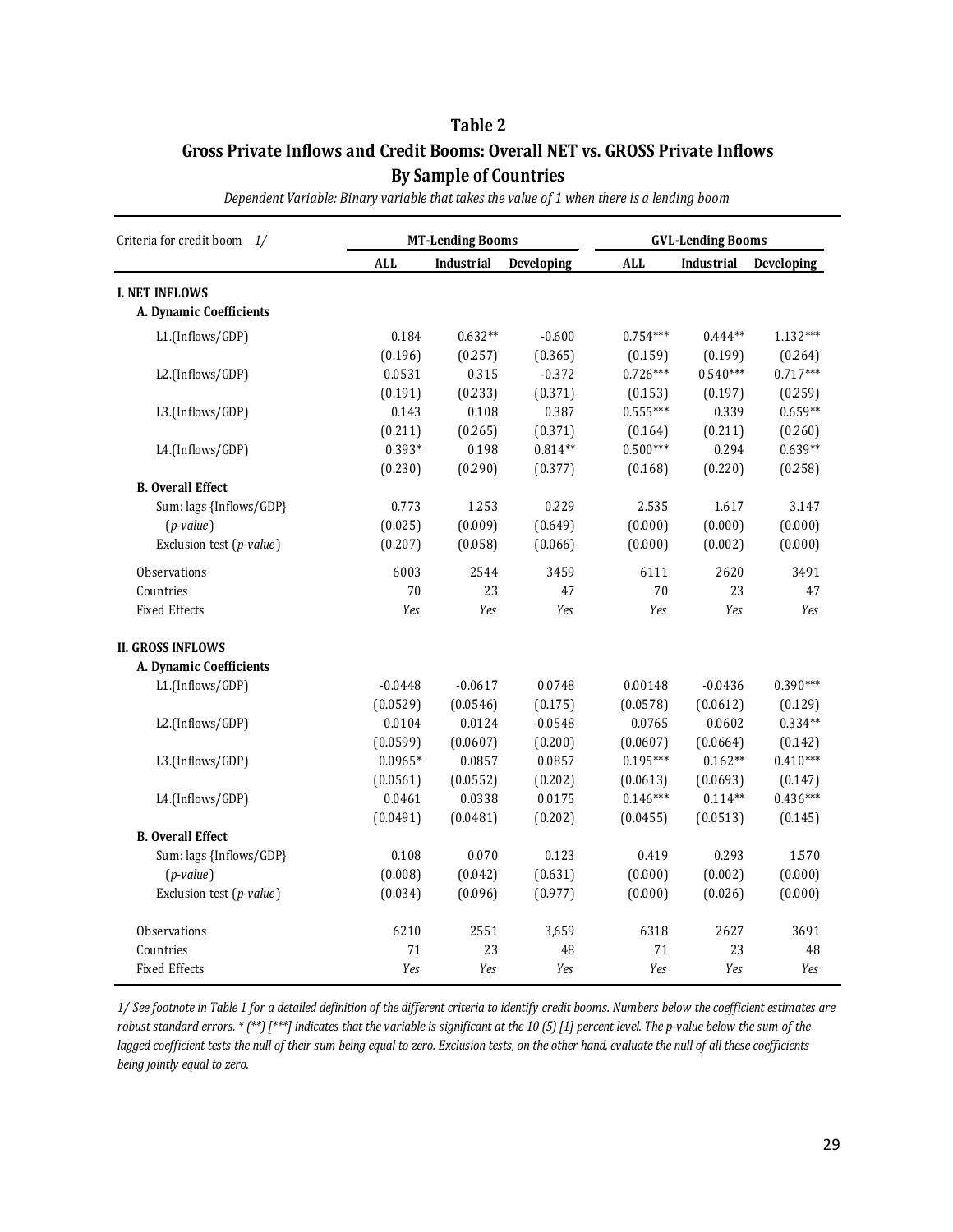## Table 2

## Gross Private Inflows and Credit Booms: Overall NET vs. GROSS Private Inflows

## By Sample of Countries

*Dependent Variable: Binary variable that takes the value of 1 when there is a lending boom*

| Criteria for credit boom 1/ | MT-Lending Booms | | | GVL-Lending Booms | | |
|---|---|---|---|---|---|---|
| | **ALL** | **Industrial** | **Developing** | **ALL** | **Industrial** | **Developing** |
| **I. NET INFLOWS** | | | | | | |
| **A. Dynamic Coefficients** | | | | | | |
| L1.(Inflows/GDP) | 0.184 | 0.632** | -0.600 | 0.754*** | 0.444** | 1.132*** |
| | (0.196) | (0.257) | (0.365) | (0.159) | (0.199) | (0.264) |
| L2.(Inflows/GDP) | 0.0531 | 0.315 | -0.372 | 0.726*** | 0.540*** | 0.717*** |
| | (0.191) | (0.233) | (0.371) | (0.153) | (0.197) | (0.259) |
| L3.(Inflows/GDP) | 0.143 | 0.108 | 0.387 | 0.555*** | 0.339 | 0.659** |
| | (0.211) | (0.265) | (0.371) | (0.164) | (0.211) | (0.260) |
| L4.(Inflows/GDP) | 0.393* | 0.198 | 0.814** | 0.500*** | 0.294 | 0.639** |
| | (0.230) | (0.290) | (0.377) | (0.168) | (0.220) | (0.258) |
| **B. Overall Effect** | | | | | | |
| Sum: lags {Inflows/GDP} | 0.773 | 1.253 | 0.229 | 2.535 | 1.617 | 3.147 |
| (*p-value*) | (0.025) | (0.009) | (0.649) | (0.000) | (0.000) | (0.000) |
| Exclusion test (*p-value*) | (0.207) | (0.058) | (0.066) | (0.000) | (0.002) | (0.000) |
| Observations | 6003 | 2544 | 3459 | 6111 | 2620 | 3491 |
| Countries | 70 | 23 | 47 | 70 | 23 | 47 |
| Fixed Effects | *Yes* | *Yes* | *Yes* | *Yes* | *Yes* | *Yes* |
| **II. GROSS INFLOWS** | | | | | | |
| **A. Dynamic Coefficients** | | | | | | |
| L1.(Inflows/GDP) | -0.0448 | -0.0617 | 0.0748 | 0.00148 | -0.0436 | 0.390*** |
| | (0.0529) | (0.0546) | (0.175) | (0.0578) | (0.0612) | (0.129) |
| L2.(Inflows/GDP) | 0.0104 | 0.0124 | -0.0548 | 0.0765 | 0.0602 | 0.334** |
| | (0.0599) | (0.0607) | (0.200) | (0.0607) | (0.0664) | (0.142) |
| L3.(Inflows/GDP) | 0.0965* | 0.0857 | 0.0857 | 0.195*** | 0.162** | 0.410*** |
| | (0.0561) | (0.0552) | (0.202) | (0.0613) | (0.0693) | (0.147) |
| L4.(Inflows/GDP) | 0.0461 | 0.0338 | 0.0175 | 0.146*** | 0.114** | 0.436*** |
| | (0.0491) | (0.0481) | (0.202) | (0.0455) | (0.0513) | (0.145) |
| **B. Overall Effect** | | | | | | |
| Sum: lags {Inflows/GDP} | 0.108 | 0.070 | 0.123 | 0.419 | 0.293 | 1.570 |
| (*p-value*) | (0.008) | (0.042) | (0.631) | (0.000) | (0.002) | (0.000) |
| Exclusion test (*p-value*) | (0.034) | (0.096) | (0.977) | (0.000) | (0.026) | (0.000) |
| Observations | 6210 | 2551 | 3,659 | 6318 | 2627 | 3691 |
| Countries | 71 | 23 | 48 | 71 | 23 | 48 |
| Fixed Effects | *Yes* | *Yes* | *Yes* | *Yes* | *Yes* | *Yes* |

*1/ See footnote in Table 1 for a detailed definition of the different criteria to identify credit booms. Numbers below the coefficient estimates are robust standard errors. * (**) [***] indicates that the variable is significant at the 10 (5) [1] percent level. The p-value below the sum of the lagged coefficient tests the null of their sum being equal to zero. Exclusion tests, on the other hand, evaluate the null of all these coefficients being jointly equal to zero.*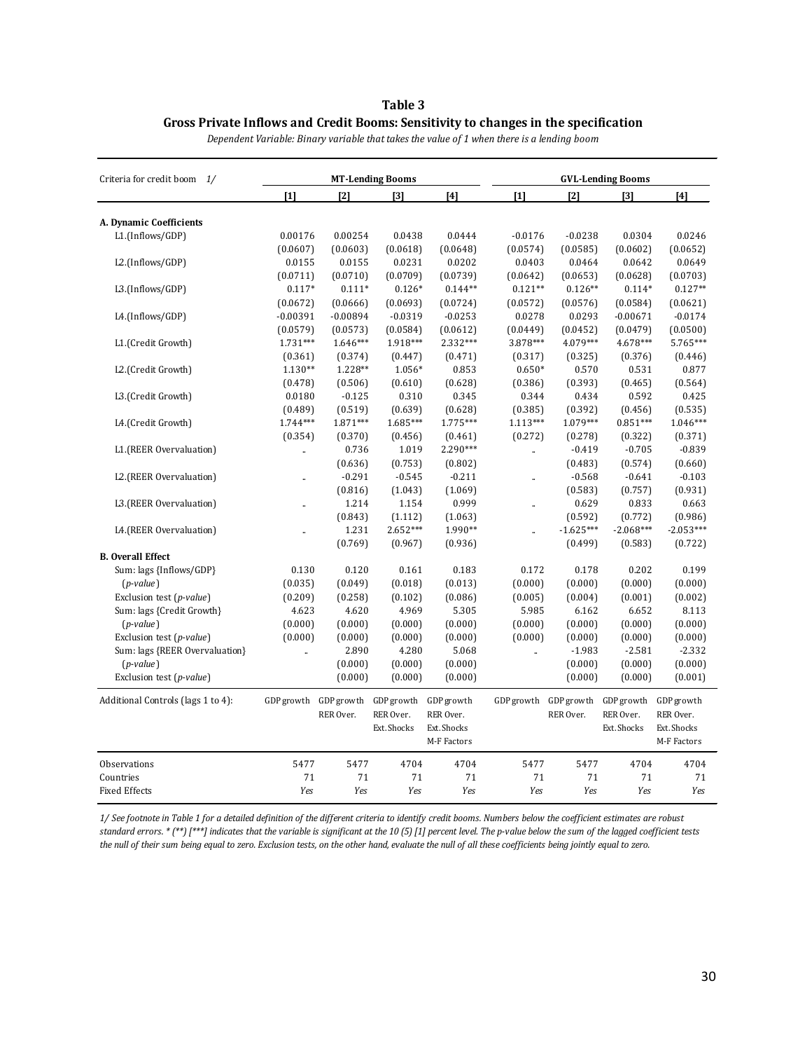**Table 3**

**Gross Private Inflows and Credit Booms: Sensitivity to changes in the specification**

*Dependent Variable: Binary variable that takes the value of 1 when there is a lending boom*

| Criteria for credit boom 1/ | MT-Lending Booms | | | | GVL-Lending Booms | | | |
|---|---|---|---|---|---|---|---|---|
| | [1] | [2] | [3] | [4] | [1] | [2] | [3] | [4] |
| **A. Dynamic Coefficients** | | | | | | | | |
| L1.(Inflows/GDP) | 0.00176 | 0.00254 | 0.0438 | 0.0444 | -0.0176 | -0.0238 | 0.0304 | 0.0246 |
| | (0.0607) | (0.0603) | (0.0618) | (0.0648) | (0.0574) | (0.0585) | (0.0602) | (0.0652) |
| L2.(Inflows/GDP) | 0.0155 | 0.0155 | 0.0231 | 0.0202 | 0.0403 | 0.0464 | 0.0642 | 0.0649 |
| | (0.0711) | (0.0710) | (0.0709) | (0.0739) | (0.0642) | (0.0653) | (0.0628) | (0.0703) |
| L3.(Inflows/GDP) | 0.117* | 0.111* | 0.126* | 0.144** | 0.121** | 0.126** | 0.114* | 0.127** |
| | (0.0672) | (0.0666) | (0.0693) | (0.0724) | (0.0572) | (0.0576) | (0.0584) | (0.0621) |
| L4.(Inflows/GDP) | -0.00391 | -0.00894 | -0.0319 | -0.0253 | 0.0278 | 0.0293 | -0.00671 | -0.0174 |
| | (0.0579) | (0.0573) | (0.0584) | (0.0612) | (0.0449) | (0.0452) | (0.0479) | (0.0500) |
| L1.(Credit Growth) | 1.731*** | 1.646*** | 1.918*** | 2.332*** | 3.878*** | 4.079*** | 4.678*** | 5.765*** |
| | (0.361) | (0.374) | (0.447) | (0.471) | (0.317) | (0.325) | (0.376) | (0.446) |
| L2.(Credit Growth) | 1.130** | 1.228** | 1.056* | 0.853 | 0.650* | 0.570 | 0.531 | 0.877 |
| | (0.478) | (0.506) | (0.610) | (0.628) | (0.386) | (0.393) | (0.465) | (0.564) |
| L3.(Credit Growth) | 0.0180 | -0.125 | 0.310 | 0.345 | 0.344 | 0.434 | 0.592 | 0.425 |
| | (0.489) | (0.519) | (0.639) | (0.628) | (0.385) | (0.392) | (0.456) | (0.535) |
| L4.(Credit Growth) | 1.744*** | 1.871*** | 1.685*** | 1.775*** | 1.113*** | 1.079*** | 0.851*** | 1.046*** |
| | (0.354) | (0.370) | (0.456) | (0.461) | (0.272) | (0.278) | (0.322) | (0.371) |
| L1.(REER Overvaluation) | .. | 0.736 | 1.019 | 2.290*** | .. | -0.419 | -0.705 | -0.839 |
| | | (0.636) | (0.753) | (0.802) | | (0.483) | (0.574) | (0.660) |
| L2.(REER Overvaluation) | .. | -0.291 | -0.545 | -0.211 | .. | -0.568 | -0.641 | -0.103 |
| | | (0.816) | (1.043) | (1.069) | | (0.583) | (0.757) | (0.931) |
| L3.(REER Overvaluation) | .. | 1.214 | 1.154 | 0.999 | .. | 0.629 | 0.833 | 0.663 |
| | | (0.843) | (1.112) | (1.063) | | (0.592) | (0.772) | (0.986) |
| L4.(REER Overvaluation) | .. | 1.231 | 2.652*** | 1.990** | .. | -1.625*** | -2.068*** | -2.053*** |
| | | (0.769) | (0.967) | (0.936) | | (0.499) | (0.583) | (0.722) |
| **B. Overall Effect** | | | | | | | | |
| Sum: lags {Inflows/GDP} | 0.130 | 0.120 | 0.161 | 0.183 | 0.172 | 0.178 | 0.202 | 0.199 |
| (*p-value*) | (0.035) | (0.049) | (0.018) | (0.013) | (0.000) | (0.000) | (0.000) | (0.000) |
| Exclusion test (*p-value*) | (0.209) | (0.258) | (0.102) | (0.086) | (0.005) | (0.004) | (0.001) | (0.002) |
| Sum: lags {Credit Growth} | 4.623 | 4.620 | 4.969 | 5.305 | 5.985 | 6.162 | 6.652 | 8.113 |
| (*p-value*) | (0.000) | (0.000) | (0.000) | (0.000) | (0.000) | (0.000) | (0.000) | (0.000) |
| Exclusion test (*p-value*) | (0.000) | (0.000) | (0.000) | (0.000) | (0.000) | (0.000) | (0.000) | (0.000) |
| Sum: lags {REER Overvaluation} | .. | 2.890 | 4.280 | 5.068 | .. | -1.983 | -2.581 | -2.332 |
| (*p-value*) | | (0.000) | (0.000) | (0.000) | | (0.000) | (0.000) | (0.000) |
| Exclusion test (*p-value*) | | (0.000) | (0.000) | (0.000) | | (0.000) | (0.000) | (0.001) |
| Additional Controls (lags 1 to 4): | GDP growth | GDP growth<br>RER Over. | GDP growth<br>RER Over.<br>Ext. Shocks | GDP growth<br>RER Over.<br>Ext. Shocks<br>M-F Factors | GDP growth | GDP growth<br>RER Over. | GDP growth<br>RER Over.<br>Ext. Shocks | GDP growth<br>RER Over.<br>Ext. Shocks<br>M-F Factors |
| Observations | 5477 | 5477 | 4704 | 4704 | 5477 | 5477 | 4704 | 4704 |
| Countries | 71 | 71 | 71 | 71 | 71 | 71 | 71 | 71 |
| Fixed Effects | *Yes* | *Yes* | *Yes* | *Yes* | *Yes* | *Yes* | *Yes* | *Yes* |

*1/ See footnote in Table 1 for a detailed definition of the different criteria to identify credit booms. Numbers below the coefficient estimates are robust standard errors. * (**) [***] indicates that the variable is significant at the 10 (5) [1] percent level. The p-value below the sum of the lagged coefficient tests the null of their sum being equal to zero. Exclusion tests, on the other hand, evaluate the null of all these coefficients being jointly equal to zero.*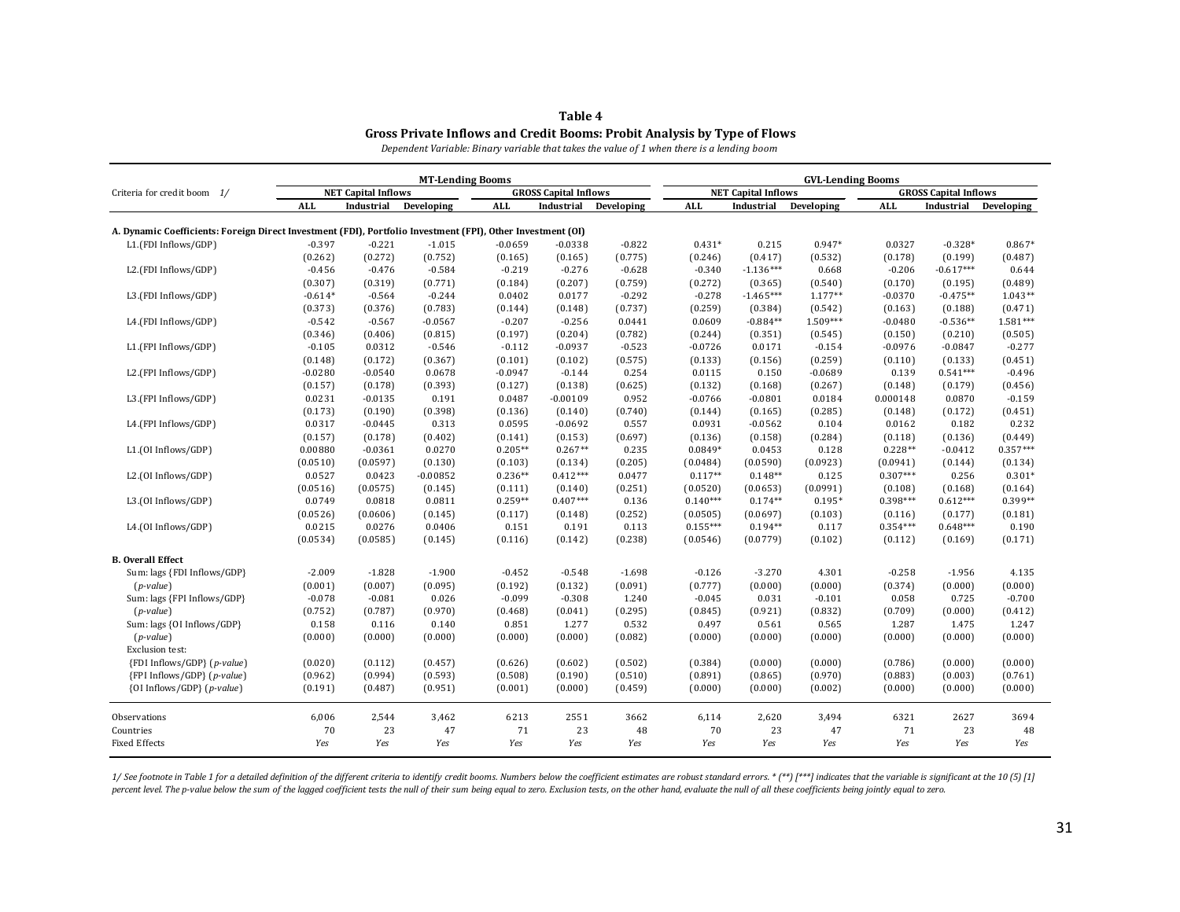**Table 4**

**Gross Private Inflows and Credit Booms: Probit Analysis by Type of Flows**

*Dependent Variable: Binary variable that takes the value of 1 when there is a lending boom*

| Criteria for credit boom 1/ | MT-Lending Booms | | | | | | GVL-Lending Booms | | | | | |
|---|---|---|---|---|---|---|---|---|---|---|---|---|
| | NET Capital Inflows | | | GROSS Capital Inflows | | | NET Capital Inflows | | | GROSS Capital Inflows | | |
| | ALL | Industrial | Developing | ALL | Industrial | Developing | ALL | Industrial | Developing | ALL | Industrial | Developing |
| **A. Dynamic Coefficients: Foreign Direct Investment (FDI), Portfolio Investment (FPI), Other Investment (OI)** | | | | | | | | | | | | |
| L1.(FDI Inflows/GDP) | -0.397 | -0.221 | -1.015 | -0.0659 | -0.0338 | -0.822 | 0.431* | 0.215 | 0.947* | 0.0327 | -0.328* | 0.867* |
| | (0.262) | (0.272) | (0.752) | (0.165) | (0.165) | (0.775) | (0.246) | (0.417) | (0.532) | (0.178) | (0.199) | (0.487) |
| L2.(FDI Inflows/GDP) | -0.456 | -0.476 | -0.584 | -0.219 | -0.276 | -0.628 | -0.340 | -1.136*** | 0.668 | -0.206 | -0.617*** | 0.644 |
| | (0.307) | (0.319) | (0.771) | (0.184) | (0.207) | (0.759) | (0.272) | (0.365) | (0.540) | (0.170) | (0.195) | (0.489) |
| L3.(FDI Inflows/GDP) | -0.614* | -0.564 | -0.244 | 0.0402 | 0.0177 | -0.292 | -0.278 | -1.465*** | 1.177** | -0.0370 | -0.475** | 1.043** |
| | (0.373) | (0.376) | (0.783) | (0.144) | (0.148) | (0.737) | (0.259) | (0.384) | (0.542) | (0.163) | (0.188) | (0.471) |
| L4.(FDI Inflows/GDP) | -0.542 | -0.567 | -0.0567 | -0.207 | -0.256 | 0.0441 | 0.0609 | -0.884** | 1.509*** | -0.0480 | -0.536** | 1.581*** |
| | (0.346) | (0.406) | (0.815) | (0.197) | (0.204) | (0.782) | (0.244) | (0.351) | (0.545) | (0.150) | (0.210) | (0.505) |
| L1.(FPI Inflows/GDP) | -0.105 | 0.0312 | -0.546 | -0.112 | -0.0937 | -0.523 | -0.0726 | 0.0171 | -0.154 | -0.0976 | -0.0847 | -0.277 |
| | (0.148) | (0.172) | (0.367) | (0.101) | (0.102) | (0.575) | (0.133) | (0.156) | (0.259) | (0.110) | (0.133) | (0.451) |
| L2.(FPI Inflows/GDP) | -0.0280 | -0.0540 | 0.0678 | -0.0947 | -0.144 | 0.254 | 0.0115 | 0.150 | -0.0689 | 0.139 | 0.541*** | -0.496 |
| | (0.157) | (0.178) | (0.393) | (0.127) | (0.138) | (0.625) | (0.132) | (0.168) | (0.267) | (0.148) | (0.179) | (0.456) |
| L3.(FPI Inflows/GDP) | 0.0231 | -0.0135 | 0.191 | 0.0487 | -0.00109 | 0.952 | -0.0766 | -0.0801 | 0.0184 | 0.000148 | 0.0870 | -0.159 |
| | (0.173) | (0.190) | (0.398) | (0.136) | (0.140) | (0.740) | (0.144) | (0.165) | (0.285) | (0.148) | (0.172) | (0.451) |
| L4.(FPI Inflows/GDP) | 0.0317 | -0.0445 | 0.313 | 0.0595 | -0.0692 | 0.557 | 0.0931 | -0.0562 | 0.104 | 0.0162 | 0.182 | 0.232 |
| | (0.157) | (0.178) | (0.402) | (0.141) | (0.153) | (0.697) | (0.136) | (0.158) | (0.284) | (0.118) | (0.136) | (0.449) |
| L1.(OI Inflows/GDP) | 0.00880 | -0.0361 | 0.0270 | 0.205** | 0.267** | 0.235 | 0.0849* | 0.0453 | 0.128 | 0.228** | -0.0412 | 0.357*** |
| | (0.0510) | (0.0597) | (0.130) | (0.103) | (0.134) | (0.205) | (0.0484) | (0.0590) | (0.0923) | (0.0941) | (0.144) | (0.134) |
| L2.(OI Inflows/GDP) | 0.0527 | 0.0423 | -0.00852 | 0.236** | 0.412*** | 0.0477 | 0.117** | 0.148** | 0.125 | 0.307*** | 0.256 | 0.301* |
| | (0.0516) | (0.0575) | (0.145) | (0.111) | (0.140) | (0.251) | (0.0520) | (0.0653) | (0.0991) | (0.108) | (0.168) | (0.164) |
| L3.(OI Inflows/GDP) | 0.0749 | 0.0818 | 0.0811 | 0.259** | 0.407*** | 0.136 | 0.140*** | 0.174** | 0.195* | 0.398*** | 0.612*** | 0.399** |
| | (0.0526) | (0.0606) | (0.145) | (0.117) | (0.148) | (0.252) | (0.0505) | (0.0697) | (0.103) | (0.116) | (0.177) | (0.181) |
| L4.(OI Inflows/GDP) | 0.0215 | 0.0276 | 0.0406 | 0.151 | 0.191 | 0.113 | 0.155*** | 0.194** | 0.117 | 0.354*** | 0.648*** | 0.190 |
| | (0.0534) | (0.0585) | (0.145) | (0.116) | (0.142) | (0.238) | (0.0546) | (0.0779) | (0.102) | (0.112) | (0.169) | (0.171) |
| **B. Overall Effect** | | | | | | | | | | | | |
| Sum: lags {FDI Inflows/GDP} | -2.009 | -1.828 | -1.900 | -0.452 | -0.548 | -1.698 | -0.126 | -3.270 | 4.301 | -0.258 | -1.956 | 4.135 |
| (*p-value*) | (0.001) | (0.007) | (0.095) | (0.192) | (0.132) | (0.091) | (0.777) | (0.000) | (0.000) | (0.374) | (0.000) | (0.000) |
| Sum: lags {FPI Inflows/GDP} | -0.078 | -0.081 | 0.026 | -0.099 | -0.308 | 1.240 | -0.045 | 0.031 | -0.101 | 0.058 | 0.725 | -0.700 |
| (*p-value*) | (0.752) | (0.787) | (0.970) | (0.468) | (0.041) | (0.295) | (0.845) | (0.921) | (0.832) | (0.709) | (0.000) | (0.412) |
| Sum: lags {OI Inflows/GDP} | 0.158 | 0.116 | 0.140 | 0.851 | 1.277 | 0.532 | 0.497 | 0.561 | 0.565 | 1.287 | 1.475 | 1.247 |
| (*p-value*) | (0.000) | (0.000) | (0.000) | (0.000) | (0.000) | (0.082) | (0.000) | (0.000) | (0.000) | (0.000) | (0.000) | (0.000) |
| Exclusion test: | | | | | | | | | | | | |
| {FDI Inflows/GDP} (*p-value*) | (0.020) | (0.112) | (0.457) | (0.626) | (0.602) | (0.502) | (0.384) | (0.000) | (0.000) | (0.786) | (0.000) | (0.000) |
| {FPI Inflows/GDP} (*p-value*) | (0.962) | (0.994) | (0.593) | (0.508) | (0.190) | (0.510) | (0.891) | (0.865) | (0.970) | (0.883) | (0.003) | (0.761) |
| {OI Inflows/GDP} (*p-value*) | (0.191) | (0.487) | (0.951) | (0.001) | (0.000) | (0.459) | (0.000) | (0.000) | (0.002) | (0.000) | (0.000) | (0.000) |
| Observations | 6,006 | 2,544 | 3,462 | 6213 | 2551 | 3662 | 6,114 | 2,620 | 3,494 | 6321 | 2627 | 3694 |
| Countries | 70 | 23 | 47 | 71 | 23 | 48 | 70 | 23 | 47 | 71 | 23 | 48 |
| Fixed Effects | *Yes* | *Yes* | *Yes* | *Yes* | *Yes* | *Yes* | *Yes* | *Yes* | *Yes* | *Yes* | *Yes* | *Yes* |

*1/ See footnote in Table 1 for a detailed definition of the different criteria to identify credit booms. Numbers below the coefficient estimates are robust standard errors. * (**) [***] indicates that the variable is significant at the 10 (5) [1] percent level. The p-value below the sum of the lagged coefficient tests the null of their sum being equal to zero. Exclusion tests, on the other hand, evaluate the null of all these coefficients being jointly equal to zero.*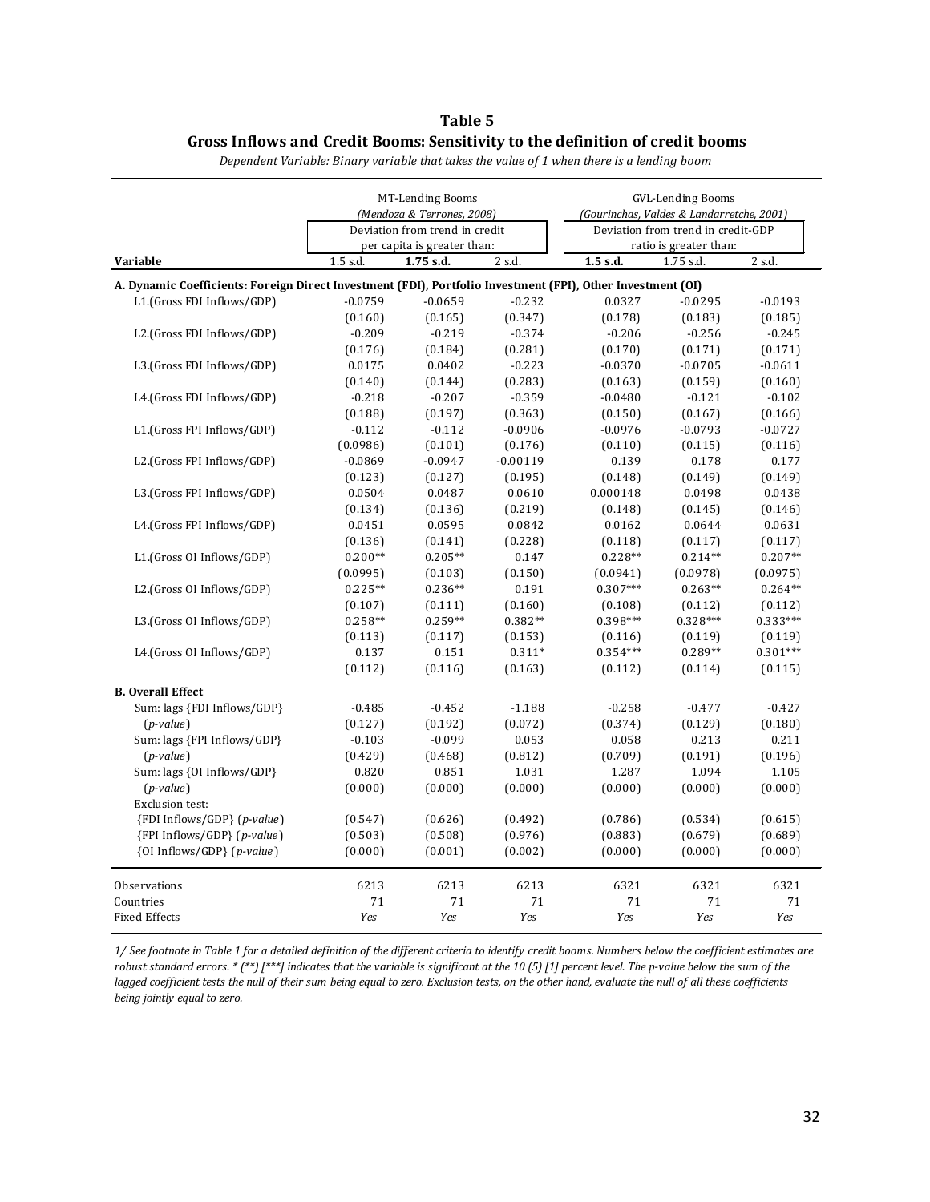## Table 5

### Gross Inflows and Credit Booms: Sensitivity to the definition of credit booms

*Dependent Variable: Binary variable that takes the value of 1 when there is a lending boom*

| | MT-Lending Booms (Mendoza & Terrones, 2008) Deviation from trend in credit per capita is greater than: | | | GVL-Lending Booms (Gourinchas, Valdes & Landarretche, 2001) Deviation from trend in credit-GDP ratio is greater than: | | |
|---|---|---|---|---|---|---|
| **Variable** | 1.5 s.d. | **1.75 s.d.** | 2 s.d. | **1.5 s.d.** | 1.75 s.d. | 2 s.d. |
| **A. Dynamic Coefficients: Foreign Direct Investment (FDI), Portfolio Investment (FPI), Other Investment (OI)** | | | | | | |
| L1.(Gross FDI Inflows/GDP) | -0.0759 | -0.0659 | -0.232 | 0.0327 | -0.0295 | -0.0193 |
| | (0.160) | (0.165) | (0.347) | (0.178) | (0.183) | (0.185) |
| L2.(Gross FDI Inflows/GDP) | -0.209 | -0.219 | -0.374 | -0.206 | -0.256 | -0.245 |
| | (0.176) | (0.184) | (0.281) | (0.170) | (0.171) | (0.171) |
| L3.(Gross FDI Inflows/GDP) | 0.0175 | 0.0402 | -0.223 | -0.0370 | -0.0705 | -0.0611 |
| | (0.140) | (0.144) | (0.283) | (0.163) | (0.159) | (0.160) |
| L4.(Gross FDI Inflows/GDP) | -0.218 | -0.207 | -0.359 | -0.0480 | -0.121 | -0.102 |
| | (0.188) | (0.197) | (0.363) | (0.150) | (0.167) | (0.166) |
| L1.(Gross FPI Inflows/GDP) | -0.112 | -0.112 | -0.0906 | -0.0976 | -0.0793 | -0.0727 |
| | (0.0986) | (0.101) | (0.176) | (0.110) | (0.115) | (0.116) |
| L2.(Gross FPI Inflows/GDP) | -0.0869 | -0.0947 | -0.00119 | 0.139 | 0.178 | 0.177 |
| | (0.123) | (0.127) | (0.195) | (0.148) | (0.149) | (0.149) |
| L3.(Gross FPI Inflows/GDP) | 0.0504 | 0.0487 | 0.0610 | 0.000148 | 0.0498 | 0.0438 |
| | (0.134) | (0.136) | (0.219) | (0.148) | (0.145) | (0.146) |
| L4.(Gross FPI Inflows/GDP) | 0.0451 | 0.0595 | 0.0842 | 0.0162 | 0.0644 | 0.0631 |
| | (0.136) | (0.141) | (0.228) | (0.118) | (0.117) | (0.117) |
| L1.(Gross OI Inflows/GDP) | 0.200** | 0.205** | 0.147 | 0.228** | 0.214** | 0.207** |
| | (0.0995) | (0.103) | (0.150) | (0.0941) | (0.0978) | (0.0975) |
| L2.(Gross OI Inflows/GDP) | 0.225** | 0.236** | 0.191 | 0.307*** | 0.263** | 0.264** |
| | (0.107) | (0.111) | (0.160) | (0.108) | (0.112) | (0.112) |
| L3.(Gross OI Inflows/GDP) | 0.258** | 0.259** | 0.382** | 0.398*** | 0.328*** | 0.333*** |
| | (0.113) | (0.117) | (0.153) | (0.116) | (0.119) | (0.119) |
| L4.(Gross OI Inflows/GDP) | 0.137 | 0.151 | 0.311* | 0.354*** | 0.289** | 0.301*** |
| | (0.112) | (0.116) | (0.163) | (0.112) | (0.114) | (0.115) |
| **B. Overall Effect** | | | | | | |
| Sum: lags {FDI Inflows/GDP} | -0.485 | -0.452 | -1.188 | -0.258 | -0.477 | -0.427 |
| (*p-value*) | (0.127) | (0.192) | (0.072) | (0.374) | (0.129) | (0.180) |
| Sum: lags {FPI Inflows/GDP} | -0.103 | -0.099 | 0.053 | 0.058 | 0.213 | 0.211 |
| (*p-value*) | (0.429) | (0.468) | (0.812) | (0.709) | (0.191) | (0.196) |
| Sum: lags {OI Inflows/GDP} | 0.820 | 0.851 | 1.031 | 1.287 | 1.094 | 1.105 |
| (*p-value*) | (0.000) | (0.000) | (0.000) | (0.000) | (0.000) | (0.000) |
| Exclusion test: | | | | | | |
| {FDI Inflows/GDP} (*p-value*) | (0.547) | (0.626) | (0.492) | (0.786) | (0.534) | (0.615) |
| {FPI Inflows/GDP} (*p-value*) | (0.503) | (0.508) | (0.976) | (0.883) | (0.679) | (0.689) |
| {OI Inflows/GDP} (*p-value*) | (0.000) | (0.001) | (0.002) | (0.000) | (0.000) | (0.000) |
| Observations | 6213 | 6213 | 6213 | 6321 | 6321 | 6321 |
| Countries | 71 | 71 | 71 | 71 | 71 | 71 |
| Fixed Effects | *Yes* | *Yes* | *Yes* | *Yes* | *Yes* | *Yes* |

*1/ See footnote in Table 1 for a detailed definition of the different criteria to identify credit booms. Numbers below the coefficient estimates are robust standard errors. * (**) [***] indicates that the variable is significant at the 10 (5) [1] percent level. The p-value below the sum of the lagged coefficient tests the null of their sum being equal to zero. Exclusion tests, on the other hand, evaluate the null of all these coefficients being jointly equal to zero.*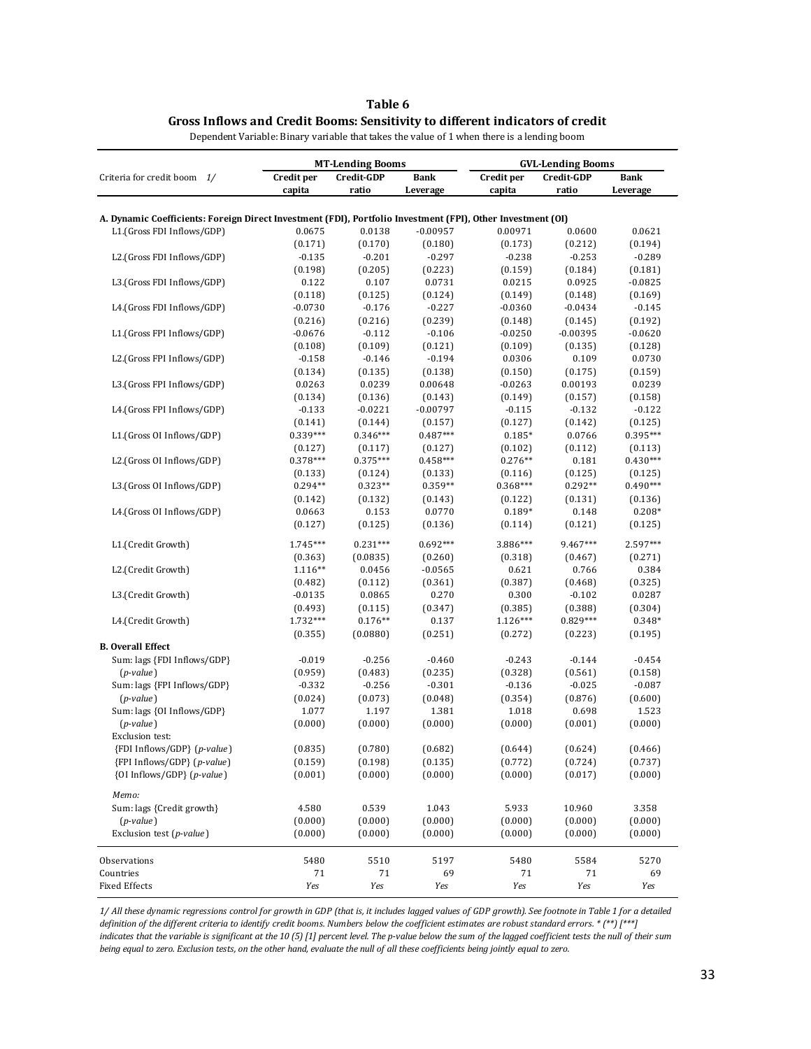# Table 6

## Gross Inflows and Credit Booms: Sensitivity to different indicators of credit

Dependent Variable: Binary variable that takes the value of 1 when there is a lending boom

| | MT-Lending Booms | | | GVL-Lending Booms | | |
|---|---|---|---|---|---|---|
| Criteria for credit boom 1/ | Credit per capita | Credit-GDP ratio | Bank Leverage | Credit per capita | Credit-GDP ratio | Bank Leverage |
| **A. Dynamic Coefficients: Foreign Direct Investment (FDI), Portfolio Investment (FPI), Other Investment (OI)** | | | | | | |
| L1.(Gross FDI Inflows/GDP) | 0.0675 | 0.0138 | -0.00957 | 0.00971 | 0.0600 | 0.0621 |
| | (0.171) | (0.170) | (0.180) | (0.173) | (0.212) | (0.194) |
| L2.(Gross FDI Inflows/GDP) | -0.135 | -0.201 | -0.297 | -0.238 | -0.253 | -0.289 |
| | (0.198) | (0.205) | (0.223) | (0.159) | (0.184) | (0.181) |
| L3.(Gross FDI Inflows/GDP) | 0.122 | 0.107 | 0.0731 | 0.0215 | 0.0925 | -0.0825 |
| | (0.118) | (0.125) | (0.124) | (0.149) | (0.148) | (0.169) |
| L4.(Gross FDI Inflows/GDP) | -0.0730 | -0.176 | -0.227 | -0.0360 | -0.0434 | -0.145 |
| | (0.216) | (0.216) | (0.239) | (0.148) | (0.145) | (0.192) |
| L1.(Gross FPI Inflows/GDP) | -0.0676 | -0.112 | -0.106 | -0.0250 | -0.00395 | -0.0620 |
| | (0.108) | (0.109) | (0.121) | (0.109) | (0.135) | (0.128) |
| L2.(Gross FPI Inflows/GDP) | -0.158 | -0.146 | -0.194 | 0.0306 | 0.109 | 0.0730 |
| | (0.134) | (0.135) | (0.138) | (0.150) | (0.175) | (0.159) |
| L3.(Gross FPI Inflows/GDP) | 0.0263 | 0.0239 | 0.00648 | -0.0263 | 0.00193 | 0.0239 |
| | (0.134) | (0.136) | (0.143) | (0.149) | (0.157) | (0.158) |
| L4.(Gross FPI Inflows/GDP) | -0.133 | -0.0221 | -0.00797 | -0.115 | -0.132 | -0.122 |
| | (0.141) | (0.144) | (0.157) | (0.127) | (0.142) | (0.125) |
| L1.(Gross OI Inflows/GDP) | 0.339*** | 0.346*** | 0.487*** | 0.185* | 0.0766 | 0.395*** |
| | (0.127) | (0.117) | (0.127) | (0.102) | (0.112) | (0.113) |
| L2.(Gross OI Inflows/GDP) | 0.378*** | 0.375*** | 0.458*** | 0.276** | 0.181 | 0.430*** |
| | (0.133) | (0.124) | (0.133) | (0.116) | (0.125) | (0.125) |
| L3.(Gross OI Inflows/GDP) | 0.294** | 0.323** | 0.359** | 0.368*** | 0.292** | 0.490*** |
| | (0.142) | (0.132) | (0.143) | (0.122) | (0.131) | (0.136) |
| L4.(Gross OI Inflows/GDP) | 0.0663 | 0.153 | 0.0770 | 0.189* | 0.148 | 0.208* |
| | (0.127) | (0.125) | (0.136) | (0.114) | (0.121) | (0.125) |
| L1.(Credit Growth) | 1.745*** | 0.231*** | 0.692*** | 3.886*** | 9.467*** | 2.597*** |
| | (0.363) | (0.0835) | (0.260) | (0.318) | (0.467) | (0.271) |
| L2.(Credit Growth) | 1.116** | 0.0456 | -0.0565 | 0.621 | 0.766 | 0.384 |
| | (0.482) | (0.112) | (0.361) | (0.387) | (0.468) | (0.325) |
| L3.(Credit Growth) | -0.0135 | 0.0865 | 0.270 | 0.300 | -0.102 | 0.0287 |
| | (0.493) | (0.115) | (0.347) | (0.385) | (0.388) | (0.304) |
| L4.(Credit Growth) | 1.732*** | 0.176** | 0.137 | 1.126*** | 0.829*** | 0.348* |
| | (0.355) | (0.0880) | (0.251) | (0.272) | (0.223) | (0.195) |
| **B. Overall Effect** | | | | | | |
| Sum: lags {FDI Inflows/GDP} | -0.019 | -0.256 | -0.460 | -0.243 | -0.144 | -0.454 |
| (*p-value*) | (0.959) | (0.483) | (0.235) | (0.328) | (0.561) | (0.158) |
| Sum: lags {FPI Inflows/GDP} | -0.332 | -0.256 | -0.301 | -0.136 | -0.025 | -0.087 |
| (*p-value*) | (0.024) | (0.073) | (0.048) | (0.354) | (0.876) | (0.600) |
| Sum: lags {OI Inflows/GDP} | 1.077 | 1.197 | 1.381 | 1.018 | 0.698 | 1.523 |
| (*p-value*) | (0.000) | (0.000) | (0.000) | (0.000) | (0.001) | (0.000) |
| Exclusion test: | | | | | | |
| {FDI Inflows/GDP} (*p-value*) | (0.835) | (0.780) | (0.682) | (0.644) | (0.624) | (0.466) |
| {FPI Inflows/GDP} (*p-value*) | (0.159) | (0.198) | (0.135) | (0.772) | (0.724) | (0.737) |
| {OI Inflows/GDP} (*p-value*) | (0.001) | (0.000) | (0.000) | (0.000) | (0.017) | (0.000) |
| *Memo:* | | | | | | |
| Sum: lags {Credit growth} | 4.580 | 0.539 | 1.043 | 5.933 | 10.960 | 3.358 |
| (*p-value*) | (0.000) | (0.000) | (0.000) | (0.000) | (0.000) | (0.000) |
| Exclusion test (*p-value*) | (0.000) | (0.000) | (0.000) | (0.000) | (0.000) | (0.000) |
| Observations | 5480 | 5510 | 5197 | 5480 | 5584 | 5270 |
| Countries | 71 | 71 | 69 | 71 | 71 | 69 |
| Fixed Effects | *Yes* | *Yes* | *Yes* | *Yes* | *Yes* | *Yes* |

*1/ All these dynamic regressions control for growth in GDP (that is, it includes lagged values of GDP growth). See footnote in Table 1 for a detailed definition of the different criteria to identify credit booms. Numbers below the coefficient estimates are robust standard errors. * (**) [***] indicates that the variable is significant at the 10 (5) [1] percent level. The p-value below the sum of the lagged coefficient tests the null of their sum being equal to zero. Exclusion tests, on the other hand, evaluate the null of all these coefficients being jointly equal to zero.*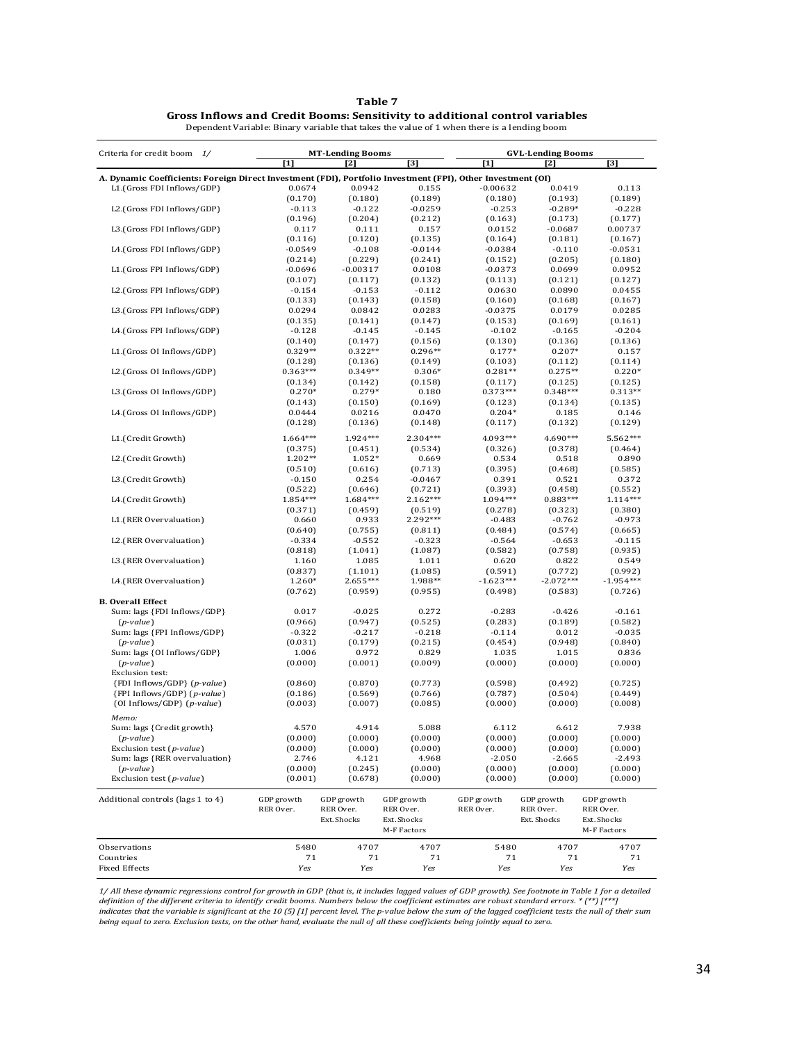**Table 7**

**Gross Inflows and Credit Booms: Sensitivity to additional control variables**

Dependent Variable: Binary variable that takes the value of 1 when there is a lending boom

| Criteria for credit boom 1/ | MT-Lending Booms | | | GVL-Lending Booms | | |
|---|---|---|---|---|---|---|
| | [1] | [2] | [3] | [1] | [2] | [3] |
| **A. Dynamic Coefficients: Foreign Direct Investment (FDI), Portfolio Investment (FPI), Other Investment (OI)** | | | | | | |
| L1.(Gross FDI Inflows/GDP) | 0.0674 | 0.0942 | 0.155 | -0.00632 | 0.0419 | 0.113 |
| | (0.170) | (0.180) | (0.189) | (0.180) | (0.193) | (0.189) |
| L2.(Gross FDI Inflows/GDP) | -0.113 | -0.122 | -0.0259 | -0.253 | -0.289* | -0.228 |
| | (0.196) | (0.204) | (0.212) | (0.163) | (0.173) | (0.177) |
| L3.(Gross FDI Inflows/GDP) | 0.117 | 0.111 | 0.157 | 0.0152 | -0.0687 | 0.00737 |
| | (0.116) | (0.120) | (0.135) | (0.164) | (0.181) | (0.167) |
| L4.(Gross FDI Inflows/GDP) | -0.0549 | -0.108 | -0.0144 | -0.0384 | -0.110 | -0.0531 |
| | (0.214) | (0.229) | (0.241) | (0.152) | (0.205) | (0.180) |
| L1.(Gross FPI Inflows/GDP) | -0.0696 | -0.00317 | 0.0108 | -0.0373 | 0.0699 | 0.0952 |
| | (0.107) | (0.117) | (0.132) | (0.113) | (0.121) | (0.127) |
| L2.(Gross FPI Inflows/GDP) | -0.154 | -0.153 | -0.112 | 0.0630 | 0.0890 | 0.0455 |
| | (0.133) | (0.143) | (0.158) | (0.160) | (0.168) | (0.167) |
| L3.(Gross FPI Inflows/GDP) | 0.0294 | 0.0842 | 0.0283 | -0.0375 | 0.0179 | 0.0285 |
| | (0.135) | (0.141) | (0.147) | (0.153) | (0.169) | (0.161) |
| L4.(Gross FPI Inflows/GDP) | -0.128 | -0.145 | -0.145 | -0.102 | -0.165 | -0.204 |
| | (0.140) | (0.147) | (0.156) | (0.130) | (0.136) | (0.136) |
| L1.(Gross OI Inflows/GDP) | 0.329** | 0.322** | 0.296** | 0.177* | 0.207* | 0.157 |
| | (0.128) | (0.136) | (0.149) | (0.103) | (0.112) | (0.114) |
| L2.(Gross OI Inflows/GDP) | 0.363*** | 0.349** | 0.306* | 0.281** | 0.275** | 0.220* |
| | (0.134) | (0.142) | (0.158) | (0.117) | (0.125) | (0.125) |
| L3.(Gross OI Inflows/GDP) | 0.270* | 0.279* | 0.180 | 0.373*** | 0.348*** | 0.313** |
| | (0.143) | (0.150) | (0.169) | (0.123) | (0.134) | (0.135) |
| L4.(Gross OI Inflows/GDP) | 0.0444 | 0.0216 | 0.0470 | 0.204* | 0.185 | 0.146 |
| | (0.128) | (0.136) | (0.148) | (0.117) | (0.132) | (0.129) |
| L1.(Credit Growth) | 1.664*** | 1.924*** | 2.304*** | 4.093*** | 4.690*** | 5.562*** |
| | (0.375) | (0.451) | (0.534) | (0.326) | (0.378) | (0.464) |
| L2.(Credit Growth) | 1.202** | 1.052* | 0.669 | 0.534 | 0.518 | 0.890 |
| | (0.510) | (0.616) | (0.713) | (0.395) | (0.468) | (0.585) |
| L3.(Credit Growth) | -0.150 | 0.254 | -0.0467 | 0.391 | 0.521 | 0.372 |
| | (0.522) | (0.646) | (0.721) | (0.393) | (0.458) | (0.552) |
| L4.(Credit Growth) | 1.854*** | 1.684*** | 2.162*** | 1.094*** | 0.883*** | 1.114*** |
| | (0.371) | (0.459) | (0.519) | (0.278) | (0.323) | (0.380) |
| L1.(RER Overvaluation) | 0.660 | 0.933 | 2.292*** | -0.483 | -0.762 | -0.973 |
| | (0.640) | (0.755) | (0.811) | (0.484) | (0.574) | (0.665) |
| L2.(RER Overvaluation) | -0.334 | -0.552 | -0.323 | -0.564 | -0.653 | -0.115 |
| | (0.818) | (1.041) | (1.087) | (0.582) | (0.758) | (0.935) |
| L3.(RER Overvaluation) | 1.160 | 1.085 | 1.011 | 0.620 | 0.822 | 0.549 |
| | (0.837) | (1.101) | (1.085) | (0.591) | (0.772) | (0.992) |
| L4.(RER Overvaluation) | 1.260* | 2.655*** | 1.988** | -1.623*** | -2.072*** | -1.954*** |
| | (0.762) | (0.959) | (0.955) | (0.498) | (0.583) | (0.726) |
| **B. Overall Effect** | | | | | | |
| Sum: lags {FDI Inflows/GDP} | 0.017 | -0.025 | 0.272 | -0.283 | -0.426 | -0.161 |
| (*p-value*) | (0.966) | (0.947) | (0.525) | (0.283) | (0.189) | (0.582) |
| Sum: lags {FPI Inflows/GDP} | -0.322 | -0.217 | -0.218 | -0.114 | 0.012 | -0.035 |
| (*p-value*) | (0.031) | (0.179) | (0.215) | (0.454) | (0.948) | (0.840) |
| Sum: lags {OI Inflows/GDP} | 1.006 | 0.972 | 0.829 | 1.035 | 1.015 | 0.836 |
| (*p-value*) | (0.000) | (0.001) | (0.009) | (0.000) | (0.000) | (0.000) |
| Exclusion test: | | | | | | |
| {FDI Inflows/GDP} (*p-value*) | (0.860) | (0.870) | (0.773) | (0.598) | (0.492) | (0.725) |
| {FPI Inflows/GDP} (*p-value*) | (0.186) | (0.569) | (0.766) | (0.787) | (0.504) | (0.449) |
| {OI Inflows/GDP} (*p-value*) | (0.003) | (0.007) | (0.085) | (0.000) | (0.000) | (0.008) |
| *Memo:* | | | | | | |
| Sum: lags {Credit growth} | 4.570 | 4.914 | 5.088 | 6.112 | 6.612 | 7.938 |
| (*p-value*) | (0.000) | (0.000) | (0.000) | (0.000) | (0.000) | (0.000) |
| Exclusion test (*p-value*) | (0.000) | (0.000) | (0.000) | (0.000) | (0.000) | (0.000) |
| Sum: lags {RER overvaluation} | 2.746 | 4.121 | 4.968 | -2.050 | -2.665 | -2.493 |
| (*p-value*) | (0.000) | (0.245) | (0.000) | (0.000) | (0.000) | (0.000) |
| Exclusion test (*p-value*) | (0.001) | (0.678) | (0.000) | (0.000) | (0.000) | (0.000) |
| Additional controls (lags 1 to 4) | GDP growth, RER Over. | GDP growth, RER Over., Ext. Shocks | GDP growth, RER Over., Ext. Shocks, M-F Factors | GDP growth, RER Over. | GDP growth, RER Over., Ext. Shocks | GDP growth, RER Over., Ext. Shocks, M-F Factors |
| Observations | 5480 | 4707 | 4707 | 5480 | 4707 | 4707 |
| Countries | 71 | 71 | 71 | 71 | 71 | 71 |
| Fixed Effects | *Yes* | *Yes* | *Yes* | *Yes* | *Yes* | *Yes* |

*1/ All these dynamic regressions control for growth in GDP (that is, it includes lagged values of GDP growth). See footnote in Table 1 for a detailed definition of the different criteria to identify credit booms. Numbers below the coefficient estimates are robust standard errors. * (**) [***] indicates that the variable is significant at the 10 (5) [1] percent level. The p-value below the sum of the lagged coefficient tests the null of their sum being equal to zero. Exclusion tests, on the other hand, evaluate the null of all these coefficients being jointly equal to zero.*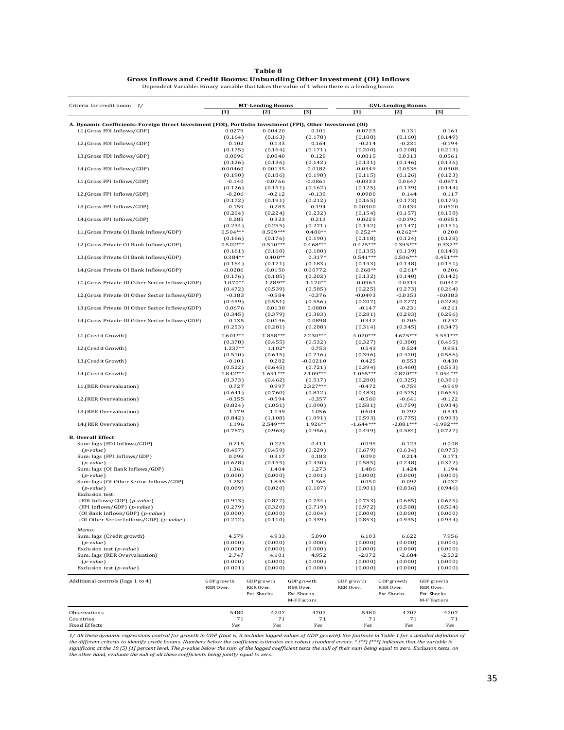**Table 8**

**Gross Inflows and Credit Booms: Unbundling Other Investment (OI) Inflows**

Dependent Variable: Binary variable that takes the value of 1 when there is a lending boom

| Criteria for credit boom 1/ | MT-Lending Booms | | | GVL-Lending Booms | | |
|---|---|---|---|---|---|---|
| | [1] | [2] | [3] | [1] | [2] | [3] |
| **A. Dynamic Coefficients: Foreign Direct Investment (FDI), Portfolio Investment (FPI), Other Investment (OI)** | | | | | | |
| L1.(Gross FDI Inflows/GDP) | 0.0279 | 0.00420 | 0.101 | 0.0723 | 0.131 | 0.161 |
| | (0.164) | (0.163) | (0.178) | (0.188) | (0.160) | (0.149) |
| L2.(Gross FDI Inflows/GDP) | 0.102 | 0.133 | 0.164 | -0.214 | -0.231 | -0.194 |
| | (0.175) | (0.164) | (0.171) | (0.200) | (0.208) | (0.213) |
| L3.(Gross FDI Inflows/GDP) | 0.0896 | 0.0840 | 0.128 | 0.0815 | 0.0313 | 0.0561 |
| | (0.126) | (0.136) | (0.142) | (0.131) | (0.146) | (0.136) |
| L4.(Gross FDI Inflows/GDP) | -0.00460 | 0.00135 | 0.0182 | -0.0349 | -0.0538 | -0.0308 |
| | (0.190) | (0.186) | (0.198) | (0.115) | (0.126) | (0.123) |
| L1.(Gross FPI Inflows/GDP) | -0.140 | -0.0766 | -0.0861 | -0.0333 | 0.0647 | 0.0871 |
| | (0.126) | (0.151) | (0.162) | (0.125) | (0.139) | (0.144) |
| L2.(Gross FPI Inflows/GDP) | -0.206 | -0.212 | -0.138 | 0.0980 | 0.144 | 0.117 |
| | (0.172) | (0.191) | (0.212) | (0.165) | (0.173) | (0.179) |
| L3.(Gross FPI Inflows/GDP) | 0.159 | 0.283 | 0.194 | 0.00300 | 0.0439 | 0.0520 |
| | (0.204) | (0.224) | (0.232) | (0.154) | (0.157) | (0.158) |
| L4.(Gross FPI Inflows/GDP) | 0.285 | 0.323 | 0.213 | 0.0225 | -0.0390 | -0.0851 |
| | (0.234) | (0.255) | (0.271) | (0.142) | (0.147) | (0.151) |
| L1.(Gross Private OI Bank Inflows/GDP) | 0.504*** | 0.509*** | 0.480** | 0.252** | 0.262** | 0.200 |
| | (0.166) | (0.176) | (0.190) | (0.118) | (0.124) | (0.128) |
| L2.(Gross Private OI Bank Inflows/GDP) | 0.502*** | 0.510*** | 0.468*** | 0.425*** | 0.395*** | 0.337** |
| | (0.161) | (0.168) | (0.180) | (0.135) | (0.139) | (0.140) |
| L3.(Gross Private OI Bank Inflows/GDP) | 0.384** | 0.400** | 0.317* | 0.541*** | 0.506*** | 0.451*** |
| | (0.164) | (0.171) | (0.183) | (0.143) | (0.148) | (0.151) |
| L4.(Gross Private OI Bank Inflows/GDP) | -0.0286 | -0.0150 | 0.00772 | 0.268** | 0.261* | 0.206 |
| | (0.176) | (0.185) | (0.202) | (0.132) | (0.140) | (0.142) |
| L1.(Gross Private OI Other Sector Inflows/GDP) | -1.070** | -1.289** | -1.170** | -0.0961 | -0.0319 | -0.0342 |
| | (0.472) | (0.539) | (0.585) | (0.225) | (0.273) | (0.264) |
| L2.(Gross Private OI Other Sector Inflows/GDP) | -0.383 | -0.584 | -0.376 | -0.0493 | -0.0353 | -0.0383 |
| | (0.459) | (0.551) | (0.556) | (0.207) | (0.227) | (0.228) |
| L3.(Gross Private OI Other Sector Inflows/GDP) | 0.0676 | 0.0138 | 0.0880 | -0.147 | -0.231 | -0.211 |
| | (0.345) | (0.379) | (0.383) | (0.281) | (0.283) | (0.286) |
| L4.(Gross Private OI Other Sector Inflows/GDP) | 0.135 | 0.0146 | 0.0898 | 0.342 | 0.206 | 0.252 |
| | (0.253) | (0.281) | (0.288) | (0.314) | (0.345) | (0.347) |
| L1.(Credit Growth) | 1.601*** | 1.858*** | 2.230*** | 4.070*** | 4.675*** | 5.551*** |
| | (0.378) | (0.455) | (0.532) | (0.327) | (0.380) | (0.465) |
| L2.(Credit Growth) | 1.237** | 1.102* | 0.753 | 0.543 | 0.524 | 0.881 |
| | (0.510) | (0.615) | (0.716) | (0.396) | (0.470) | (0.586) |
| L3.(Credit Growth) | -0.101 | 0.282 | -0.00210 | 0.425 | 0.553 | 0.430 |
| | (0.522) | (0.645) | (0.721) | (0.394) | (0.460) | (0.553) |
| L4.(Credit Growth) | 1.842*** | 1.691*** | 2.109*** | 1.065*** | 0.870*** | 1.094*** |
| | (0.373) | (0.462) | (0.517) | (0.280) | (0.325) | (0.381) |
| L1.(RER Overvaluation) | 0.727 | 0.997 | 2.327*** | -0.472 | -0.759 | -0.969 |
| | (0.641) | (0.760) | (0.812) | (0.483) | (0.575) | (0.665) |
| L2.(RER Overvaluation) | -0.355 | -0.594 | -0.357 | -0.560 | -0.641 | -0.122 |
| | (0.824) | (1.051) | (1.090) | (0.581) | (0.759) | (0.934) |
| L3.(RER Overvaluation) | 1.179 | 1.149 | 1.056 | 0.604 | 0.797 | 0.541 |
| | (0.842) | (1.108) | (1.091) | (0.593) | (0.775) | (0.993) |
| L4.(RER Overvaluation) | 1.196 | 2.549*** | 1.926** | -1.644*** | -2.081*** | -1.982*** |
| | (0.767) | (0.963) | (0.956) | (0.499) | (0.584) | (0.727) |
| **B. Overall Effect** | | | | | | |
| Sum: lags {FDI Inflows/GDP} | 0.215 | 0.223 | 0.411 | -0.095 | -0.123 | -0.008 |
| (*p-value*) | (0.487) | (0.459) | (0.229) | (0.679) | (0.634) | (0.975) |
| Sum: lags {FPI Inflows/GDP} | 0.098 | 0.317 | 0.183 | 0.090 | 0.214 | 0.171 |
| (*p-value*) | (0.628) | (0.155) | (0.430) | (0.585) | (0.248) | (0.372) |
| Sum: lags {OI Bank Inflows/GDP} | 1.361 | 1.404 | 1.273 | 1.486 | 1.424 | 1.194 |
| (*p-value*) | (0.000) | (0.000) | (0.001) | (0.000) | (0.000) | (0.000) |
| Sum: lags {OI Other Sector Inflows/GDP} | -1.250 | -1.845 | -1.368 | 0.050 | -0.092 | -0.032 |
| (*p-value*) | (0.089) | (0.020) | (0.107) | (0.901) | (0.836) | (0.946) |
| Exclusion test: | | | | | | |
| {FDI Inflows/GDP} (*p-value*) | (0.913) | (0.877) | (0.734) | (0.753) | (0.685) | (0.675) |
| {FPI Inflows/GDP} (*p-value*) | (0.279) | (0.320) | (0.719) | (0.972) | (0.508) | (0.504) |
| {OI Bank Inflows/GDP} (*p-value*) | (0.000) | (0.000) | (0.004) | (0.000) | (0.000) | (0.000) |
| {OI Other Sector Inflows/GDP} (*p-value*) | (0.212) | (0.110) | (0.339) | (0.853) | (0.935) | (0.934) |
| *Memo:* | | | | | | |
| Sum: lags {Credit growth} | 4.579 | 4.933 | 5.090 | 6.103 | 6.622 | 7.956 |
| (*p-value*) | (0.000) | (0.000) | (0.000) | (0.000) | (0.000) | (0.000) |
| Exclusion test (*p-value*) | (0.000) | (0.000) | (0.000) | (0.000) | (0.000) | (0.000) |
| Sum: lags {RER Overvaluation} | 2.747 | 4.101 | 4.952 | -2.072 | -2.684 | -2.532 |
| (*p-value*) | (0.000) | (0.000) | (0.000) | (0.000) | (0.000) | (0.000) |
| Exclusion test (*p-value*) | (0.001) | (0.000) | (0.000) | (0.000) | (0.000) | (0.000) |
| Additional controls (lags 1 to 4) | GDP growth RER Over. | GDP growth RER Over. Ext. Shocks | GDP growth RER Over. Ext. Shocks M-F Factors | GDP growth RER Over. | GDP growth RER Over. Ext. Shocks | GDP growth RER Over. Ext. Shocks M-F Factors |
| Observations | 5480 | 4707 | 4707 | 5480 | 4707 | 4707 |
| Countries | 71 | 71 | 71 | 71 | 71 | 71 |
| Fixed Effects | *Yes* | *Yes* | *Yes* | *Yes* | *Yes* | *Yes* |

*1/ All these dynamic regressions control for growth in GDP (that is, it includes lagged values of GDP growth). See footnote in Table 1 for a detailed definition of the different criteria to identify credit booms. Numbers below the coefficient estimates are robust standard errors. * (**) [***] indicates that the variable is significant at the 10 (5) [1] percent level. The p-value below the sum of the lagged coefficient tests the null of their sum being equal to zero. Exclusion tests, on the other hand, evaluate the null of all these coefficients being jointly equal to zero.*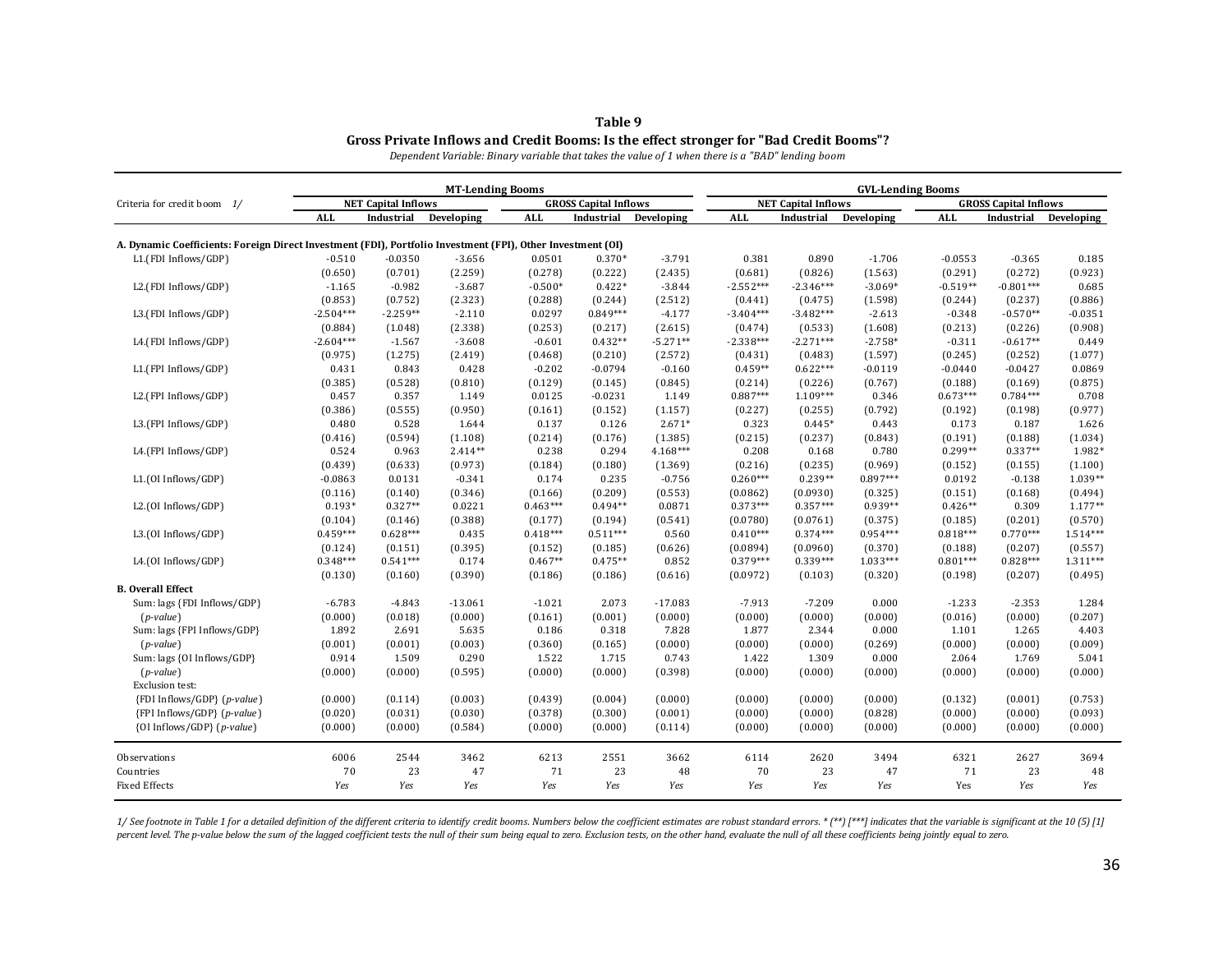**Table 9**

**Gross Private Inflows and Credit Booms: Is the effect stronger for "Bad Credit Booms"?**

*Dependent Variable: Binary variable that takes the value of 1 when there is a "BAD" lending boom*

| | **MT-Lending Booms** | | | | | | **GVL-Lending Booms** | | | | | |
|---|---|---|---|---|---|---|---|---|---|---|---|---|
| Criteria for credit boom 1/ | **NET Capital Inflows** | | | **GROSS Capital Inflows** | | | **NET Capital Inflows** | | | **GROSS Capital Inflows** | | |
| | **ALL** | **Industrial** | **Developing** | **ALL** | **Industrial** | **Developing** | **ALL** | **Industrial** | **Developing** | **ALL** | **Industrial** | **Developing** |
| **A. Dynamic Coefficients: Foreign Direct Investment (FDI), Portfolio Investment (FPI), Other Investment (OI)** | | | | | | | | | | | | |
| L1.(FDI Inflows/GDP) | -0.510 | -0.0350 | -3.656 | 0.0501 | 0.370* | -3.791 | 0.381 | 0.890 | -1.706 | -0.0553 | -0.365 | 0.185 |
| | (0.650) | (0.701) | (2.259) | (0.278) | (0.222) | (2.435) | (0.681) | (0.826) | (1.563) | (0.291) | (0.272) | (0.923) |
| L2.(FDI Inflows/GDP) | -1.165 | -0.982 | -3.687 | -0.500* | 0.422* | -3.844 | -2.552*** | -2.346*** | -3.069* | -0.519** | -0.801*** | 0.685 |
| | (0.853) | (0.752) | (2.323) | (0.288) | (0.244) | (2.512) | (0.441) | (0.475) | (1.598) | (0.244) | (0.237) | (0.886) |
| L3.(FDI Inflows/GDP) | -2.504*** | -2.259** | -2.110 | 0.0297 | 0.849*** | -4.177 | -3.404*** | -3.482*** | -2.613 | -0.348 | -0.570** | -0.0351 |
| | (0.884) | (1.048) | (2.338) | (0.253) | (0.217) | (2.615) | (0.474) | (0.533) | (1.608) | (0.213) | (0.226) | (0.908) |
| L4.(FDI Inflows/GDP) | -2.604*** | -1.567 | -3.608 | -0.601 | 0.432** | -5.271** | -2.338*** | -2.271*** | -2.758* | -0.311 | -0.617** | 0.449 |
| | (0.975) | (1.275) | (2.419) | (0.468) | (0.210) | (2.572) | (0.431) | (0.483) | (1.597) | (0.245) | (0.252) | (1.077) |
| L1.(FPI Inflows/GDP) | 0.431 | 0.843 | 0.428 | -0.202 | -0.0794 | -0.160 | 0.459** | 0.622*** | -0.0119 | -0.0440 | -0.0427 | 0.0869 |
| | (0.385) | (0.528) | (0.810) | (0.129) | (0.145) | (0.845) | (0.214) | (0.226) | (0.767) | (0.188) | (0.169) | (0.875) |
| L2.(FPI Inflows/GDP) | 0.457 | 0.357 | 1.149 | 0.0125 | -0.0231 | 1.149 | 0.887*** | 1.109*** | 0.346 | 0.673*** | 0.784*** | 0.708 |
| | (0.386) | (0.555) | (0.950) | (0.161) | (0.152) | (1.157) | (0.227) | (0.255) | (0.792) | (0.192) | (0.198) | (0.977) |
| L3.(FPI Inflows/GDP) | 0.480 | 0.528 | 1.644 | 0.137 | 0.126 | 2.671* | 0.323 | 0.445* | 0.443 | 0.173 | 0.187 | 1.626 |
| | (0.416) | (0.594) | (1.108) | (0.214) | (0.176) | (1.385) | (0.215) | (0.237) | (0.843) | (0.191) | (0.188) | (1.034) |
| L4.(FPI Inflows/GDP) | 0.524 | 0.963 | 2.414** | 0.238 | 0.294 | 4.168*** | 0.208 | 0.168 | 0.780 | 0.299** | 0.337** | 1.982* |
| | (0.439) | (0.633) | (0.973) | (0.184) | (0.180) | (1.369) | (0.216) | (0.235) | (0.969) | (0.152) | (0.155) | (1.100) |
| L1.(OI Inflows/GDP) | -0.0863 | 0.0131 | -0.341 | 0.174 | 0.235 | -0.756 | 0.260*** | 0.239** | 0.897*** | 0.0192 | -0.138 | 1.039** |
| | (0.116) | (0.140) | (0.346) | (0.166) | (0.209) | (0.553) | (0.0862) | (0.0930) | (0.325) | (0.151) | (0.168) | (0.494) |
| L2.(OI Inflows/GDP) | 0.193* | 0.327** | 0.0221 | 0.463*** | 0.494** | 0.0871 | 0.373*** | 0.357*** | 0.939** | 0.426** | 0.309 | 1.177** |
| | (0.104) | (0.146) | (0.388) | (0.177) | (0.194) | (0.541) | (0.0780) | (0.0761) | (0.375) | (0.185) | (0.201) | (0.570) |
| L3.(OI Inflows/GDP) | 0.459*** | 0.628*** | 0.435 | 0.418*** | 0.511*** | 0.560 | 0.410*** | 0.374*** | 0.954*** | 0.818*** | 0.770*** | 1.514*** |
| | (0.124) | (0.151) | (0.395) | (0.152) | (0.185) | (0.626) | (0.0894) | (0.0960) | (0.370) | (0.188) | (0.207) | (0.557) |
| L4.(OI Inflows/GDP) | 0.348*** | 0.541*** | 0.174 | 0.467** | 0.475** | 0.852 | 0.379*** | 0.339*** | 1.033*** | 0.801*** | 0.828*** | 1.311*** |
| | (0.130) | (0.160) | (0.390) | (0.186) | (0.186) | (0.616) | (0.0972) | (0.103) | (0.320) | (0.198) | (0.207) | (0.495) |
| **B. Overall Effect** | | | | | | | | | | | | |
| Sum: lags {FDI Inflows/GDP} | -6.783 | -4.843 | -13.061 | -1.021 | 2.073 | -17.083 | -7.913 | -7.209 | 0.000 | -1.233 | -2.353 | 1.284 |
| (*p-value*) | (0.000) | (0.018) | (0.000) | (0.161) | (0.001) | (0.000) | (0.000) | (0.000) | (0.000) | (0.016) | (0.000) | (0.207) |
| Sum: lags {FPI Inflows/GDP} | 1.892 | 2.691 | 5.635 | 0.186 | 0.318 | 7.828 | 1.877 | 2.344 | 0.000 | 1.101 | 1.265 | 4.403 |
| (*p-value*) | (0.001) | (0.001) | (0.003) | (0.360) | (0.165) | (0.000) | (0.000) | (0.000) | (0.269) | (0.000) | (0.000) | (0.009) |
| Sum: lags {OI Inflows/GDP} | 0.914 | 1.509 | 0.290 | 1.522 | 1.715 | 0.743 | 1.422 | 1.309 | 0.000 | 2.064 | 1.769 | 5.041 |
| (*p-value*) | (0.000) | (0.000) | (0.595) | (0.000) | (0.000) | (0.398) | (0.000) | (0.000) | (0.000) | (0.000) | (0.000) | (0.000) |
| Exclusion test: | | | | | | | | | | | | |
| {FDI Inflows/GDP} (*p-value*) | (0.000) | (0.114) | (0.003) | (0.439) | (0.004) | (0.000) | (0.000) | (0.000) | (0.000) | (0.132) | (0.001) | (0.753) |
| {FPI Inflows/GDP} (*p-value*) | (0.020) | (0.031) | (0.030) | (0.378) | (0.300) | (0.001) | (0.000) | (0.000) | (0.828) | (0.000) | (0.000) | (0.093) |
| {OI Inflows/GDP} (*p-value*) | (0.000) | (0.000) | (0.584) | (0.000) | (0.000) | (0.114) | (0.000) | (0.000) | (0.000) | (0.000) | (0.000) | (0.000) |
| Observations | 6006 | 2544 | 3462 | 6213 | 2551 | 3662 | 6114 | 2620 | 3494 | 6321 | 2627 | 3694 |
| Countries | 70 | 23 | 47 | 71 | 23 | 48 | 70 | 23 | 47 | 71 | 23 | 48 |
| Fixed Effects | *Yes* | *Yes* | *Yes* | *Yes* | *Yes* | *Yes* | *Yes* | *Yes* | *Yes* | Yes | *Yes* | *Yes* |

*1/ See footnote in Table 1 for a detailed definition of the different criteria to identify credit booms. Numbers below the coefficient estimates are robust standard errors. * (\*\*) [\*\*\*] indicates that the variable is significant at the 10 (5) [1] percent level. The p-value below the sum of the lagged coefficient tests the null of their sum being equal to zero. Exclusion tests, on the other hand, evaluate the null of all these coefficients being jointly equal to zero.*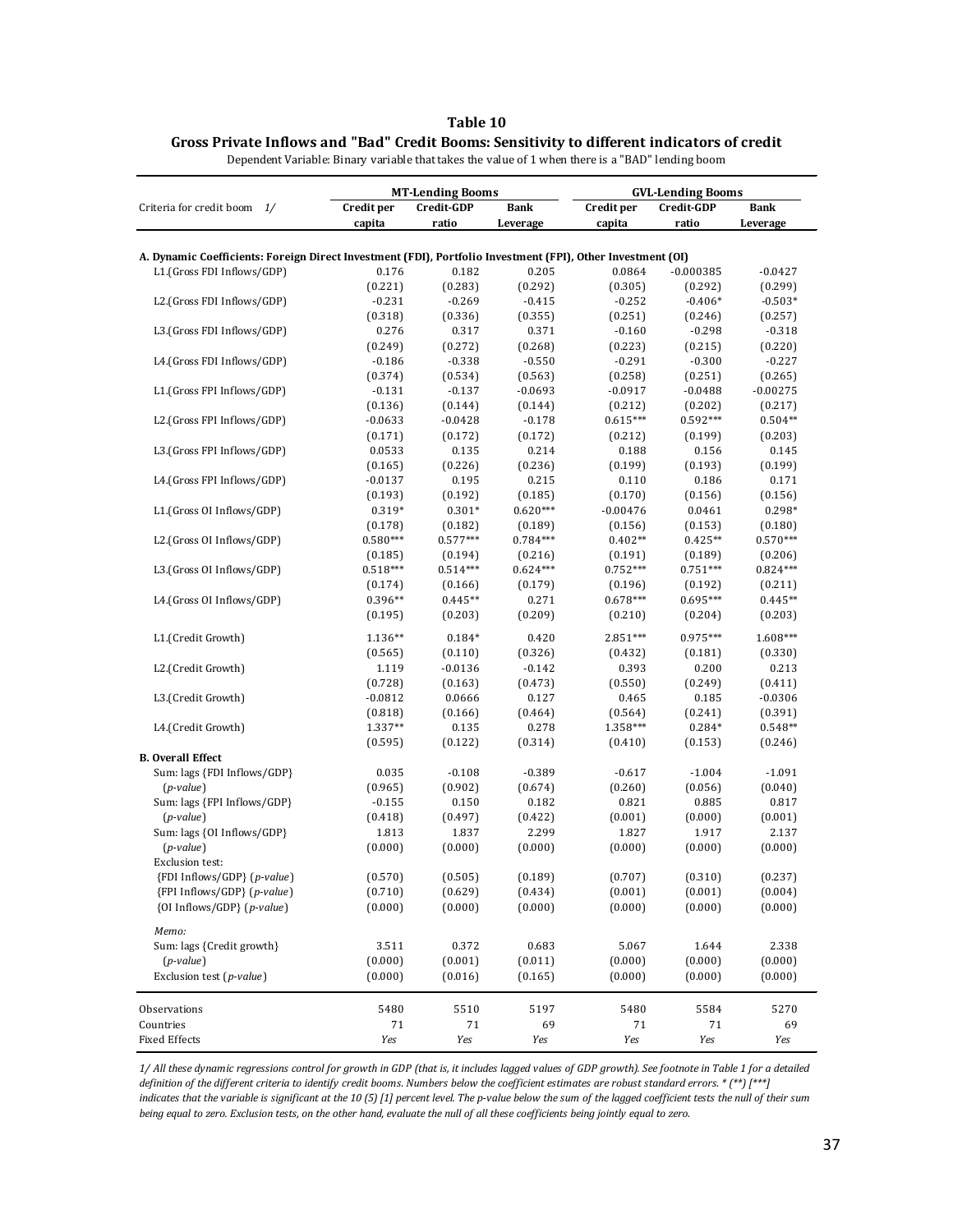# Table 10

## Gross Private Inflows and "Bad" Credit Booms: Sensitivity to different indicators of credit

Dependent Variable: Binary variable that takes the value of 1 when there is a "BAD" lending boom

| | MT-Lending Booms | | | GVL-Lending Booms | | |
|---|---|---|---|---|---|---|
| Criteria for credit boom 1/ | Credit per capita | Credit-GDP ratio | Bank Leverage | Credit per capita | Credit-GDP ratio | Bank Leverage |
| **A. Dynamic Coefficients: Foreign Direct Investment (FDI), Portfolio Investment (FPI), Other Investment (OI)** | | | | | | |
| L1.(Gross FDI Inflows/GDP) | 0.176 | 0.182 | 0.205 | 0.0864 | -0.000385 | -0.0427 |
| | (0.221) | (0.283) | (0.292) | (0.305) | (0.292) | (0.299) |
| L2.(Gross FDI Inflows/GDP) | -0.231 | -0.269 | -0.415 | -0.252 | -0.406* | -0.503* |
| | (0.318) | (0.336) | (0.355) | (0.251) | (0.246) | (0.257) |
| L3.(Gross FDI Inflows/GDP) | 0.276 | 0.317 | 0.371 | -0.160 | -0.298 | -0.318 |
| | (0.249) | (0.272) | (0.268) | (0.223) | (0.215) | (0.220) |
| L4.(Gross FDI Inflows/GDP) | -0.186 | -0.338 | -0.550 | -0.291 | -0.300 | -0.227 |
| | (0.374) | (0.534) | (0.563) | (0.258) | (0.251) | (0.265) |
| L1.(Gross FPI Inflows/GDP) | -0.131 | -0.137 | -0.0693 | -0.0917 | -0.0488 | -0.00275 |
| | (0.136) | (0.144) | (0.144) | (0.212) | (0.202) | (0.217) |
| L2.(Gross FPI Inflows/GDP) | -0.0633 | -0.0428 | -0.178 | 0.615*** | 0.592*** | 0.504** |
| | (0.171) | (0.172) | (0.172) | (0.212) | (0.199) | (0.203) |
| L3.(Gross FPI Inflows/GDP) | 0.0533 | 0.135 | 0.214 | 0.188 | 0.156 | 0.145 |
| | (0.165) | (0.226) | (0.236) | (0.199) | (0.193) | (0.199) |
| L4.(Gross FPI Inflows/GDP) | -0.0137 | 0.195 | 0.215 | 0.110 | 0.186 | 0.171 |
| | (0.193) | (0.192) | (0.185) | (0.170) | (0.156) | (0.156) |
| L1.(Gross OI Inflows/GDP) | 0.319* | 0.301* | 0.620*** | -0.00476 | 0.0461 | 0.298* |
| | (0.178) | (0.182) | (0.189) | (0.156) | (0.153) | (0.180) |
| L2.(Gross OI Inflows/GDP) | 0.580*** | 0.577*** | 0.784*** | 0.402** | 0.425** | 0.570*** |
| | (0.185) | (0.194) | (0.216) | (0.191) | (0.189) | (0.206) |
| L3.(Gross OI Inflows/GDP) | 0.518*** | 0.514*** | 0.624*** | 0.752*** | 0.751*** | 0.824*** |
| | (0.174) | (0.166) | (0.179) | (0.196) | (0.192) | (0.211) |
| L4.(Gross OI Inflows/GDP) | 0.396** | 0.445** | 0.271 | 0.678*** | 0.695*** | 0.445** |
| | (0.195) | (0.203) | (0.209) | (0.210) | (0.204) | (0.203) |
| L1.(Credit Growth) | 1.136** | 0.184* | 0.420 | 2.851*** | 0.975*** | 1.608*** |
| | (0.565) | (0.110) | (0.326) | (0.432) | (0.181) | (0.330) |
| L2.(Credit Growth) | 1.119 | -0.0136 | -0.142 | 0.393 | 0.200 | 0.213 |
| | (0.728) | (0.163) | (0.473) | (0.550) | (0.249) | (0.411) |
| L3.(Credit Growth) | -0.0812 | 0.0666 | 0.127 | 0.465 | 0.185 | -0.0306 |
| | (0.818) | (0.166) | (0.464) | (0.564) | (0.241) | (0.391) |
| L4.(Credit Growth) | 1.337** | 0.135 | 0.278 | 1.358*** | 0.284* | 0.548** |
| | (0.595) | (0.122) | (0.314) | (0.410) | (0.153) | (0.246) |
| **B. Overall Effect** | | | | | | |
| Sum: lags {FDI Inflows/GDP} | 0.035 | -0.108 | -0.389 | -0.617 | -1.004 | -1.091 |
| (*p-value*) | (0.965) | (0.902) | (0.674) | (0.260) | (0.056) | (0.040) |
| Sum: lags {FPI Inflows/GDP} | -0.155 | 0.150 | 0.182 | 0.821 | 0.885 | 0.817 |
| (*p-value*) | (0.418) | (0.497) | (0.422) | (0.001) | (0.000) | (0.001) |
| Sum: lags {OI Inflows/GDP} | 1.813 | 1.837 | 2.299 | 1.827 | 1.917 | 2.137 |
| (*p-value*) | (0.000) | (0.000) | (0.000) | (0.000) | (0.000) | (0.000) |
| Exclusion test: | | | | | | |
| {FDI Inflows/GDP} (*p-value*) | (0.570) | (0.505) | (0.189) | (0.707) | (0.310) | (0.237) |
| {FPI Inflows/GDP} (*p-value*) | (0.710) | (0.629) | (0.434) | (0.001) | (0.001) | (0.004) |
| {OI Inflows/GDP} (*p-value*) | (0.000) | (0.000) | (0.000) | (0.000) | (0.000) | (0.000) |
| *Memo:* | | | | | | |
| Sum: lags {Credit growth} | 3.511 | 0.372 | 0.683 | 5.067 | 1.644 | 2.338 |
| (*p-value*) | (0.000) | (0.001) | (0.011) | (0.000) | (0.000) | (0.000) |
| Exclusion test (*p-value*) | (0.000) | (0.016) | (0.165) | (0.000) | (0.000) | (0.000) |
| Observations | 5480 | 5510 | 5197 | 5480 | 5584 | 5270 |
| Countries | 71 | 71 | 69 | 71 | 71 | 69 |
| Fixed Effects | *Yes* | *Yes* | *Yes* | *Yes* | *Yes* | *Yes* |

*1/ All these dynamic regressions control for growth in GDP (that is, it includes lagged values of GDP growth). See footnote in Table 1 for a detailed definition of the different criteria to identify credit booms. Numbers below the coefficient estimates are robust standard errors. * (**) [***] indicates that the variable is significant at the 10 (5) [1] percent level. The p-value below the sum of the lagged coefficient tests the null of their sum being equal to zero. Exclusion tests, on the other hand, evaluate the null of all these coefficients being jointly equal to zero.*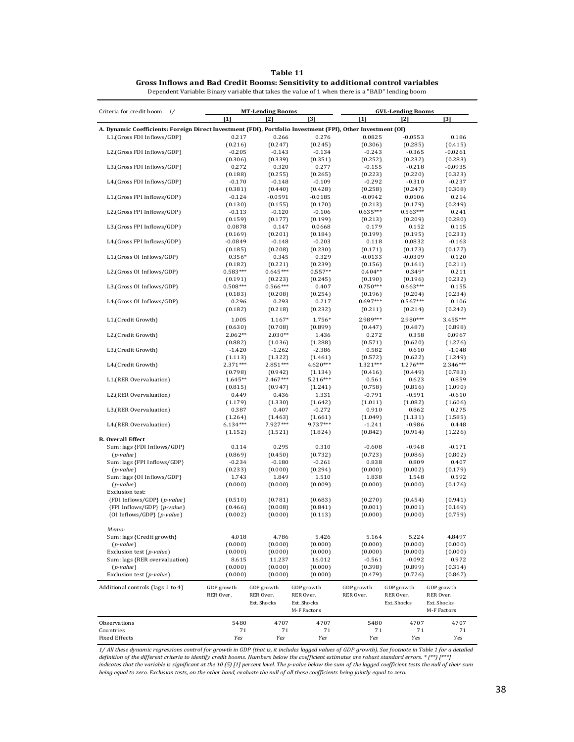**Table 11**

**Gross Inflows and Bad Credit Booms: Sensitivity to additional control variables**

Dependent Variable: Binary variable that takes the value of 1 when there is a "BAD" lending boom

| Criteria for credit boom 1/ | MT-Lending Booms | | | GVL-Lending Booms | | |
|---|---|---|---|---|---|---|
| | [1] | [2] | [3] | [1] | [2] | [3] |
| **A. Dynamic Coefficients: Foreign Direct Investment (FDI), Portfolio Investment (FPI), Other Investment (OI)** | | | | | | |
| L1.(Gross FDI Inflows/GDP) | 0.217 | 0.266 | 0.276 | 0.0825 | -0.0553 | 0.186 |
| | (0.216) | (0.247) | (0.245) | (0.306) | (0.285) | (0.415) |
| L2.(Gross FDI Inflows/GDP) | -0.205 | -0.143 | -0.134 | -0.243 | -0.365 | -0.0261 |
| | (0.306) | (0.339) | (0.351) | (0.252) | (0.232) | (0.283) |
| L3.(Gross FDI Inflows/GDP) | 0.272 | 0.320 | 0.277 | -0.155 | -0.218 | -0.0935 |
| | (0.188) | (0.255) | (0.265) | (0.223) | (0.220) | (0.323) |
| L4.(Gross FDI Inflows/GDP) | -0.170 | -0.148 | -0.109 | -0.292 | -0.310 | -0.237 |
| | (0.381) | (0.440) | (0.428) | (0.258) | (0.247) | (0.308) |
| L1.(Gross FPI Inflows/GDP) | -0.124 | -0.0591 | -0.0185 | -0.0942 | 0.0106 | 0.214 |
| | (0.130) | (0.155) | (0.170) | (0.213) | (0.179) | (0.249) |
| L2.(Gross FPI Inflows/GDP) | -0.113 | -0.120 | -0.106 | 0.635*** | 0.563*** | 0.241 |
| | (0.159) | (0.177) | (0.199) | (0.213) | (0.209) | (0.280) |
| L3.(Gross FPI Inflows/GDP) | 0.0878 | 0.147 | 0.0668 | 0.179 | 0.152 | 0.115 |
| | (0.169) | (0.201) | (0.184) | (0.199) | (0.195) | (0.233) |
| L4.(Gross FPI Inflows/GDP) | -0.0849 | -0.148 | -0.203 | 0.118 | 0.0832 | -0.163 |
| | (0.185) | (0.208) | (0.230) | (0.171) | (0.173) | (0.177) |
| L1.(Gross OI Inflows/GDP) | 0.356* | 0.345 | 0.329 | -0.0133 | -0.0309 | 0.120 |
| | (0.182) | (0.221) | (0.239) | (0.156) | (0.161) | (0.211) |
| L2.(Gross OI Inflows/GDP) | 0.583*** | 0.645*** | 0.557** | 0.404** | 0.349* | 0.211 |
| | (0.191) | (0.223) | (0.245) | (0.190) | (0.196) | (0.232) |
| L3.(Gross OI Inflows/GDP) | 0.508*** | 0.566*** | 0.407 | 0.750*** | 0.663*** | 0.155 |
| | (0.183) | (0.208) | (0.254) | (0.196) | (0.204) | (0.234) |
| L4.(Gross OI Inflows/GDP) | 0.296 | 0.293 | 0.217 | 0.697*** | 0.567*** | 0.106 |
| | (0.182) | (0.218) | (0.232) | (0.211) | (0.214) | (0.242) |
| L1.(Credit Growth) | 1.005 | 1.167* | 1.756* | 2.989*** | 2.980*** | 3.455*** |
| | (0.630) | (0.708) | (0.899) | (0.447) | (0.487) | (0.898) |
| L2.(Credit Growth) | 2.062** | 2.030** | 1.436 | 0.272 | 0.358 | 0.0967 |
| | (0.882) | (1.036) | (1.288) | (0.571) | (0.620) | (1.276) |
| L3.(Credit Growth) | -1.420 | -1.262 | -2.386 | 0.582 | 0.610 | -1.048 |
| | (1.113) | (1.322) | (1.461) | (0.572) | (0.622) | (1.249) |
| L4.(Credit Growth) | 2.371*** | 2.851*** | 4.620*** | 1.321*** | 1.276*** | 2.346*** |
| | (0.798) | (0.942) | (1.134) | (0.416) | (0.449) | (0.783) |
| L1.(RER Overvaluation) | 1.645** | 2.467*** | 5.216*** | 0.561 | 0.623 | 0.859 |
| | (0.815) | (0.947) | (1.241) | (0.758) | (0.816) | (1.090) |
| L2.(RER Overvaluation) | 0.449 | 0.436 | 1.331 | -0.791 | -0.591 | -0.610 |
| | (1.179) | (1.330) | (1.642) | (1.011) | (1.082) | (1.606) |
| L3.(RER Overvaluation) | 0.387 | 0.407 | -0.272 | 0.910 | 0.862 | 0.275 |
| | (1.264) | (1.463) | (1.661) | (1.049) | (1.131) | (1.585) |
| L4.(RER Overvaluation) | 6.134*** | 7.927*** | 9.737*** | -1.241 | -0.986 | 0.448 |
| | (1.152) | (1.521) | (1.824) | (0.842) | (0.914) | (1.226) |
| **B. Overall Effect** | | | | | | |
| Sum: lags {FDI Inflows/GDP} | 0.114 | 0.295 | 0.310 | -0.608 | -0.948 | -0.171 |
| (*p-value*) | (0.869) | (0.450) | (0.732) | (0.723) | (0.086) | (0.802) |
| Sum: lags {FPI Inflows/GDP} | -0.234 | -0.180 | -0.261 | 0.838 | 0.809 | 0.407 |
| (*p-value*) | (0.233) | (0.000) | (0.294) | (0.000) | (0.002) | (0.179) |
| Sum: lags {OI Inflows/GDP} | 1.743 | 1.849 | 1.510 | 1.838 | 1.548 | 0.592 |
| (*p-value*) | (0.000) | (0.000) | (0.009) | (0.000) | (0.000) | (0.176) |
| Exclusion test: | | | | | | |
| {FDI Inflows/GDP} (*p-value*) | (0.510) | (0.781) | (0.683) | (0.270) | (0.454) | (0.941) |
| {FPI Inflows/GDP} (*p-value*) | (0.466) | (0.008) | (0.841) | (0.001) | (0.001) | (0.169) |
| {OI Inflows/GDP} (*p-value*) | (0.002) | (0.000) | (0.113) | (0.000) | (0.000) | (0.759) |
| *Memo:* | | | | | | |
| Sum: lags {Credit growth} | 4.018 | 4.786 | 5.426 | 5.164 | 5.224 | 4.8497 |
| (*p-value*) | (0.000) | (0.000) | (0.000) | (0.000) | (0.000) | (0.000) |
| Exclusion test (*p-value*) | (0.000) | (0.000) | (0.000) | (0.000) | (0.000) | (0.000) |
| Sum: lags {RER overvaluation} | 8.615 | 11.237 | 16.012 | -0.561 | -0.092 | 0.972 |
| (*p-value*) | (0.000) | (0.000) | (0.000) | (0.398) | (0.899) | (0.314) |
| Exclusion test (*p-value*) | (0.000) | (0.000) | (0.000) | (0.479) | (0.726) | (0.867) |
| Additional controls (lags 1 to 4) | GDP growth, RER Over. | GDP growth, RER Over., Ext. Shocks | GDP growth, RER Over., Ext. Shocks, M-F Factors | GDP growth, RER Over. | GDP growth, RER Over., Ext. Shocks | GDP growth, RER Over., Ext. Shocks, M-F Factors |
| Observations | 5480 | 4707 | 4707 | 5480 | 4707 | 4707 |
| Countries | 71 | 71 | 71 | 71 | 71 | 71 |
| Fixed Effects | *Yes* | *Yes* | *Yes* | *Yes* | *Yes* | *Yes* |

*1/ All these dynamic regressions control for growth in GDP (that is, it includes lagged values of GDP growth). See footnote in Table 1 for a detailed definition of the different criteria to identify credit booms. Numbers below the coefficient estimates are robust standard errors. * (**) [***] indicates that the variable is significant at the 10 (5) [1] percent level. The p-value below the sum of the lagged coefficient tests the null of their sum being equal to zero. Exclusion tests, on the other hand, evaluate the null of all these coefficients being jointly equal to zero.*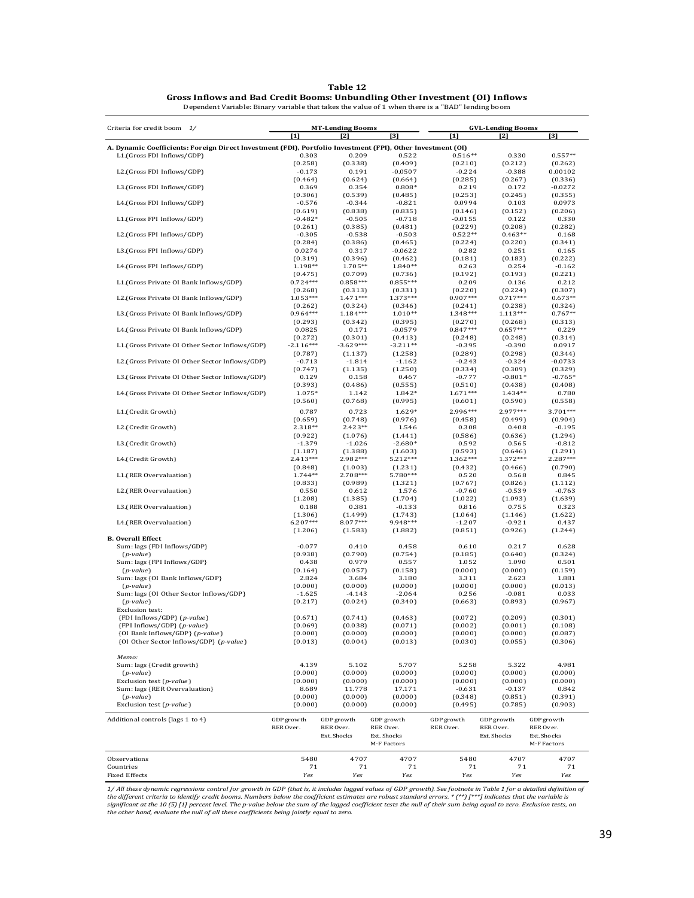**Table 12**

**Gross Inflows and Bad Credit Booms: Unbundling Other Investment (OI) Inflows**

Dependent Variable: Binary variable that takes the value of 1 when there is a "BAD" lending boom

| Criteria for credit boom 1/ | MT-Lending Booms | | | GVL-Lending Booms | | |
|---|---|---|---|---|---|---|
| | [1] | [2] | [3] | [1] | [2] | [3] |
| **A. Dynamic Coefficients: Foreign Direct Investment (FDI), Portfolio Investment (FPI), Other Investment (OI)** | | | | | | |
| L1.(Gross FDI Inflows/GDP) | 0.303 | 0.209 | 0.522 | 0.516** | 0.330 | 0.557** |
| | (0.258) | (0.338) | (0.409) | (0.210) | (0.212) | (0.262) |
| L2.(Gross FDI Inflows/GDP) | -0.173 | 0.191 | -0.0507 | -0.224 | -0.388 | 0.00102 |
| | (0.464) | (0.624) | (0.664) | (0.285) | (0.267) | (0.336) |
| L3.(Gross FDI Inflows/GDP) | 0.369 | 0.354 | 0.808* | 0.219 | 0.172 | -0.0272 |
| | (0.306) | (0.539) | (0.485) | (0.253) | (0.245) | (0.355) |
| L4.(Gross FDI Inflows/GDP) | -0.576 | -0.344 | -0.821 | 0.0994 | 0.103 | 0.0973 |
| | (0.619) | (0.838) | (0.835) | (0.146) | (0.152) | (0.206) |
| L1.(Gross FPI Inflows/GDP) | -0.482* | -0.505 | -0.718 | -0.0155 | 0.122 | 0.330 |
| | (0.261) | (0.385) | (0.481) | (0.229) | (0.208) | (0.282) |
| L2.(Gross FPI Inflows/GDP) | -0.305 | -0.538 | -0.503 | 0.522** | 0.463** | 0.168 |
| | (0.284) | (0.386) | (0.465) | (0.224) | (0.220) | (0.341) |
| L3.(Gross FPI Inflows/GDP) | 0.0274 | 0.317 | -0.0622 | 0.282 | 0.251 | 0.165 |
| | (0.319) | (0.396) | (0.462) | (0.181) | (0.183) | (0.222) |
| L4.(Gross FPI Inflows/GDP) | 1.198** | 1.705** | 1.840** | 0.263 | 0.254 | -0.162 |
| | (0.475) | (0.709) | (0.736) | (0.192) | (0.193) | (0.221) |
| L1.(Gross Private OI Bank Inflows/GDP) | 0.724*** | 0.858*** | 0.855*** | 0.209 | 0.136 | 0.212 |
| | (0.268) | (0.313) | (0.331) | (0.220) | (0.224) | (0.307) |
| L2.(Gross Private OI Bank Inflows/GDP) | 1.053*** | 1.471*** | 1.373*** | 0.907*** | 0.717*** | 0.673** |
| | (0.262) | (0.324) | (0.346) | (0.241) | (0.238) | (0.324) |
| L3.(Gross Private OI Bank Inflows/GDP) | 0.964*** | 1.184*** | 1.010** | 1.348*** | 1.113*** | 0.767** |
| | (0.293) | (0.342) | (0.395) | (0.270) | (0.268) | (0.313) |
| L4.(Gross Private OI Bank Inflows/GDP) | 0.0825 | 0.171 | -0.0579 | 0.847*** | 0.657*** | 0.229 |
| | (0.272) | (0.301) | (0.413) | (0.248) | (0.248) | (0.314) |
| L1.(Gross Private OI Other Sector Inflows/GDP) | -2.116*** | -3.629*** | -3.211** | -0.395 | -0.390 | 0.0917 |
| | (0.787) | (1.137) | (1.258) | (0.289) | (0.298) | (0.344) |
| L2.(Gross Private OI Other Sector Inflows/GDP) | -0.713 | -1.814 | -1.162 | -0.243 | -0.324 | -0.0733 |
| | (0.747) | (1.135) | (1.250) | (0.334) | (0.309) | (0.329) |
| L3.(Gross Private OI Other Sector Inflows/GDP) | 0.129 | 0.158 | 0.467 | -0.777 | -0.801* | -0.765* |
| | (0.393) | (0.486) | (0.555) | (0.510) | (0.438) | (0.408) |
| L4.(Gross Private OI Other Sector Inflows/GDP) | 1.075* | 1.142 | 1.842* | 1.671*** | 1.434** | 0.780 |
| | (0.560) | (0.768) | (0.995) | (0.601) | (0.590) | (0.558) |
| L1.(Credit Growth) | 0.787 | 0.723 | 1.629* | 2.996*** | 2.977*** | 3.701*** |
| | (0.659) | (0.748) | (0.976) | (0.458) | (0.499) | (0.904) |
| L2.(Credit Growth) | 2.318** | 2.423** | 1.546 | 0.308 | 0.408 | -0.195 |
| | (0.922) | (1.076) | (1.441) | (0.586) | (0.636) | (1.294) |
| L3.(Credit Growth) | -1.379 | -1.026 | -2.680* | 0.592 | 0.565 | -0.812 |
| | (1.187) | (1.388) | (1.603) | (0.593) | (0.646) | (1.291) |
| L4.(Credit Growth) | 2.413*** | 2.982*** | 5.212*** | 1.362*** | 1.372*** | 2.287*** |
| | (0.848) | (1.003) | (1.231) | (0.432) | (0.466) | (0.790) |
| L1.(RER Overvaluation) | 1.744** | 2.708*** | 5.780*** | 0.520 | 0.568 | 0.845 |
| | (0.833) | (0.989) | (1.321) | (0.767) | (0.826) | (1.112) |
| L2.(RER Overvaluation) | 0.550 | 0.612 | 1.576 | -0.760 | -0.539 | -0.763 |
| | (1.208) | (1.385) | (1.704) | (1.022) | (1.093) | (1.639) |
| L3.(RER Overvaluation) | 0.188 | 0.381 | -0.133 | 0.816 | 0.755 | 0.323 |
| | (1.306) | (1.499) | (1.743) | (1.064) | (1.146) | (1.622) |
| L4.(RER Overvaluation) | 6.207*** | 8.077*** | 9.948*** | -1.207 | -0.921 | 0.437 |
| | (1.206) | (1.583) | (1.882) | (0.851) | (0.926) | (1.244) |
| **B. Overall Effect** | | | | | | |
| Sum: lags {FDI Inflows/GDP} | -0.077 | 0.410 | 0.458 | 0.610 | 0.217 | 0.628 |
| (*p-value*) | (0.938) | (0.790) | (0.754) | (0.185) | (0.640) | (0.324) |
| Sum: lags {FPI Inflows/GDP} | 0.438 | 0.979 | 0.557 | 1.052 | 1.090 | 0.501 |
| (*p-value*) | (0.164) | (0.057) | (0.158) | (0.000) | (0.000) | (0.159) |
| Sum: lags {OI Bank Inflows/GDP} | 2.824 | 3.684 | 3.180 | 3.311 | 2.623 | 1.881 |
| (*p-value*) | (0.000) | (0.000) | (0.000) | (0.000) | (0.000) | (0.013) |
| Sum: lags {OI Other Sector Inflows/GDP} | -1.625 | -4.143 | -2.064 | 0.256 | -0.081 | 0.033 |
| (*p-value*) | (0.217) | (0.024) | (0.340) | (0.663) | (0.893) | (0.967) |
| Exclusion test: | | | | | | |
| {FDI Inflows/GDP} (*p-value*) | (0.671) | (0.741) | (0.463) | (0.072) | (0.209) | (0.301) |
| {FPI Inflows/GDP} (*p-value*) | (0.069) | (0.038) | (0.071) | (0.002) | (0.001) | (0.108) |
| {OI Bank Inflows/GDP} (*p-value*) | (0.000) | (0.000) | (0.000) | (0.000) | (0.000) | (0.087) |
| {OI Other Sector Inflows/GDP} (*p-value*) | (0.013) | (0.004) | (0.013) | (0.030) | (0.055) | (0.306) |
| *Memo:* | | | | | | |
| Sum: lags {Credit growth} | 4.139 | 5.102 | 5.707 | 5.258 | 5.322 | 4.981 |
| (*p-value*) | (0.000) | (0.000) | (0.000) | (0.000) | (0.000) | (0.000) |
| Exclusion test (*p-value*) | (0.000) | (0.000) | (0.000) | (0.000) | (0.000) | (0.000) |
| Sum: lags {RER Overvaluation} | 8.689 | 11.778 | 17.171 | -0.631 | -0.137 | 0.842 |
| (*p-value*) | (0.000) | (0.000) | (0.000) | (0.348) | (0.851) | (0.391) |
| Exclusion test (*p-value*) | (0.000) | (0.000) | (0.000) | (0.495) | (0.785) | (0.903) |
| Additional controls (lags 1 to 4) | GDP growth, RER Over. | GDP growth, RER Over., Ext. Shocks | GDP growth, RER Over., Ext. Shocks, M-F Factors | GDP growth, RER Over. | GDP growth, RER Over., Ext. Shocks | GDP growth, RER Over., Ext. Shocks, M-F Factors |
| Observations | 5480 | 4707 | 4707 | 5480 | 4707 | 4707 |
| Countries | 71 | 71 | 71 | 71 | 71 | 71 |
| Fixed Effects | *Yes* | *Yes* | *Yes* | *Yes* | *Yes* | *Yes* |

*1/ All these dynamic regressions control for growth in GDP (that is, it includes lagged values of GDP growth). See footnote in Table 1 for a detailed definition of the different criteria to identify credit booms. Numbers below the coefficient estimates are robust standard errors. * (**) [***] indicates that the variable is significant at the 10 (5) [1] percent level. The p-value below the sum of the lagged coefficient tests the null of their sum being equal to zero. Exclusion tests, on the other hand, evaluate the null of all these coefficients being jointly equal to zero.*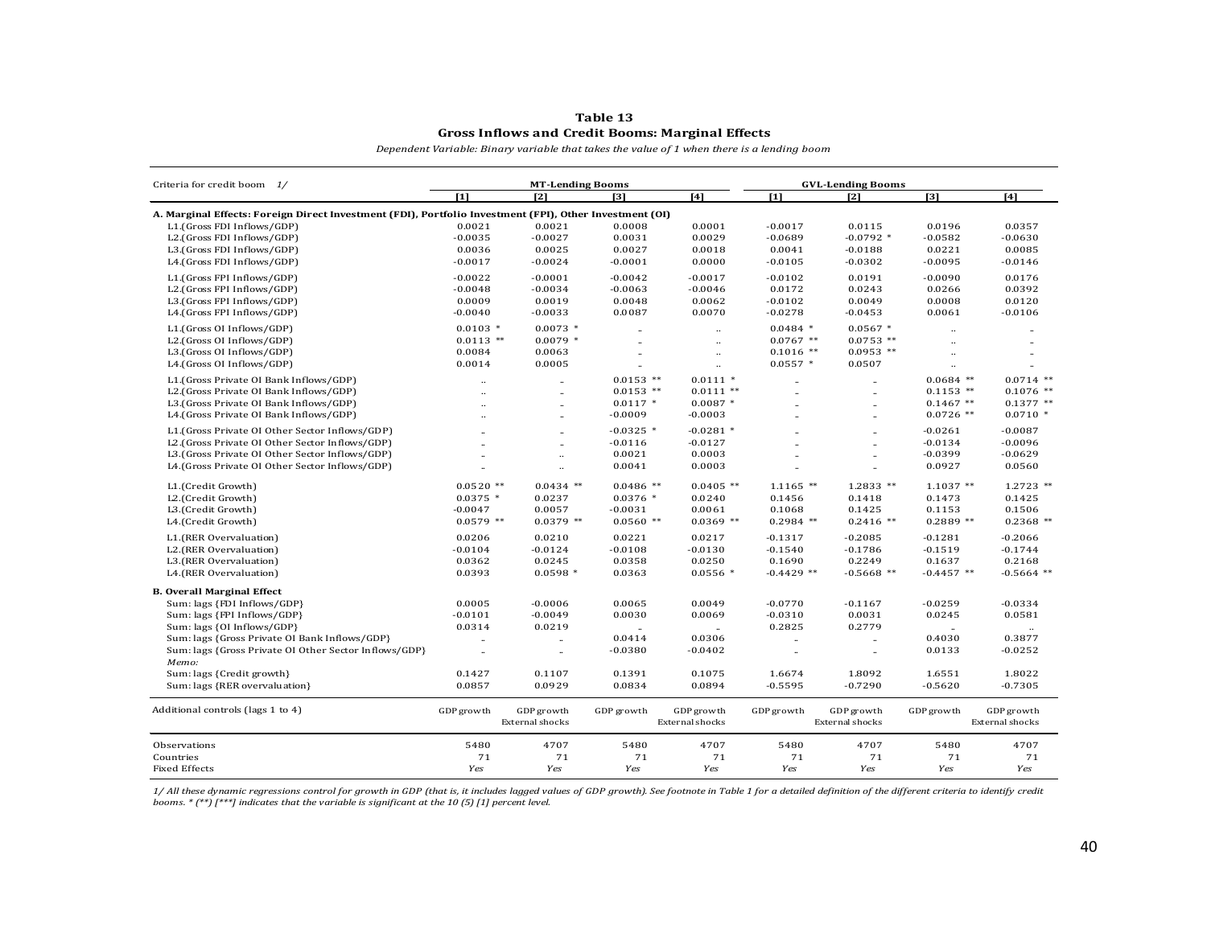**Table 13**

**Gross Inflows and Credit Booms: Marginal Effects**

*Dependent Variable: Binary variable that takes the value of 1 when there is a lending boom*

| Criteria for credit boom 1/ | MT-Lending Booms | | | | GVL-Lending Booms | | | |
|---|---|---|---|---|---|---|---|---|
| | [1] | [2] | [3] | [4] | [1] | [2] | [3] | [4] |
| **A. Marginal Effects: Foreign Direct Investment (FDI), Portfolio Investment (FPI), Other Investment (OI)** | | | | | | | | |
| L1.(Gross FDI Inflows/GDP) | 0.0021 | 0.0021 | 0.0008 | 0.0001 | -0.0017 | 0.0115 | 0.0196 | 0.0357 |
| L2.(Gross FDI Inflows/GDP) | -0.0035 | -0.0027 | 0.0031 | 0.0029 | -0.0689 | -0.0792 * | -0.0582 | -0.0630 |
| L3.(Gross FDI Inflows/GDP) | 0.0036 | 0.0025 | 0.0027 | 0.0018 | 0.0041 | -0.0188 | 0.0221 | 0.0085 |
| L4.(Gross FDI Inflows/GDP) | -0.0017 | -0.0024 | -0.0001 | 0.0000 | -0.0105 | -0.0302 | -0.0095 | -0.0146 |
| L1.(Gross FPI Inflows/GDP) | -0.0022 | -0.0001 | -0.0042 | -0.0017 | -0.0102 | 0.0191 | -0.0090 | 0.0176 |
| L2.(Gross FPI Inflows/GDP) | -0.0048 | -0.0034 | -0.0063 | -0.0046 | 0.0172 | 0.0243 | 0.0266 | 0.0392 |
| L3.(Gross FPI Inflows/GDP) | 0.0009 | 0.0019 | 0.0048 | 0.0062 | -0.0102 | 0.0049 | 0.0008 | 0.0120 |
| L4.(Gross FPI Inflows/GDP) | -0.0040 | -0.0033 | 0.0087 | 0.0070 | -0.0278 | -0.0453 | 0.0061 | -0.0106 |
| L1.(Gross OI Inflows/GDP) | 0.0103 * | 0.0073 * | .. | .. | 0.0484 * | 0.0567 * | .. | .. |
| L2.(Gross OI Inflows/GDP) | 0.0113 ** | 0.0079 * | .. | .. | 0.0767 ** | 0.0753 ** | .. | .. |
| L3.(Gross OI Inflows/GDP) | 0.0084 | 0.0063 | .. | .. | 0.1016 ** | 0.0953 ** | .. | .. |
| L4.(Gross OI Inflows/GDP) | 0.0014 | 0.0005 | .. | .. | 0.0557 * | 0.0507 | .. | .. |
| L1.(Gross Private OI Bank Inflows/GDP) | .. | .. | 0.0153 ** | 0.0111 * | .. | .. | 0.0684 ** | 0.0714 ** |
| L2.(Gross Private OI Bank Inflows/GDP) | .. | .. | 0.0153 ** | 0.0111 ** | .. | .. | 0.1153 ** | 0.1076 ** |
| L3.(Gross Private OI Bank Inflows/GDP) | .. | .. | 0.0117 * | 0.0087 * | .. | .. | 0.1467 ** | 0.1377 ** |
| L4.(Gross Private OI Bank Inflows/GDP) | .. | .. | -0.0009 | -0.0003 | .. | .. | 0.0726 ** | 0.0710 * |
| L1.(Gross Private OI Other Sector Inflows/GDP) | .. | .. | -0.0325 * | -0.0281 * | .. | .. | -0.0261 | -0.0087 |
| L2.(Gross Private OI Other Sector Inflows/GDP) | .. | .. | -0.0116 | -0.0127 | .. | .. | -0.0134 | -0.0096 |
| L3.(Gross Private OI Other Sector Inflows/GDP) | .. | .. | 0.0021 | 0.0003 | .. | .. | -0.0399 | -0.0629 |
| L4.(Gross Private OI Other Sector Inflows/GDP) | .. | .. | 0.0041 | 0.0003 | .. | .. | 0.0927 | 0.0560 |
| L1.(Credit Growth) | 0.0520 ** | 0.0434 ** | 0.0486 ** | 0.0405 ** | 1.1165 ** | 1.2833 ** | 1.1037 ** | 1.2723 ** |
| L2.(Credit Growth) | 0.0375 * | 0.0237 | 0.0376 * | 0.0240 | 0.1456 | 0.1418 | 0.1473 | 0.1425 |
| L3.(Credit Growth) | -0.0047 | 0.0057 | -0.0031 | 0.0061 | 0.1068 | 0.1425 | 0.1153 | 0.1506 |
| L4.(Credit Growth) | 0.0579 ** | 0.0379 ** | 0.0560 ** | 0.0369 ** | 0.2984 ** | 0.2416 ** | 0.2889 ** | 0.2368 ** |
| L1.(RER Overvaluation) | 0.0206 | 0.0210 | 0.0221 | 0.0217 | -0.1317 | -0.2085 | -0.1281 | -0.2066 |
| L2.(RER Overvaluation) | -0.0104 | -0.0124 | -0.0108 | -0.0130 | -0.1540 | -0.1786 | -0.1519 | -0.1744 |
| L3.(RER Overvaluation) | 0.0362 | 0.0245 | 0.0358 | 0.0250 | 0.1690 | 0.2249 | 0.1637 | 0.2168 |
| L4.(RER Overvaluation) | 0.0393 | 0.0598 * | 0.0363 | 0.0556 * | -0.4429 ** | -0.5668 ** | -0.4457 ** | -0.5664 ** |
| **B. Overall Marginal Effect** | | | | | | | | |
| Sum: lags {FDI Inflows/GDP} | 0.0005 | -0.0006 | 0.0065 | 0.0049 | -0.0770 | -0.1167 | -0.0259 | -0.0334 |
| Sum: lags {FPI Inflows/GDP} | -0.0101 | -0.0049 | 0.0030 | 0.0069 | -0.0310 | 0.0031 | 0.0245 | 0.0581 |
| Sum: lags {OI Inflows/GDP} | 0.0314 | 0.0219 | .. | .. | 0.2825 | 0.2779 | .. | .. |
| Sum: lags {Gross Private OI Bank Inflows/GDP} | .. | .. | 0.0414 | 0.0306 | .. | .. | 0.4030 | 0.3877 |
| Sum: lags {Gross Private OI Other Sector Inflows/GDP} | .. | .. | -0.0380 | -0.0402 | .. | .. | 0.0133 | -0.0252 |
| *Memo:* | | | | | | | | |
| Sum: lags {Credit growth} | 0.1427 | 0.1107 | 0.1391 | 0.1075 | 1.6674 | 1.8092 | 1.6551 | 1.8022 |
| Sum: lags {RER overvaluation} | 0.0857 | 0.0929 | 0.0834 | 0.0894 | -0.5595 | -0.7290 | -0.5620 | -0.7305 |
| Additional controls (lags 1 to 4) | GDP growth | GDP growth External shocks | GDP growth | GDP growth External shocks | GDP growth | GDP growth External shocks | GDP growth | GDP growth External shocks |
| Observations | 5480 | 4707 | 5480 | 4707 | 5480 | 4707 | 5480 | 4707 |
| Countries | 71 | 71 | 71 | 71 | 71 | 71 | 71 | 71 |
| Fixed Effects | *Yes* | *Yes* | *Yes* | *Yes* | *Yes* | *Yes* | *Yes* | *Yes* |

*1/ All these dynamic regressions control for growth in GDP (that is, it includes lagged values of GDP growth). See footnote in Table 1 for a detailed definition of the different criteria to identify credit booms. * (**) [***] indicates that the variable is significant at the 10 (5) [1] percent level.*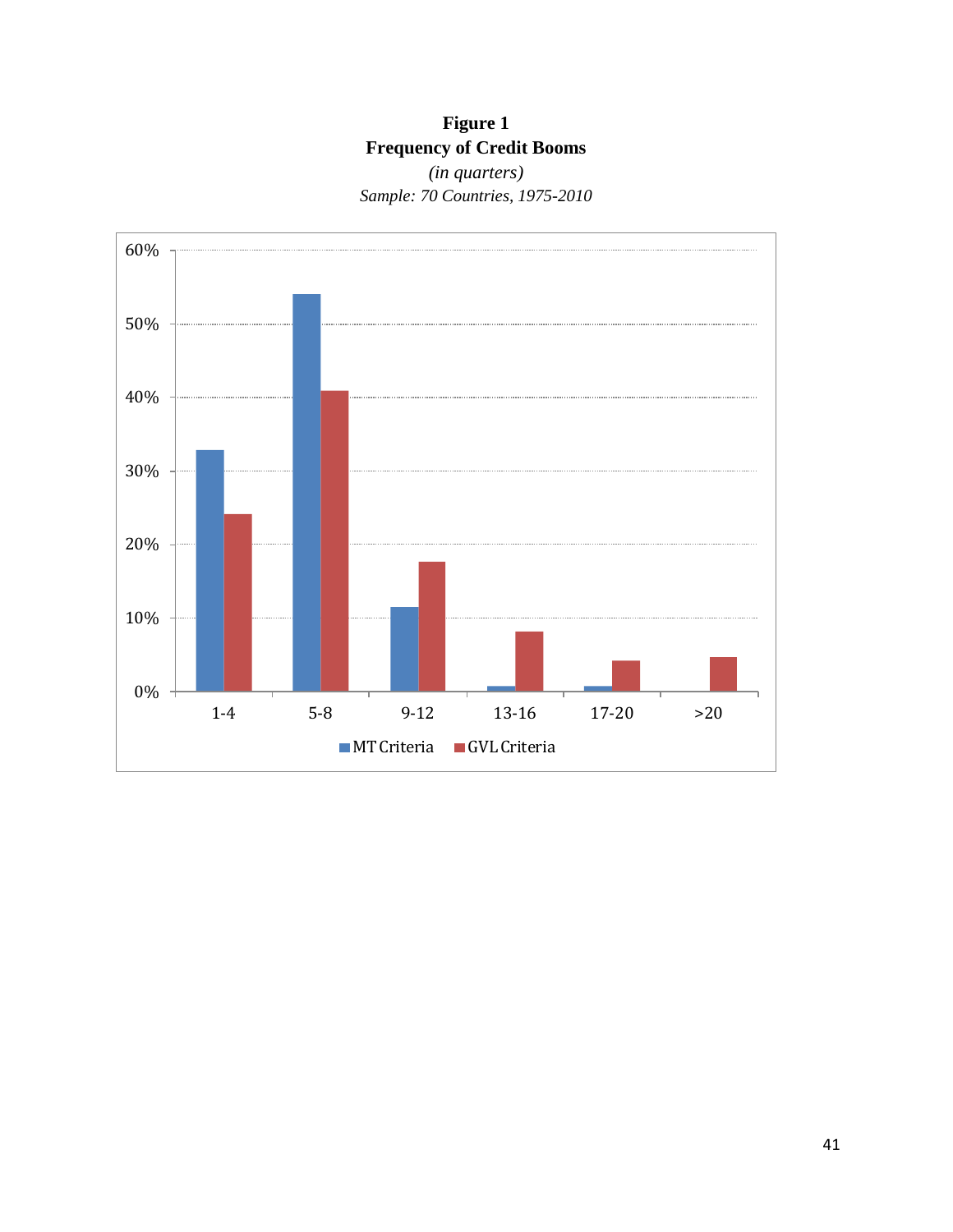**Figure 1**
**Frequency of Credit Booms**
*(in quarters)*
*Sample: 70 Countries, 1975-2010*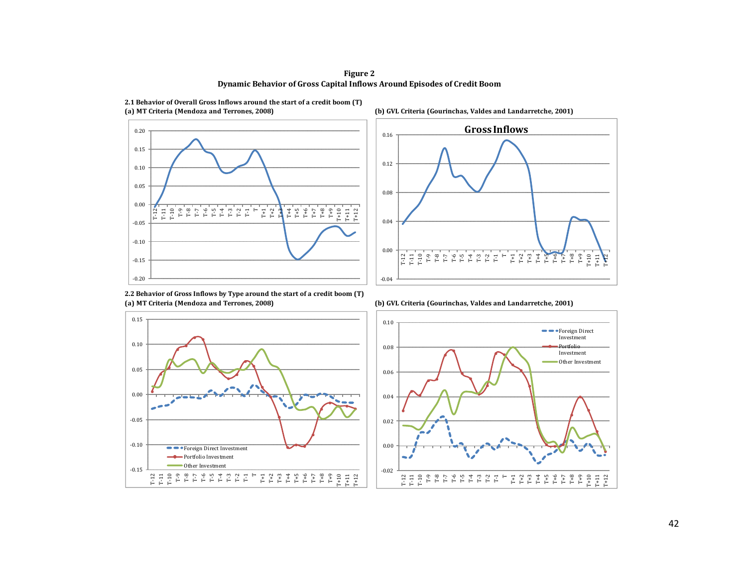**Figure 2**
**Dynamic Behavior of Gross Capital Inflows Around Episodes of Credit Boom**

**2.1 Behavior of Overall Gross Inflows around the start of a credit boom (T)**

**(a) MT Criteria (Mendoza and Terrones, 2008)**

**(b) GVL Criteria (Gourinchas, Valdes and Landarretche, 2001)**

**2.2 Behavior of Gross Inflows by Type around the start of a credit boom (T)**

**(a) MT Criteria (Mendoza and Terrones, 2008)**

**(b) GVL Criteria (Gourinchas, Valdes and Landarretche, 2001)**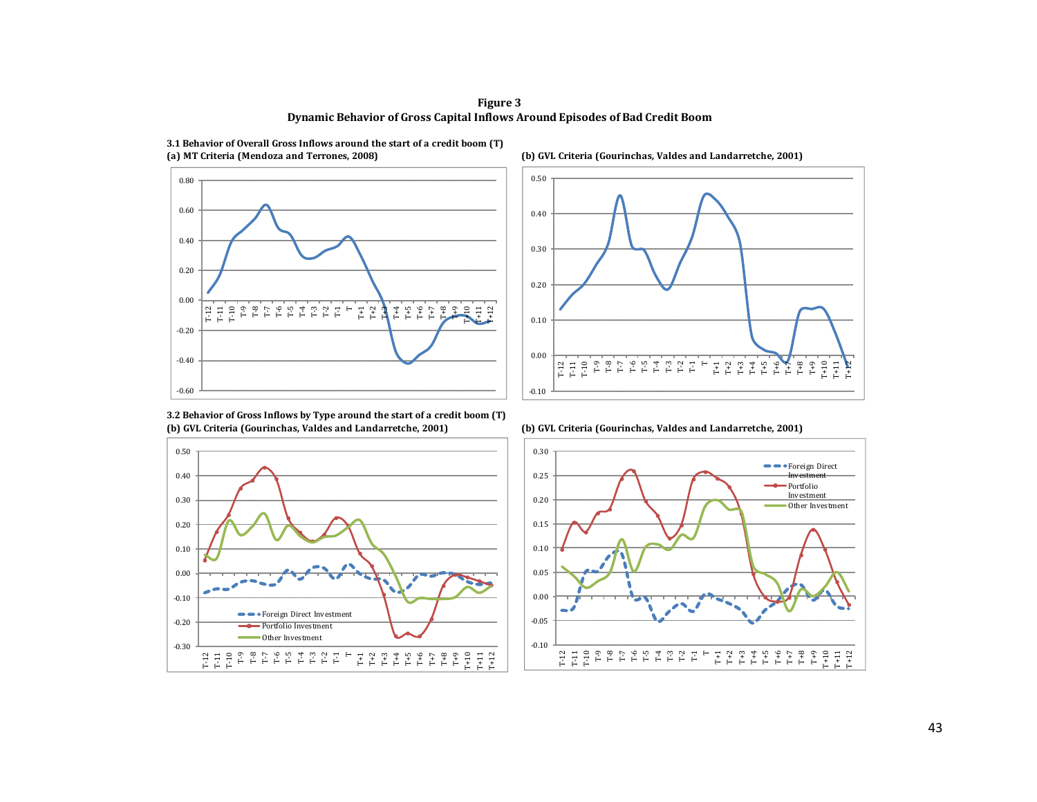**Figure 3**
**Dynamic Behavior of Gross Capital Inflows Around Episodes of Bad Credit Boom**

**3.1 Behavior of Overall Gross Inflows around the start of a credit boom (T)**

**(a) MT Criteria (Mendoza and Terrones, 2008)**

**(b) GVL Criteria (Gourinchas, Valdes and Landarretche, 2001)**

**3.2 Behavior of Gross Inflows by Type around the start of a credit boom (T)**

**(b) GVL Criteria (Gourinchas, Valdes and Landarretche, 2001)**

**(b) GVL Criteria (Gourinchas, Valdes and Landarretche, 2001)**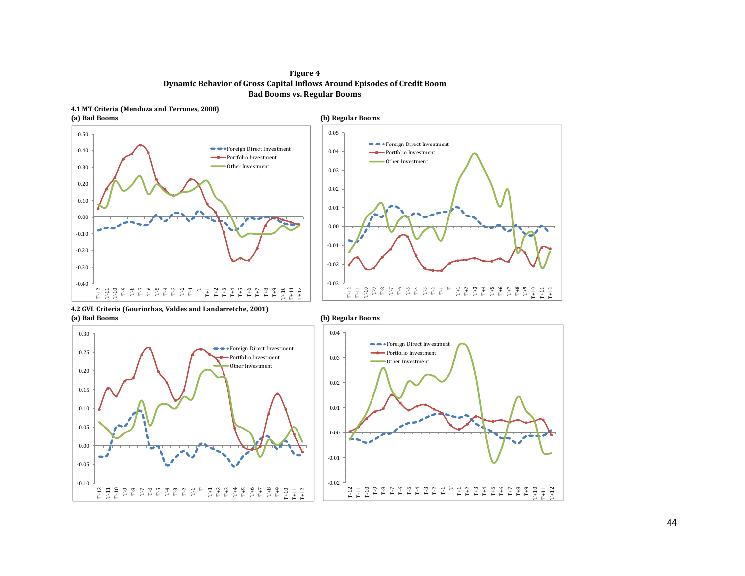**Figure 4**
**Dynamic Behavior of Gross Capital Inflows Around Episodes of Credit Boom**
**Bad Booms vs. Regular Booms**

**4.1 MT Criteria (Mendoza and Terrones, 2008)**

**(a) Bad Booms**

0.50
0.40
0.30
0.20
0.10
0.00
-0.10
-0.20
-0.30
-0.40

Foreign Direct Investment
Portfolio Investment
Other Investment

T-12 T-11 T-10 T-9 T-8 T-7 T-6 T-5 T-4 T-3 T-2 T-1 T T+1 T+2 T+3 T+4 T+5 T+6 T+7 T+8 T+9 T+10 T+11 T+12

**(b) Regular Booms**

0.05
0.04
0.03
0.02
0.01
0.00
-0.01
-0.02
-0.03

Foreign Direct Investment
Portfolio Investment
Other Investment

T-12 T-11 T-10 T-9 T-8 T-7 T-6 T-5 T-4 T-3 T-2 T-1 T T+1 T+2 T+3 T+4 T+5 T+6 T+7 T+8 T+9 T+10 T+11 T+12

**4.2 GVL Criteria (Gourinchas, Valdes and Landarretche, 2001)**

**(a) Bad Booms**

0.30
0.25
0.20
0.15
0.10
0.05
0.00
-0.05
-0.10

Foreign Direct Investment
Portfolio Investment
Other Investment

T-12 T-11 T-10 T-9 T-8 T-7 T-6 T-5 T-4 T-3 T-2 T-1 T T+1 T+2 T+3 T+4 T+5 T+6 T+7 T+8 T+9 T+10 T+11 T+12

**(b) Regular Booms**

0.04
0.03
0.02
0.01
0.00
-0.01
-0.02

Foreign Direct Investment
Portfolio Investment
Other Investment

T-12 T-11 T-10 T-9 T-8 T-7 T-6 T-5 T-4 T-3 T-2 T-1 T T+1 T+2 T+3 T+4 T+5 T+6 T+7 T+8 T+9 T+10 T+11 T+12